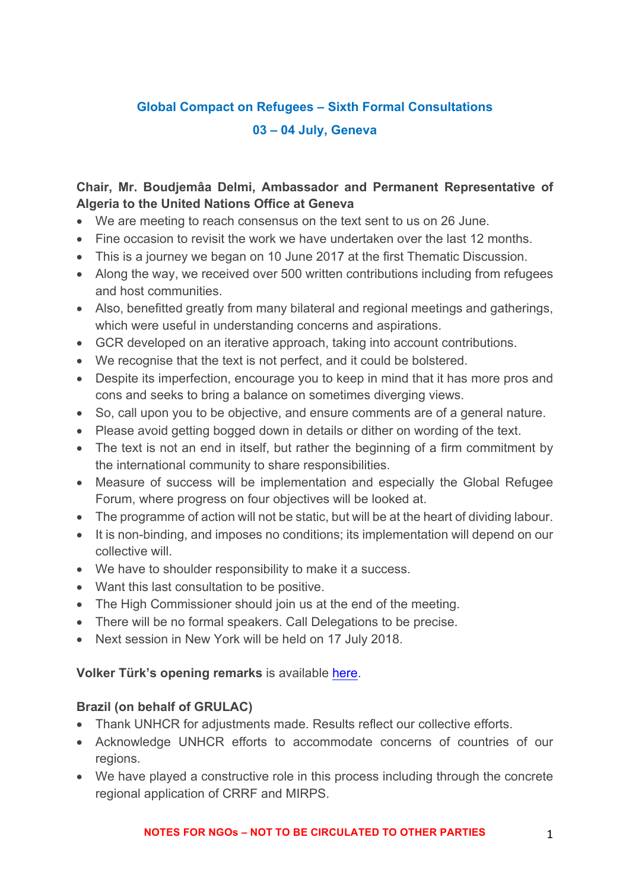# Global Compact on Refugees – Sixth Formal Consultations

## 03 – 04 July, Geneva

**Chair, Mr. Boudjemâa Delmi, Ambassador and Permanent Representative of Algeria to the United Nations Office at Geneva**

- We are meeting to reach consensus on the text sent to us on 26 June.
- Fine occasion to revisit the work we have undertaken over the last 12 months.
- This is a journey we began on 10 June 2017 at the first Thematic Discussion.
- Along the way, we received over 500 written contributions including from refugees and host communities.
- Also, benefitted greatly from many bilateral and regional meetings and gatherings, which were useful in understanding concerns and aspirations.
- GCR developed on an iterative approach, taking into account contributions.
- We recognise that the text is not perfect, and it could be bolstered.
- Despite its imperfection, encourage you to keep in mind that it has more pros and cons and seeks to bring a balance on sometimes diverging views.
- So, call upon you to be objective, and ensure comments are of a general nature.
- Please avoid getting bogged down in details or dither on wording of the text.
- The text is not an end in itself, but rather the beginning of a firm commitment by the international community to share responsibilities.
- Measure of success will be implementation and especially the Global Refugee Forum, where progress on four objectives will be looked at.
- The programme of action will not be static, but will be at the heart of dividing labour.
- It is non-binding, and imposes no conditions; its implementation will depend on our collective will.
- We have to shoulder responsibility to make it a success.
- Want this last consultation to be positive.
- The High Commissioner should join us at the end of the meeting.
- There will be no formal speakers. Call Delegations to be precise.
- Next session in New York will be held on 17 July 2018.

**Volker Türk's opening remarks** is available [here]().

**Brazil (on behalf of GRULAC)**

- Thank UNHCR for adjustments made. Results reflect our collective efforts.
- Acknowledge UNHCR efforts to accommodate concerns of countries of our regions.
- We have played a constructive role in this process including through the concrete regional application of CRRF and MIRPS.

NOTES FOR NGOs – NOT TO BE CIRCULATED TO OTHER PARTIES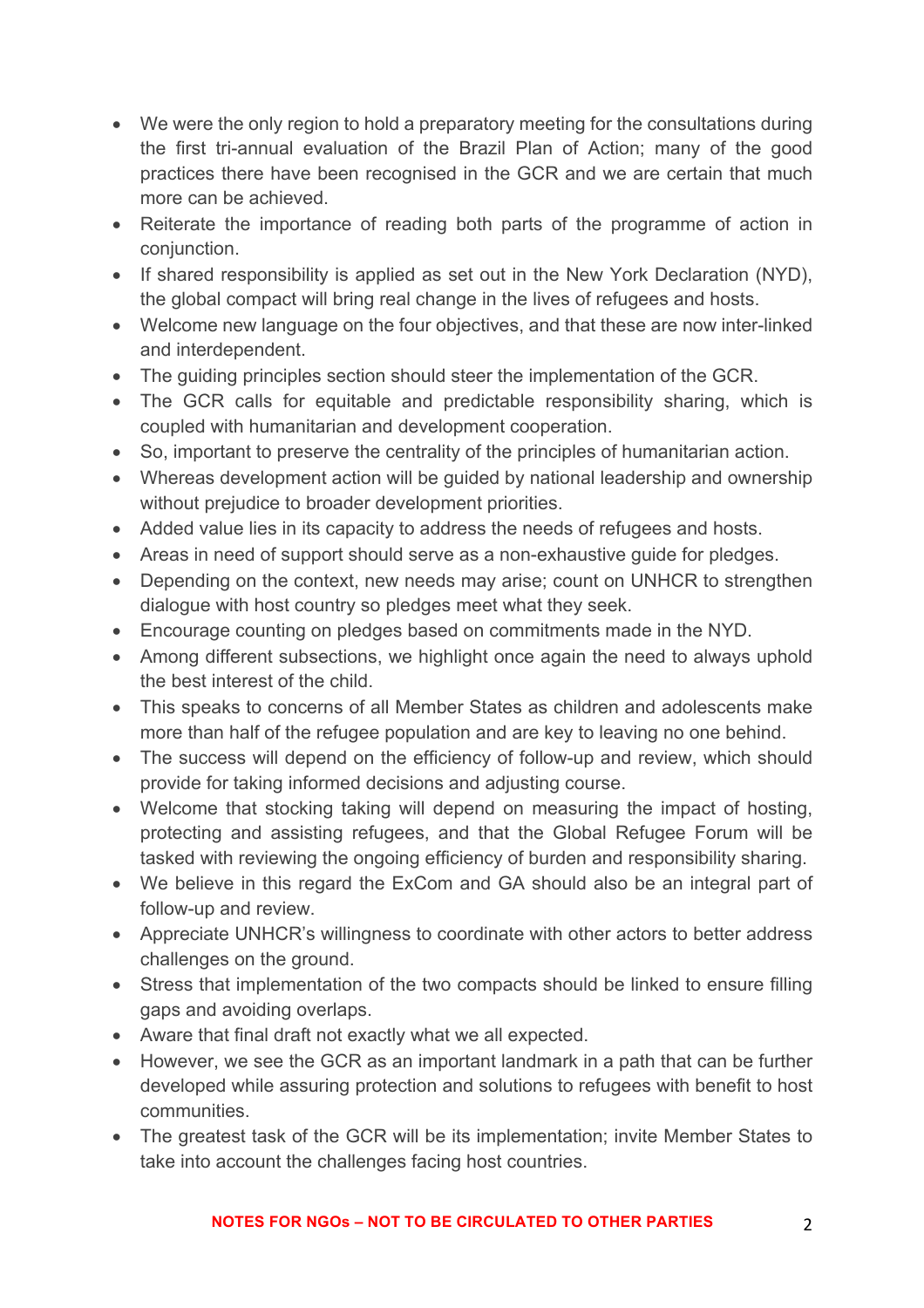- We were the only region to hold a preparatory meeting for the consultations during the first tri-annual evaluation of the Brazil Plan of Action; many of the good practices there have been recognised in the GCR and we are certain that much more can be achieved.
- Reiterate the importance of reading both parts of the programme of action in conjunction.
- If shared responsibility is applied as set out in the New York Declaration (NYD), the global compact will bring real change in the lives of refugees and hosts.
- Welcome new language on the four objectives, and that these are now inter-linked and interdependent.
- The guiding principles section should steer the implementation of the GCR.
- The GCR calls for equitable and predictable responsibility sharing, which is coupled with humanitarian and development cooperation.
- So, important to preserve the centrality of the principles of humanitarian action.
- Whereas development action will be guided by national leadership and ownership without prejudice to broader development priorities.
- Added value lies in its capacity to address the needs of refugees and hosts.
- Areas in need of support should serve as a non-exhaustive guide for pledges.
- Depending on the context, new needs may arise; count on UNHCR to strengthen dialogue with host country so pledges meet what they seek.
- Encourage counting on pledges based on commitments made in the NYD.
- Among different subsections, we highlight once again the need to always uphold the best interest of the child.
- This speaks to concerns of all Member States as children and adolescents make more than half of the refugee population and are key to leaving no one behind.
- The success will depend on the efficiency of follow-up and review, which should provide for taking informed decisions and adjusting course.
- Welcome that stocking taking will depend on measuring the impact of hosting, protecting and assisting refugees, and that the Global Refugee Forum will be tasked with reviewing the ongoing efficiency of burden and responsibility sharing.
- We believe in this regard the ExCom and GA should also be an integral part of follow-up and review.
- Appreciate UNHCR's willingness to coordinate with other actors to better address challenges on the ground.
- Stress that implementation of the two compacts should be linked to ensure filling gaps and avoiding overlaps.
- Aware that final draft not exactly what we all expected.
- However, we see the GCR as an important landmark in a path that can be further developed while assuring protection and solutions to refugees with benefit to host communities.
- The greatest task of the GCR will be its implementation; invite Member States to take into account the challenges facing host countries.

**NOTES FOR NGOs – NOT TO BE CIRCULATED TO OTHER PARTIES**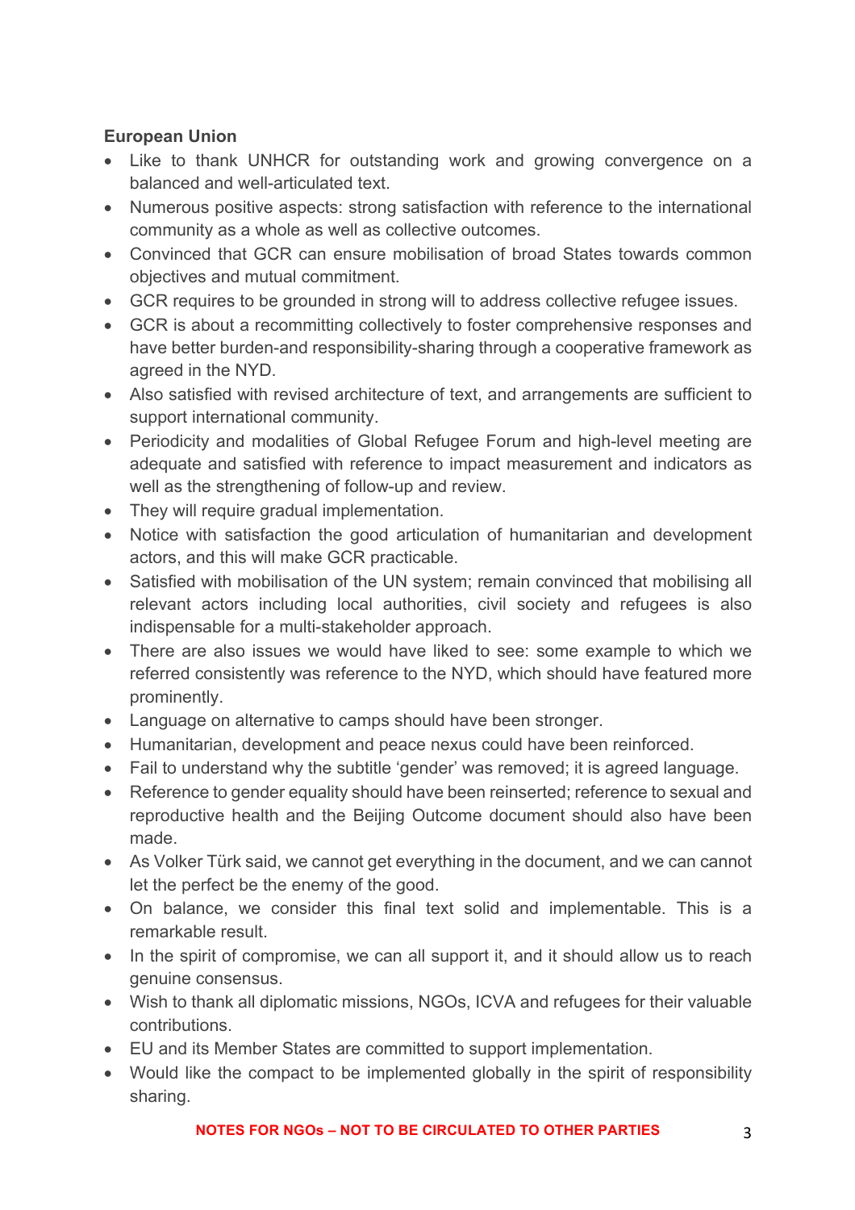**European Union**

- Like to thank UNHCR for outstanding work and growing convergence on a balanced and well-articulated text.
- Numerous positive aspects: strong satisfaction with reference to the international community as a whole as well as collective outcomes.
- Convinced that GCR can ensure mobilisation of broad States towards common objectives and mutual commitment.
- GCR requires to be grounded in strong will to address collective refugee issues.
- GCR is about a recommitting collectively to foster comprehensive responses and have better burden-and responsibility-sharing through a cooperative framework as agreed in the NYD.
- Also satisfied with revised architecture of text, and arrangements are sufficient to support international community.
- Periodicity and modalities of Global Refugee Forum and high-level meeting are adequate and satisfied with reference to impact measurement and indicators as well as the strengthening of follow-up and review.
- They will require gradual implementation.
- Notice with satisfaction the good articulation of humanitarian and development actors, and this will make GCR practicable.
- Satisfied with mobilisation of the UN system; remain convinced that mobilising all relevant actors including local authorities, civil society and refugees is also indispensable for a multi-stakeholder approach.
- There are also issues we would have liked to see: some example to which we referred consistently was reference to the NYD, which should have featured more prominently.
- Language on alternative to camps should have been stronger.
- Humanitarian, development and peace nexus could have been reinforced.
- Fail to understand why the subtitle 'gender' was removed; it is agreed language.
- Reference to gender equality should have been reinserted; reference to sexual and reproductive health and the Beijing Outcome document should also have been made.
- As Volker Türk said, we cannot get everything in the document, and we can cannot let the perfect be the enemy of the good.
- On balance, we consider this final text solid and implementable. This is a remarkable result.
- In the spirit of compromise, we can all support it, and it should allow us to reach genuine consensus.
- Wish to thank all diplomatic missions, NGOs, ICVA and refugees for their valuable contributions.
- EU and its Member States are committed to support implementation.
- Would like the compact to be implemented globally in the spirit of responsibility sharing.

NOTES FOR NGOs – NOT TO BE CIRCULATED TO OTHER PARTIES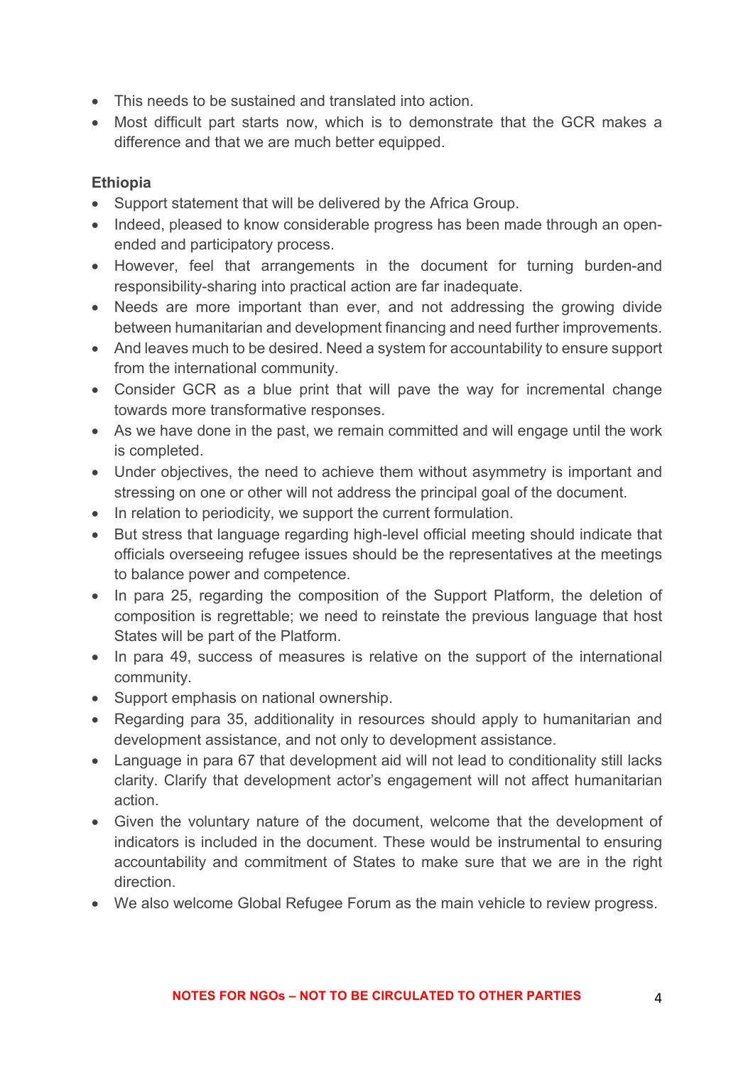- This needs to be sustained and translated into action.
- Most difficult part starts now, which is to demonstrate that the GCR makes a difference and that we are much better equipped.

**Ethiopia**

- Support statement that will be delivered by the Africa Group.
- Indeed, pleased to know considerable progress has been made through an open-ended and participatory process.
- However, feel that arrangements in the document for turning burden-and responsibility-sharing into practical action are far inadequate.
- Needs are more important than ever, and not addressing the growing divide between humanitarian and development financing and need further improvements.
- And leaves much to be desired. Need a system for accountability to ensure support from the international community.
- Consider GCR as a blue print that will pave the way for incremental change towards more transformative responses.
- As we have done in the past, we remain committed and will engage until the work is completed.
- Under objectives, the need to achieve them without asymmetry is important and stressing on one or other will not address the principal goal of the document.
- In relation to periodicity, we support the current formulation.
- But stress that language regarding high-level official meeting should indicate that officials overseeing refugee issues should be the representatives at the meetings to balance power and competence.
- In para 25, regarding the composition of the Support Platform, the deletion of composition is regrettable; we need to reinstate the previous language that host States will be part of the Platform.
- In para 49, success of measures is relative on the support of the international community.
- Support emphasis on national ownership.
- Regarding para 35, additionality in resources should apply to humanitarian and development assistance, and not only to development assistance.
- Language in para 67 that development aid will not lead to conditionality still lacks clarity. Clarify that development actor's engagement will not affect humanitarian action.
- Given the voluntary nature of the document, welcome that the development of indicators is included in the document. These would be instrumental to ensuring accountability and commitment of States to make sure that we are in the right direction.
- We also welcome Global Refugee Forum as the main vehicle to review progress.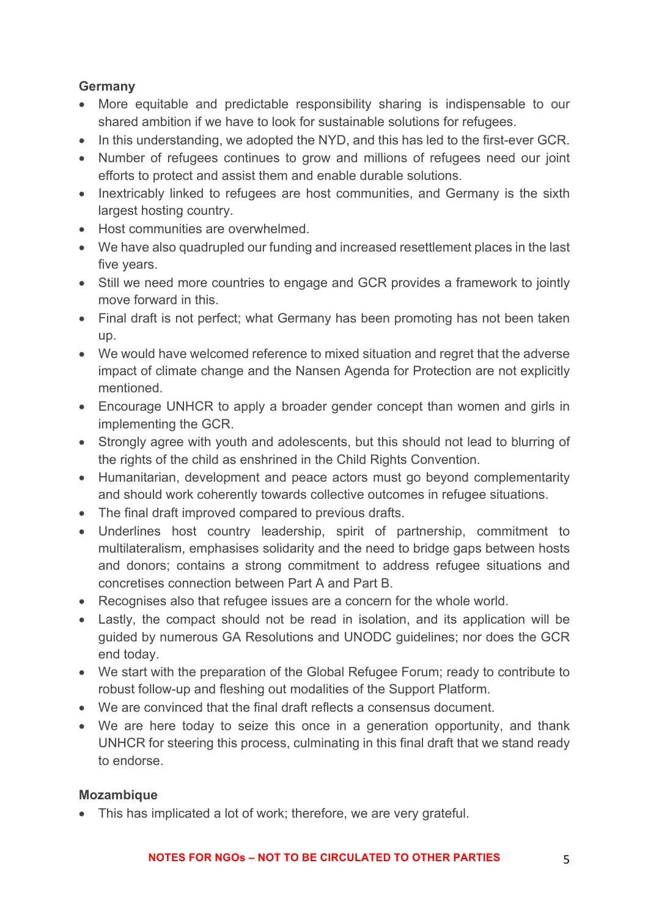**Germany**

- More equitable and predictable responsibility sharing is indispensable to our shared ambition if we have to look for sustainable solutions for refugees.
- In this understanding, we adopted the NYD, and this has led to the first-ever GCR.
- Number of refugees continues to grow and millions of refugees need our joint efforts to protect and assist them and enable durable solutions.
- Inextricably linked to refugees are host communities, and Germany is the sixth largest hosting country.
- Host communities are overwhelmed.
- We have also quadrupled our funding and increased resettlement places in the last five years.
- Still we need more countries to engage and GCR provides a framework to jointly move forward in this.
- Final draft is not perfect; what Germany has been promoting has not been taken up.
- We would have welcomed reference to mixed situation and regret that the adverse impact of climate change and the Nansen Agenda for Protection are not explicitly mentioned.
- Encourage UNHCR to apply a broader gender concept than women and girls in implementing the GCR.
- Strongly agree with youth and adolescents, but this should not lead to blurring of the rights of the child as enshrined in the Child Rights Convention.
- Humanitarian, development and peace actors must go beyond complementarity and should work coherently towards collective outcomes in refugee situations.
- The final draft improved compared to previous drafts.
- Underlines host country leadership, spirit of partnership, commitment to multilateralism, emphasises solidarity and the need to bridge gaps between hosts and donors; contains a strong commitment to address refugee situations and concretises connection between Part A and Part B.
- Recognises also that refugee issues are a concern for the whole world.
- Lastly, the compact should not be read in isolation, and its application will be guided by numerous GA Resolutions and UNODC guidelines; nor does the GCR end today.
- We start with the preparation of the Global Refugee Forum; ready to contribute to robust follow-up and fleshing out modalities of the Support Platform.
- We are convinced that the final draft reflects a consensus document.
- We are here today to seize this once in a generation opportunity, and thank UNHCR for steering this process, culminating in this final draft that we stand ready to endorse.

**Mozambique**

- This has implicated a lot of work; therefore, we are very grateful.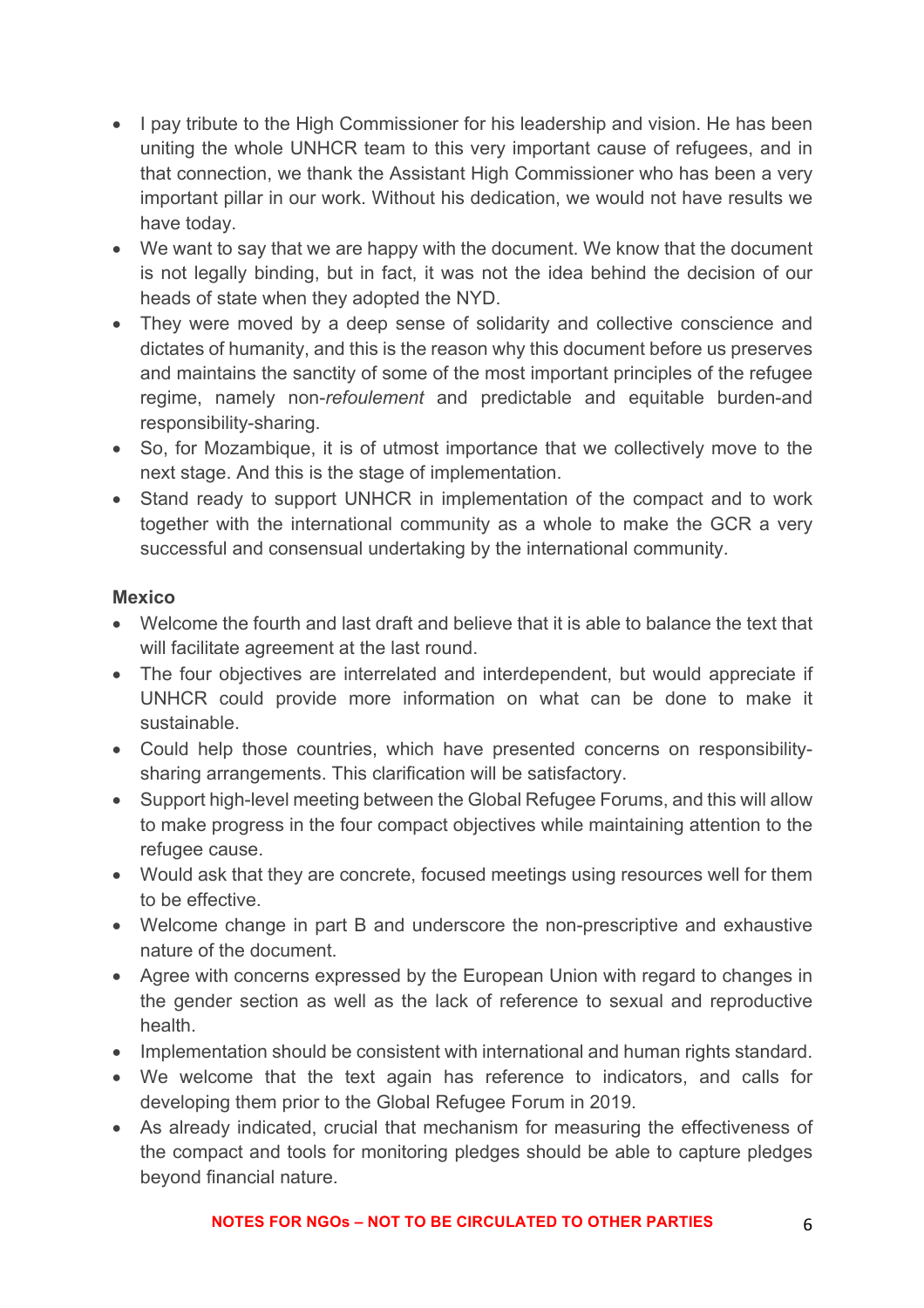- I pay tribute to the High Commissioner for his leadership and vision. He has been uniting the whole UNHCR team to this very important cause of refugees, and in that connection, we thank the Assistant High Commissioner who has been a very important pillar in our work. Without his dedication, we would not have results we have today.
- We want to say that we are happy with the document. We know that the document is not legally binding, but in fact, it was not the idea behind the decision of our heads of state when they adopted the NYD.
- They were moved by a deep sense of solidarity and collective conscience and dictates of humanity, and this is the reason why this document before us preserves and maintains the sanctity of some of the most important principles of the refugee regime, namely non-*refoulement* and predictable and equitable burden-and responsibility-sharing.
- So, for Mozambique, it is of utmost importance that we collectively move to the next stage. And this is the stage of implementation.
- Stand ready to support UNHCR in implementation of the compact and to work together with the international community as a whole to make the GCR a very successful and consensual undertaking by the international community.

**Mexico**

- Welcome the fourth and last draft and believe that it is able to balance the text that will facilitate agreement at the last round.
- The four objectives are interrelated and interdependent, but would appreciate if UNHCR could provide more information on what can be done to make it sustainable.
- Could help those countries, which have presented concerns on responsibility-sharing arrangements. This clarification will be satisfactory.
- Support high-level meeting between the Global Refugee Forums, and this will allow to make progress in the four compact objectives while maintaining attention to the refugee cause.
- Would ask that they are concrete, focused meetings using resources well for them to be effective.
- Welcome change in part B and underscore the non-prescriptive and exhaustive nature of the document.
- Agree with concerns expressed by the European Union with regard to changes in the gender section as well as the lack of reference to sexual and reproductive health.
- Implementation should be consistent with international and human rights standard.
- We welcome that the text again has reference to indicators, and calls for developing them prior to the Global Refugee Forum in 2019.
- As already indicated, crucial that mechanism for measuring the effectiveness of the compact and tools for monitoring pledges should be able to capture pledges beyond financial nature.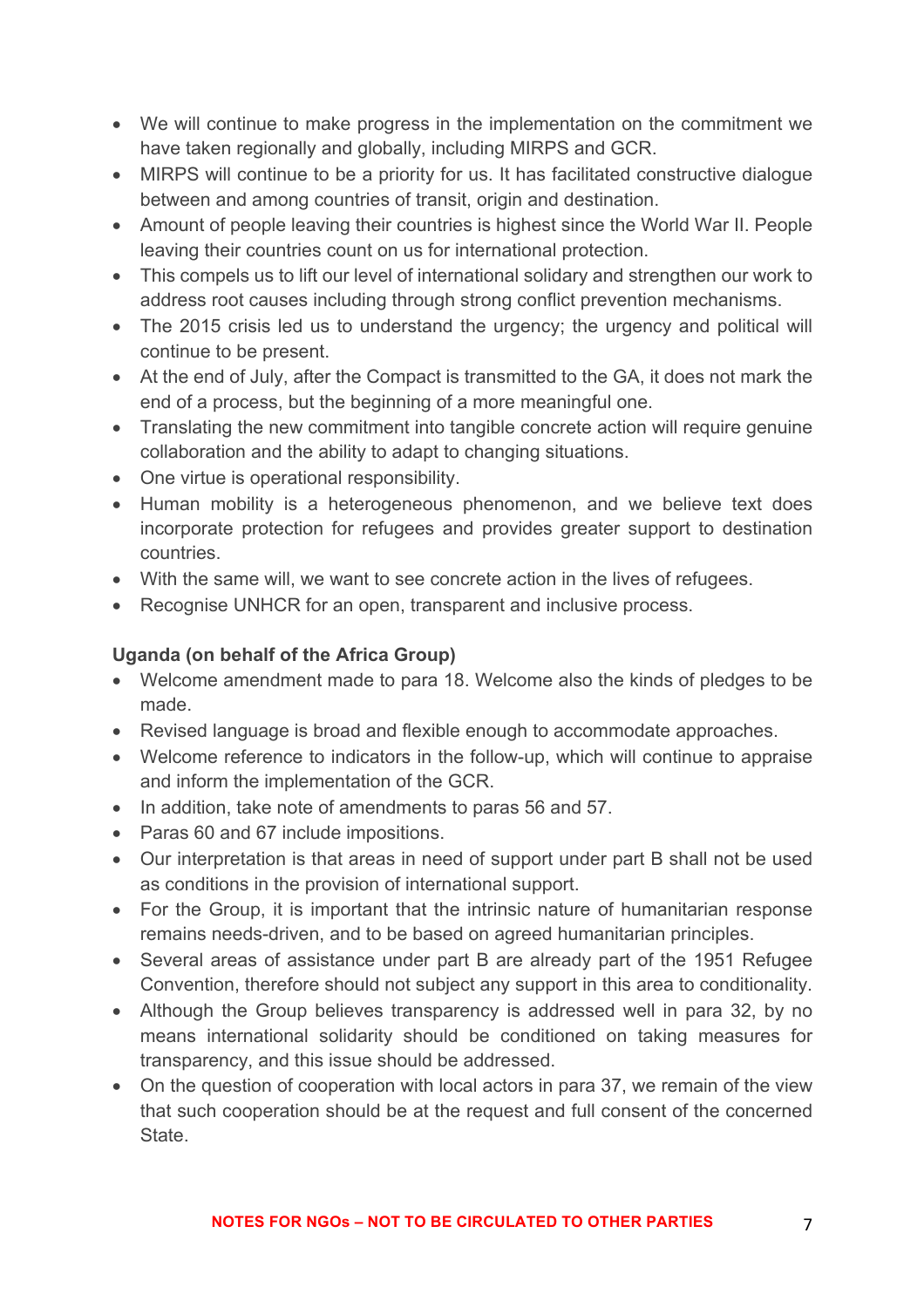- We will continue to make progress in the implementation on the commitment we have taken regionally and globally, including MIRPS and GCR.
- MIRPS will continue to be a priority for us. It has facilitated constructive dialogue between and among countries of transit, origin and destination.
- Amount of people leaving their countries is highest since the World War II. People leaving their countries count on us for international protection.
- This compels us to lift our level of international solidary and strengthen our work to address root causes including through strong conflict prevention mechanisms.
- The 2015 crisis led us to understand the urgency; the urgency and political will continue to be present.
- At the end of July, after the Compact is transmitted to the GA, it does not mark the end of a process, but the beginning of a more meaningful one.
- Translating the new commitment into tangible concrete action will require genuine collaboration and the ability to adapt to changing situations.
- One virtue is operational responsibility.
- Human mobility is a heterogeneous phenomenon, and we believe text does incorporate protection for refugees and provides greater support to destination countries.
- With the same will, we want to see concrete action in the lives of refugees.
- Recognise UNHCR for an open, transparent and inclusive process.

**Uganda (on behalf of the Africa Group)**

- Welcome amendment made to para 18. Welcome also the kinds of pledges to be made.
- Revised language is broad and flexible enough to accommodate approaches.
- Welcome reference to indicators in the follow-up, which will continue to appraise and inform the implementation of the GCR.
- In addition, take note of amendments to paras 56 and 57.
- Paras 60 and 67 include impositions.
- Our interpretation is that areas in need of support under part B shall not be used as conditions in the provision of international support.
- For the Group, it is important that the intrinsic nature of humanitarian response remains needs-driven, and to be based on agreed humanitarian principles.
- Several areas of assistance under part B are already part of the 1951 Refugee Convention, therefore should not subject any support in this area to conditionality.
- Although the Group believes transparency is addressed well in para 32, by no means international solidarity should be conditioned on taking measures for transparency, and this issue should be addressed.
- On the question of cooperation with local actors in para 37, we remain of the view that such cooperation should be at the request and full consent of the concerned State.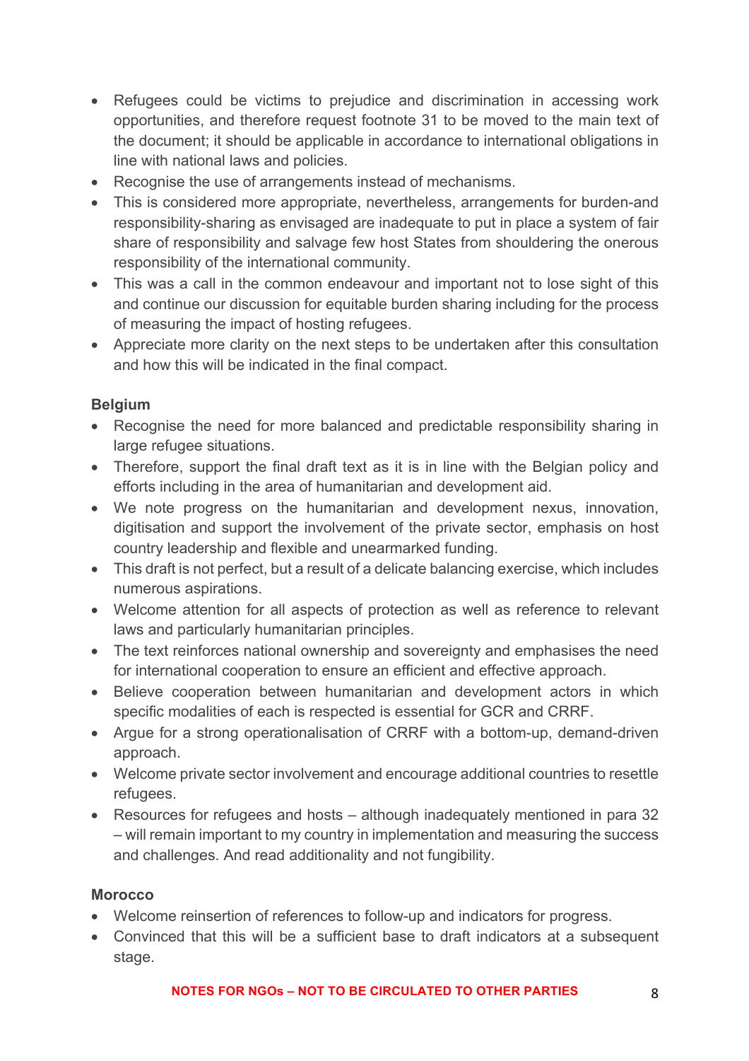- Refugees could be victims to prejudice and discrimination in accessing work opportunities, and therefore request footnote 31 to be moved to the main text of the document; it should be applicable in accordance to international obligations in line with national laws and policies.
- Recognise the use of arrangements instead of mechanisms.
- This is considered more appropriate, nevertheless, arrangements for burden-and responsibility-sharing as envisaged are inadequate to put in place a system of fair share of responsibility and salvage few host States from shouldering the onerous responsibility of the international community.
- This was a call in the common endeavour and important not to lose sight of this and continue our discussion for equitable burden sharing including for the process of measuring the impact of hosting refugees.
- Appreciate more clarity on the next steps to be undertaken after this consultation and how this will be indicated in the final compact.

**Belgium**

- Recognise the need for more balanced and predictable responsibility sharing in large refugee situations.
- Therefore, support the final draft text as it is in line with the Belgian policy and efforts including in the area of humanitarian and development aid.
- We note progress on the humanitarian and development nexus, innovation, digitisation and support the involvement of the private sector, emphasis on host country leadership and flexible and unearmarked funding.
- This draft is not perfect, but a result of a delicate balancing exercise, which includes numerous aspirations.
- Welcome attention for all aspects of protection as well as reference to relevant laws and particularly humanitarian principles.
- The text reinforces national ownership and sovereignty and emphasises the need for international cooperation to ensure an efficient and effective approach.
- Believe cooperation between humanitarian and development actors in which specific modalities of each is respected is essential for GCR and CRRF.
- Argue for a strong operationalisation of CRRF with a bottom-up, demand-driven approach.
- Welcome private sector involvement and encourage additional countries to resettle refugees.
- Resources for refugees and hosts – although inadequately mentioned in para 32 – will remain important to my country in implementation and measuring the success and challenges. And read additionality and not fungibility.

**Morocco**

- Welcome reinsertion of references to follow-up and indicators for progress.
- Convinced that this will be a sufficient base to draft indicators at a subsequent stage.

NOTES FOR NGOs – NOT TO BE CIRCULATED TO OTHER PARTIES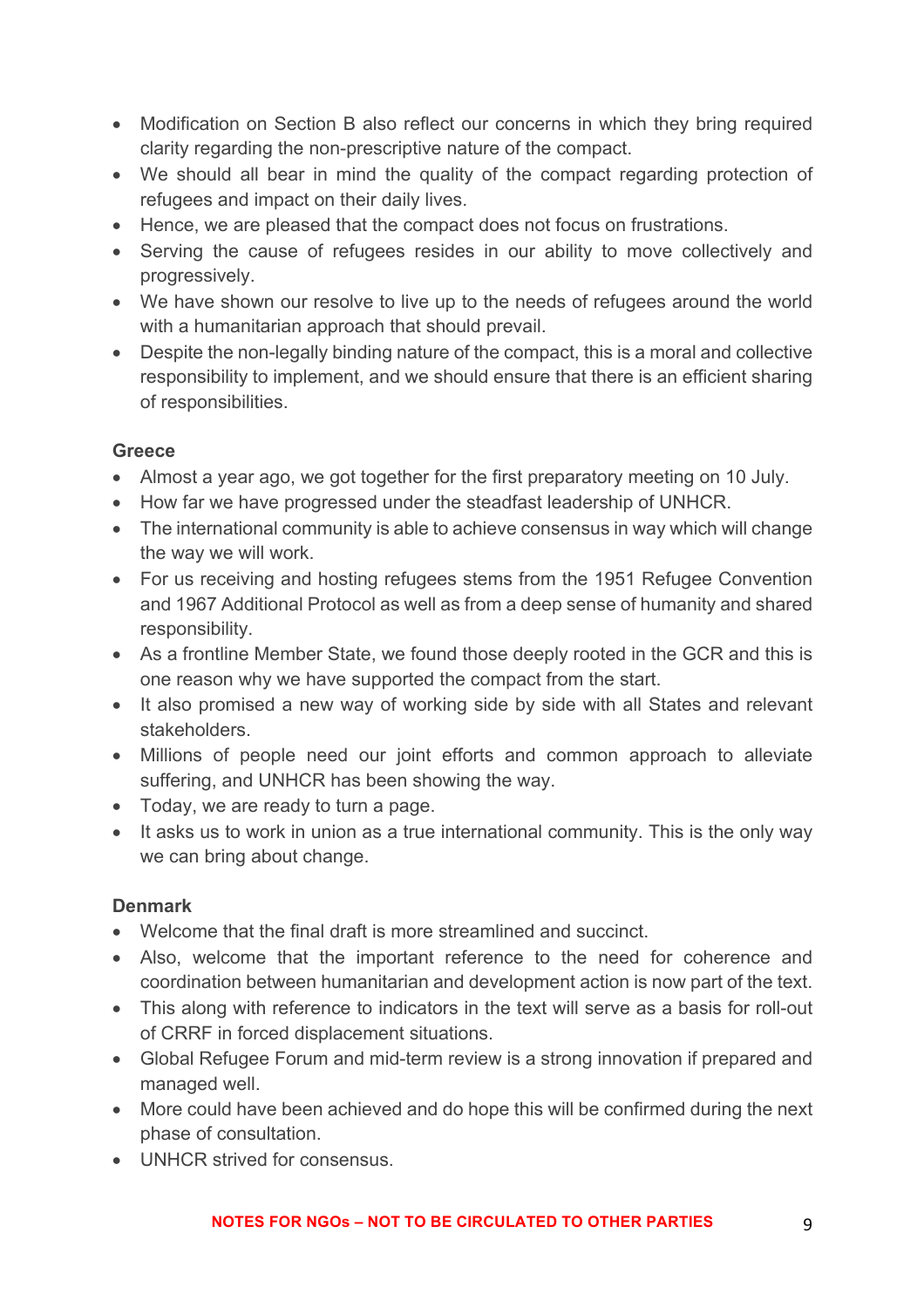- Modification on Section B also reflect our concerns in which they bring required clarity regarding the non-prescriptive nature of the compact.
- We should all bear in mind the quality of the compact regarding protection of refugees and impact on their daily lives.
- Hence, we are pleased that the compact does not focus on frustrations.
- Serving the cause of refugees resides in our ability to move collectively and progressively.
- We have shown our resolve to live up to the needs of refugees around the world with a humanitarian approach that should prevail.
- Despite the non-legally binding nature of the compact, this is a moral and collective responsibility to implement, and we should ensure that there is an efficient sharing of responsibilities.

**Greece**

- Almost a year ago, we got together for the first preparatory meeting on 10 July.
- How far we have progressed under the steadfast leadership of UNHCR.
- The international community is able to achieve consensus in way which will change the way we will work.
- For us receiving and hosting refugees stems from the 1951 Refugee Convention and 1967 Additional Protocol as well as from a deep sense of humanity and shared responsibility.
- As a frontline Member State, we found those deeply rooted in the GCR and this is one reason why we have supported the compact from the start.
- It also promised a new way of working side by side with all States and relevant stakeholders.
- Millions of people need our joint efforts and common approach to alleviate suffering, and UNHCR has been showing the way.
- Today, we are ready to turn a page.
- It asks us to work in union as a true international community. This is the only way we can bring about change.

**Denmark**

- Welcome that the final draft is more streamlined and succinct.
- Also, welcome that the important reference to the need for coherence and coordination between humanitarian and development action is now part of the text.
- This along with reference to indicators in the text will serve as a basis for roll-out of CRRF in forced displacement situations.
- Global Refugee Forum and mid-term review is a strong innovation if prepared and managed well.
- More could have been achieved and do hope this will be confirmed during the next phase of consultation.
- UNHCR strived for consensus.

NOTES FOR NGOs – NOT TO BE CIRCULATED TO OTHER PARTIES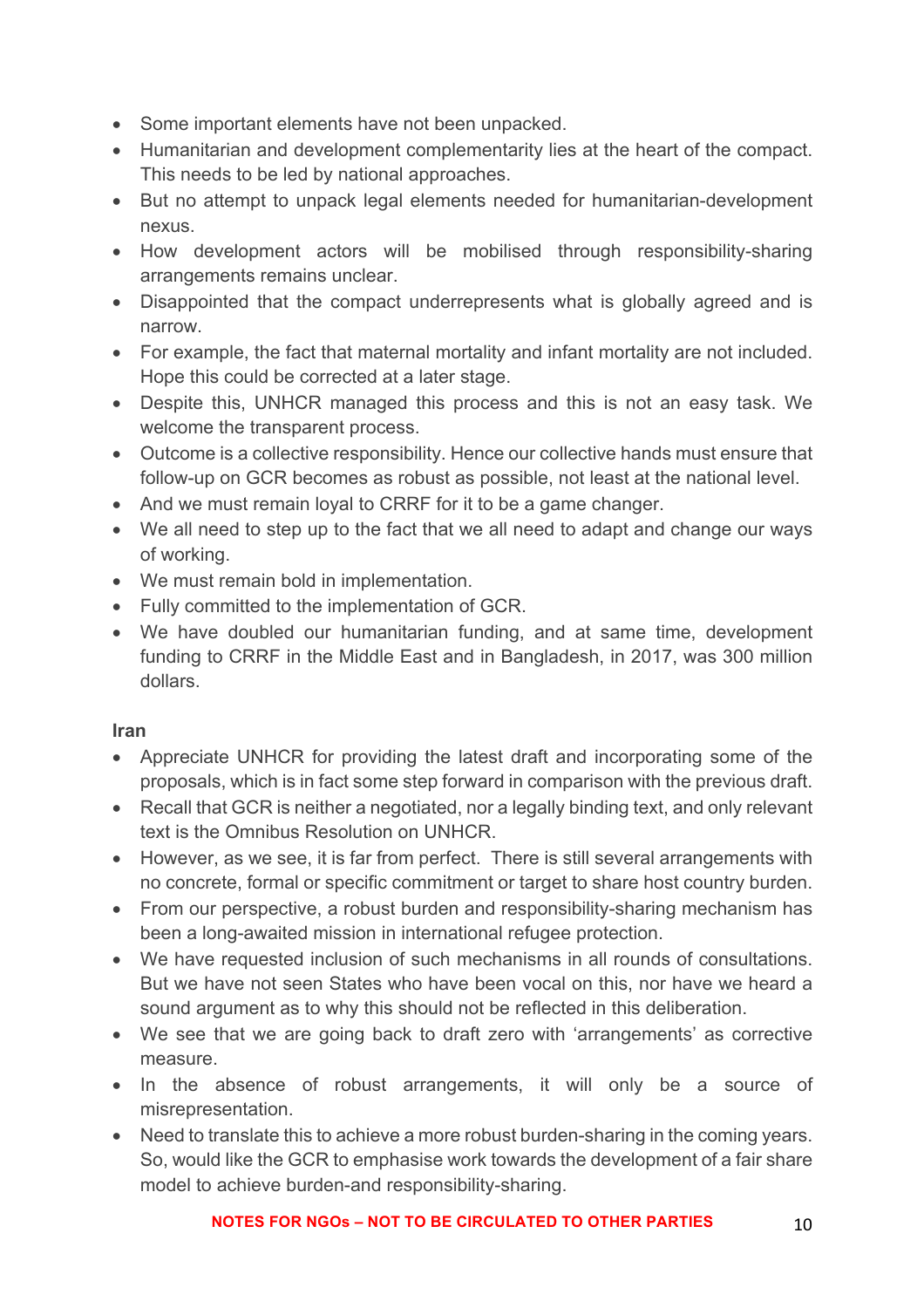- Some important elements have not been unpacked.
- Humanitarian and development complementarity lies at the heart of the compact. This needs to be led by national approaches.
- But no attempt to unpack legal elements needed for humanitarian-development nexus.
- How development actors will be mobilised through responsibility-sharing arrangements remains unclear.
- Disappointed that the compact underrepresents what is globally agreed and is narrow.
- For example, the fact that maternal mortality and infant mortality are not included. Hope this could be corrected at a later stage.
- Despite this, UNHCR managed this process and this is not an easy task. We welcome the transparent process.
- Outcome is a collective responsibility. Hence our collective hands must ensure that follow-up on GCR becomes as robust as possible, not least at the national level.
- And we must remain loyal to CRRF for it to be a game changer.
- We all need to step up to the fact that we all need to adapt and change our ways of working.
- We must remain bold in implementation.
- Fully committed to the implementation of GCR.
- We have doubled our humanitarian funding, and at same time, development funding to CRRF in the Middle East and in Bangladesh, in 2017, was 300 million dollars.

**Iran**

- Appreciate UNHCR for providing the latest draft and incorporating some of the proposals, which is in fact some step forward in comparison with the previous draft.
- Recall that GCR is neither a negotiated, nor a legally binding text, and only relevant text is the Omnibus Resolution on UNHCR.
- However, as we see, it is far from perfect. There is still several arrangements with no concrete, formal or specific commitment or target to share host country burden.
- From our perspective, a robust burden and responsibility-sharing mechanism has been a long-awaited mission in international refugee protection.
- We have requested inclusion of such mechanisms in all rounds of consultations. But we have not seen States who have been vocal on this, nor have we heard a sound argument as to why this should not be reflected in this deliberation.
- We see that we are going back to draft zero with 'arrangements' as corrective measure.
- In the absence of robust arrangements, it will only be a source of misrepresentation.
- Need to translate this to achieve a more robust burden-sharing in the coming years. So, would like the GCR to emphasise work towards the development of a fair share model to achieve burden-and responsibility-sharing.

NOTES FOR NGOs – NOT TO BE CIRCULATED TO OTHER PARTIES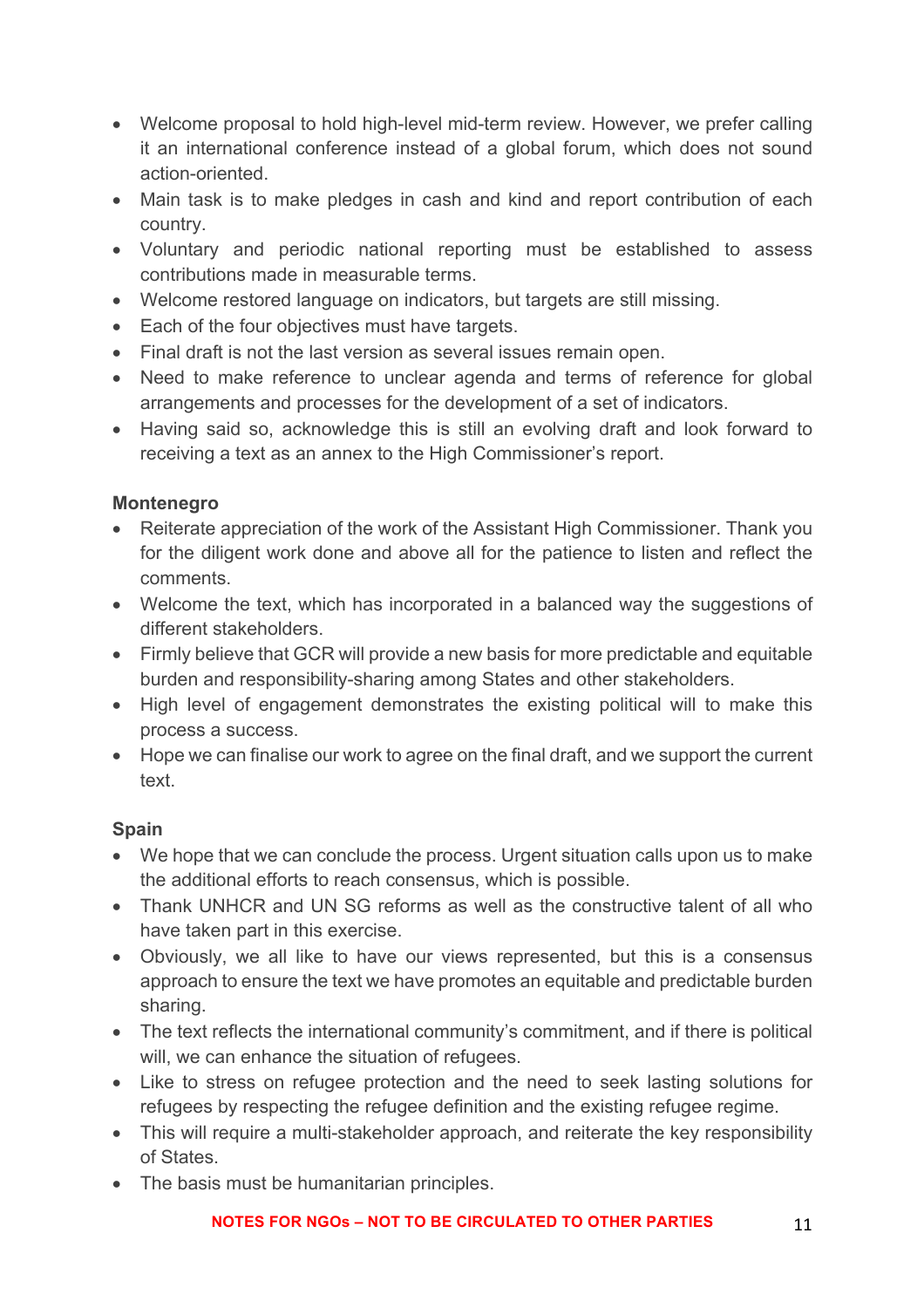- Welcome proposal to hold high-level mid-term review. However, we prefer calling it an international conference instead of a global forum, which does not sound action-oriented.
- Main task is to make pledges in cash and kind and report contribution of each country.
- Voluntary and periodic national reporting must be established to assess contributions made in measurable terms.
- Welcome restored language on indicators, but targets are still missing.
- Each of the four objectives must have targets.
- Final draft is not the last version as several issues remain open.
- Need to make reference to unclear agenda and terms of reference for global arrangements and processes for the development of a set of indicators.
- Having said so, acknowledge this is still an evolving draft and look forward to receiving a text as an annex to the High Commissioner's report.

**Montenegro**

- Reiterate appreciation of the work of the Assistant High Commissioner. Thank you for the diligent work done and above all for the patience to listen and reflect the comments.
- Welcome the text, which has incorporated in a balanced way the suggestions of different stakeholders.
- Firmly believe that GCR will provide a new basis for more predictable and equitable burden and responsibility-sharing among States and other stakeholders.
- High level of engagement demonstrates the existing political will to make this process a success.
- Hope we can finalise our work to agree on the final draft, and we support the current text.

**Spain**

- We hope that we can conclude the process. Urgent situation calls upon us to make the additional efforts to reach consensus, which is possible.
- Thank UNHCR and UN SG reforms as well as the constructive talent of all who have taken part in this exercise.
- Obviously, we all like to have our views represented, but this is a consensus approach to ensure the text we have promotes an equitable and predictable burden sharing.
- The text reflects the international community's commitment, and if there is political will, we can enhance the situation of refugees.
- Like to stress on refugee protection and the need to seek lasting solutions for refugees by respecting the refugee definition and the existing refugee regime.
- This will require a multi-stakeholder approach, and reiterate the key responsibility of States.
- The basis must be humanitarian principles.

NOTES FOR NGOs – NOT TO BE CIRCULATED TO OTHER PARTIES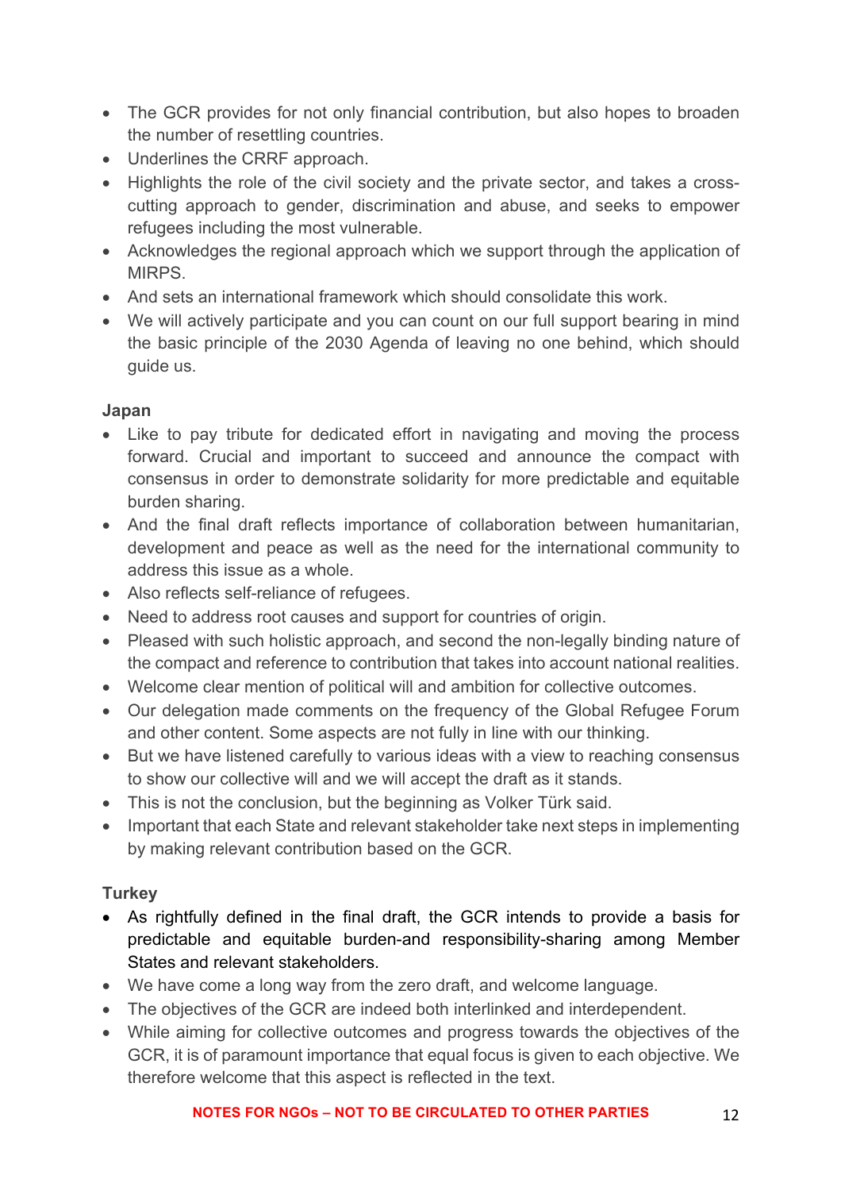- The GCR provides for not only financial contribution, but also hopes to broaden the number of resettling countries.
- Underlines the CRRF approach.
- Highlights the role of the civil society and the private sector, and takes a cross-cutting approach to gender, discrimination and abuse, and seeks to empower refugees including the most vulnerable.
- Acknowledges the regional approach which we support through the application of MIRPS.
- And sets an international framework which should consolidate this work.
- We will actively participate and you can count on our full support bearing in mind the basic principle of the 2030 Agenda of leaving no one behind, which should guide us.

**Japan**

- Like to pay tribute for dedicated effort in navigating and moving the process forward. Crucial and important to succeed and announce the compact with consensus in order to demonstrate solidarity for more predictable and equitable burden sharing.
- And the final draft reflects importance of collaboration between humanitarian, development and peace as well as the need for the international community to address this issue as a whole.
- Also reflects self-reliance of refugees.
- Need to address root causes and support for countries of origin.
- Pleased with such holistic approach, and second the non-legally binding nature of the compact and reference to contribution that takes into account national realities.
- Welcome clear mention of political will and ambition for collective outcomes.
- Our delegation made comments on the frequency of the Global Refugee Forum and other content. Some aspects are not fully in line with our thinking.
- But we have listened carefully to various ideas with a view to reaching consensus to show our collective will and we will accept the draft as it stands.
- This is not the conclusion, but the beginning as Volker Türk said.
- Important that each State and relevant stakeholder take next steps in implementing by making relevant contribution based on the GCR.

**Turkey**

- As rightfully defined in the final draft, the GCR intends to provide a basis for predictable and equitable burden-and responsibility-sharing among Member States and relevant stakeholders.
- We have come a long way from the zero draft, and welcome language.
- The objectives of the GCR are indeed both interlinked and interdependent.
- While aiming for collective outcomes and progress towards the objectives of the GCR, it is of paramount importance that equal focus is given to each objective. We therefore welcome that this aspect is reflected in the text.

**NOTES FOR NGOs – NOT TO BE CIRCULATED TO OTHER PARTIES**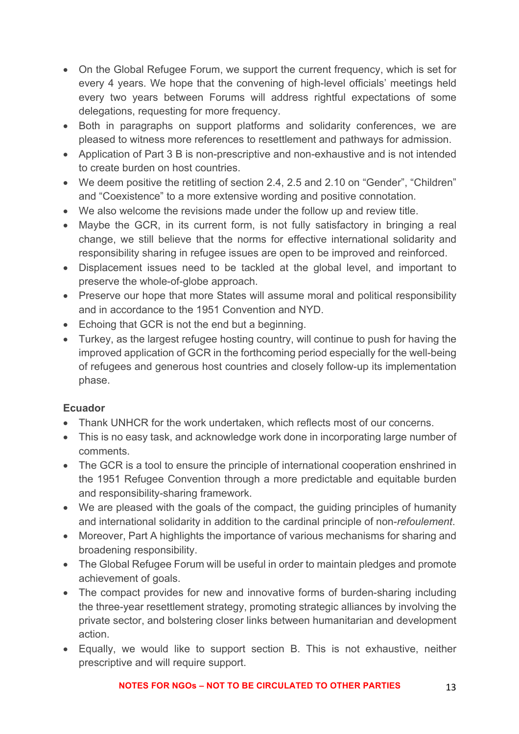- On the Global Refugee Forum, we support the current frequency, which is set for every 4 years. We hope that the convening of high-level officials' meetings held every two years between Forums will address rightful expectations of some delegations, requesting for more frequency.
- Both in paragraphs on support platforms and solidarity conferences, we are pleased to witness more references to resettlement and pathways for admission.
- Application of Part 3 B is non-prescriptive and non-exhaustive and is not intended to create burden on host countries.
- We deem positive the retitling of section 2.4, 2.5 and 2.10 on "Gender", "Children" and "Coexistence" to a more extensive wording and positive connotation.
- We also welcome the revisions made under the follow up and review title.
- Maybe the GCR, in its current form, is not fully satisfactory in bringing a real change, we still believe that the norms for effective international solidarity and responsibility sharing in refugee issues are open to be improved and reinforced.
- Displacement issues need to be tackled at the global level, and important to preserve the whole-of-globe approach.
- Preserve our hope that more States will assume moral and political responsibility and in accordance to the 1951 Convention and NYD.
- Echoing that GCR is not the end but a beginning.
- Turkey, as the largest refugee hosting country, will continue to push for having the improved application of GCR in the forthcoming period especially for the well-being of refugees and generous host countries and closely follow-up its implementation phase.

**Ecuador**

- Thank UNHCR for the work undertaken, which reflects most of our concerns.
- This is no easy task, and acknowledge work done in incorporating large number of comments.
- The GCR is a tool to ensure the principle of international cooperation enshrined in the 1951 Refugee Convention through a more predictable and equitable burden and responsibility-sharing framework.
- We are pleased with the goals of the compact, the guiding principles of humanity and international solidarity in addition to the cardinal principle of non-*refoulement*.
- Moreover, Part A highlights the importance of various mechanisms for sharing and broadening responsibility.
- The Global Refugee Forum will be useful in order to maintain pledges and promote achievement of goals.
- The compact provides for new and innovative forms of burden-sharing including the three-year resettlement strategy, promoting strategic alliances by involving the private sector, and bolstering closer links between humanitarian and development action.
- Equally, we would like to support section B. This is not exhaustive, neither prescriptive and will require support.

**NOTES FOR NGOs – NOT TO BE CIRCULATED TO OTHER PARTIES**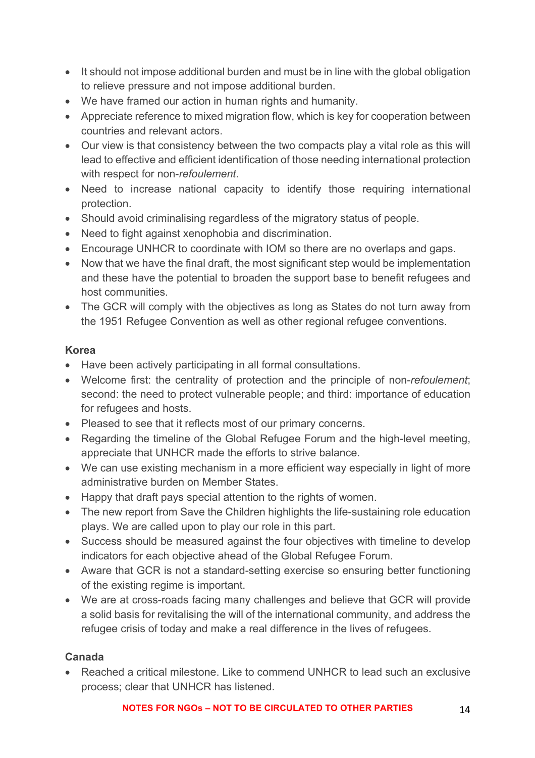- It should not impose additional burden and must be in line with the global obligation to relieve pressure and not impose additional burden.
- We have framed our action in human rights and humanity.
- Appreciate reference to mixed migration flow, which is key for cooperation between countries and relevant actors.
- Our view is that consistency between the two compacts play a vital role as this will lead to effective and efficient identification of those needing international protection with respect for non-*refoulement*.
- Need to increase national capacity to identify those requiring international protection.
- Should avoid criminalising regardless of the migratory status of people.
- Need to fight against xenophobia and discrimination.
- Encourage UNHCR to coordinate with IOM so there are no overlaps and gaps.
- Now that we have the final draft, the most significant step would be implementation and these have the potential to broaden the support base to benefit refugees and host communities.
- The GCR will comply with the objectives as long as States do not turn away from the 1951 Refugee Convention as well as other regional refugee conventions.

**Korea**

- Have been actively participating in all formal consultations.
- Welcome first: the centrality of protection and the principle of non-*refoulement*; second: the need to protect vulnerable people; and third: importance of education for refugees and hosts.
- Pleased to see that it reflects most of our primary concerns.
- Regarding the timeline of the Global Refugee Forum and the high-level meeting, appreciate that UNHCR made the efforts to strive balance.
- We can use existing mechanism in a more efficient way especially in light of more administrative burden on Member States.
- Happy that draft pays special attention to the rights of women.
- The new report from Save the Children highlights the life-sustaining role education plays. We are called upon to play our role in this part.
- Success should be measured against the four objectives with timeline to develop indicators for each objective ahead of the Global Refugee Forum.
- Aware that GCR is not a standard-setting exercise so ensuring better functioning of the existing regime is important.
- We are at cross-roads facing many challenges and believe that GCR will provide a solid basis for revitalising the will of the international community, and address the refugee crisis of today and make a real difference in the lives of refugees.

**Canada**

- Reached a critical milestone. Like to commend UNHCR to lead such an exclusive process; clear that UNHCR has listened.

NOTES FOR NGOs – NOT TO BE CIRCULATED TO OTHER PARTIES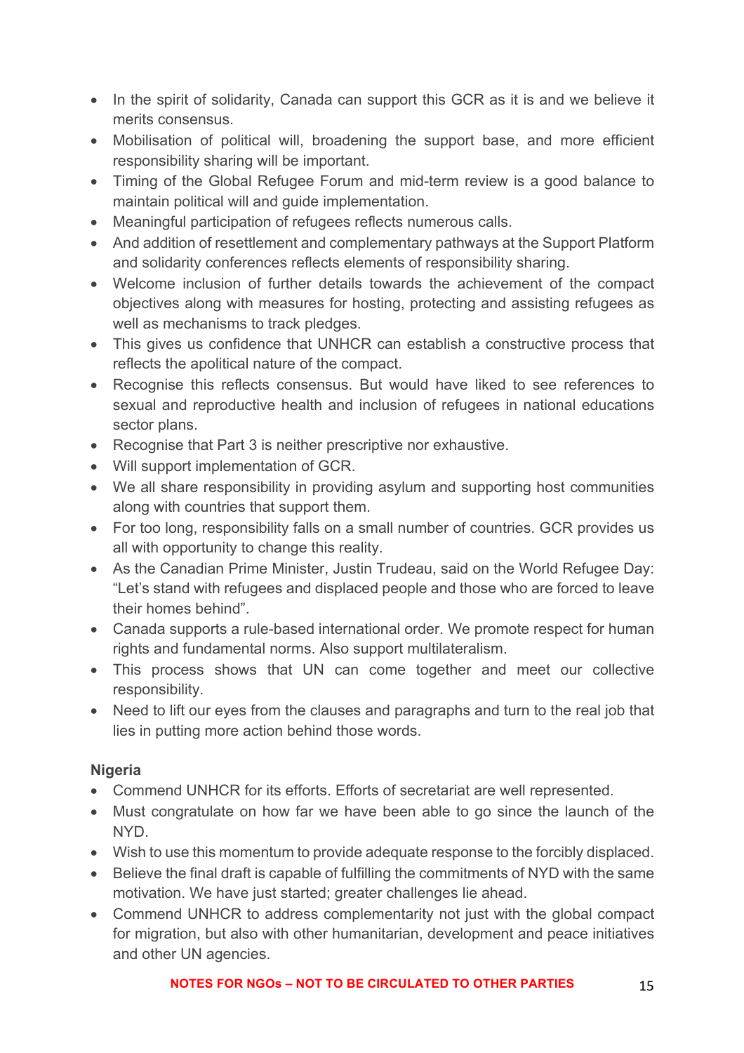- In the spirit of solidarity, Canada can support this GCR as it is and we believe it merits consensus.
- Mobilisation of political will, broadening the support base, and more efficient responsibility sharing will be important.
- Timing of the Global Refugee Forum and mid-term review is a good balance to maintain political will and guide implementation.
- Meaningful participation of refugees reflects numerous calls.
- And addition of resettlement and complementary pathways at the Support Platform and solidarity conferences reflects elements of responsibility sharing.
- Welcome inclusion of further details towards the achievement of the compact objectives along with measures for hosting, protecting and assisting refugees as well as mechanisms to track pledges.
- This gives us confidence that UNHCR can establish a constructive process that reflects the apolitical nature of the compact.
- Recognise this reflects consensus. But would have liked to see references to sexual and reproductive health and inclusion of refugees in national educations sector plans.
- Recognise that Part 3 is neither prescriptive nor exhaustive.
- Will support implementation of GCR.
- We all share responsibility in providing asylum and supporting host communities along with countries that support them.
- For too long, responsibility falls on a small number of countries. GCR provides us all with opportunity to change this reality.
- As the Canadian Prime Minister, Justin Trudeau, said on the World Refugee Day: "Let's stand with refugees and displaced people and those who are forced to leave their homes behind".
- Canada supports a rule-based international order. We promote respect for human rights and fundamental norms. Also support multilateralism.
- This process shows that UN can come together and meet our collective responsibility.
- Need to lift our eyes from the clauses and paragraphs and turn to the real job that lies in putting more action behind those words.

**Nigeria**

- Commend UNHCR for its efforts. Efforts of secretariat are well represented.
- Must congratulate on how far we have been able to go since the launch of the NYD.
- Wish to use this momentum to provide adequate response to the forcibly displaced.
- Believe the final draft is capable of fulfilling the commitments of NYD with the same motivation. We have just started; greater challenges lie ahead.
- Commend UNHCR to address complementarity not just with the global compact for migration, but also with other humanitarian, development and peace initiatives and other UN agencies.

NOTES FOR NGOs – NOT TO BE CIRCULATED TO OTHER PARTIES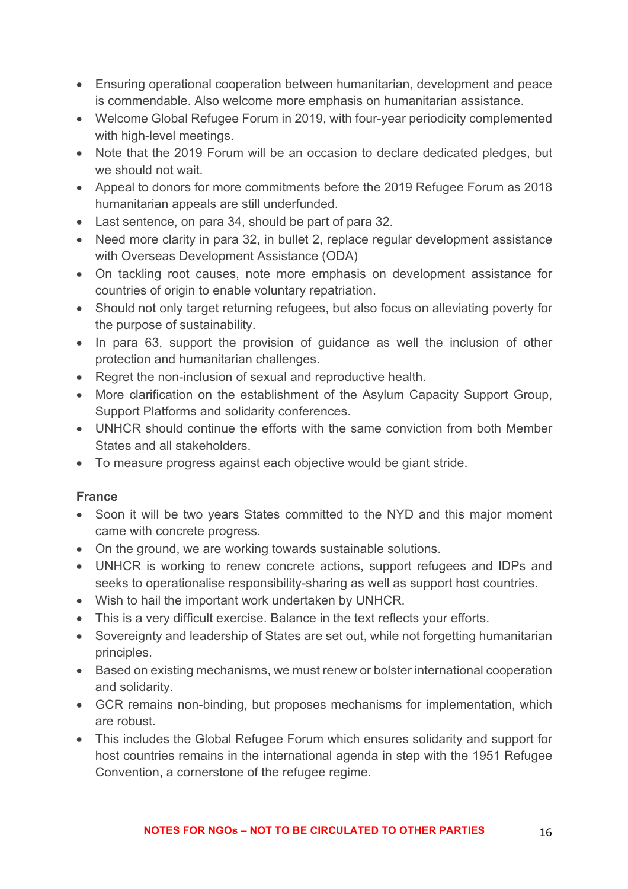- Ensuring operational cooperation between humanitarian, development and peace is commendable. Also welcome more emphasis on humanitarian assistance.
- Welcome Global Refugee Forum in 2019, with four-year periodicity complemented with high-level meetings.
- Note that the 2019 Forum will be an occasion to declare dedicated pledges, but we should not wait.
- Appeal to donors for more commitments before the 2019 Refugee Forum as 2018 humanitarian appeals are still underfunded.
- Last sentence, on para 34, should be part of para 32.
- Need more clarity in para 32, in bullet 2, replace regular development assistance with Overseas Development Assistance (ODA)
- On tackling root causes, note more emphasis on development assistance for countries of origin to enable voluntary repatriation.
- Should not only target returning refugees, but also focus on alleviating poverty for the purpose of sustainability.
- In para 63, support the provision of guidance as well the inclusion of other protection and humanitarian challenges.
- Regret the non-inclusion of sexual and reproductive health.
- More clarification on the establishment of the Asylum Capacity Support Group, Support Platforms and solidarity conferences.
- UNHCR should continue the efforts with the same conviction from both Member States and all stakeholders.
- To measure progress against each objective would be giant stride.

**France**

- Soon it will be two years States committed to the NYD and this major moment came with concrete progress.
- On the ground, we are working towards sustainable solutions.
- UNHCR is working to renew concrete actions, support refugees and IDPs and seeks to operationalise responsibility-sharing as well as support host countries.
- Wish to hail the important work undertaken by UNHCR.
- This is a very difficult exercise. Balance in the text reflects your efforts.
- Sovereignty and leadership of States are set out, while not forgetting humanitarian principles.
- Based on existing mechanisms, we must renew or bolster international cooperation and solidarity.
- GCR remains non-binding, but proposes mechanisms for implementation, which are robust.
- This includes the Global Refugee Forum which ensures solidarity and support for host countries remains in the international agenda in step with the 1951 Refugee Convention, a cornerstone of the refugee regime.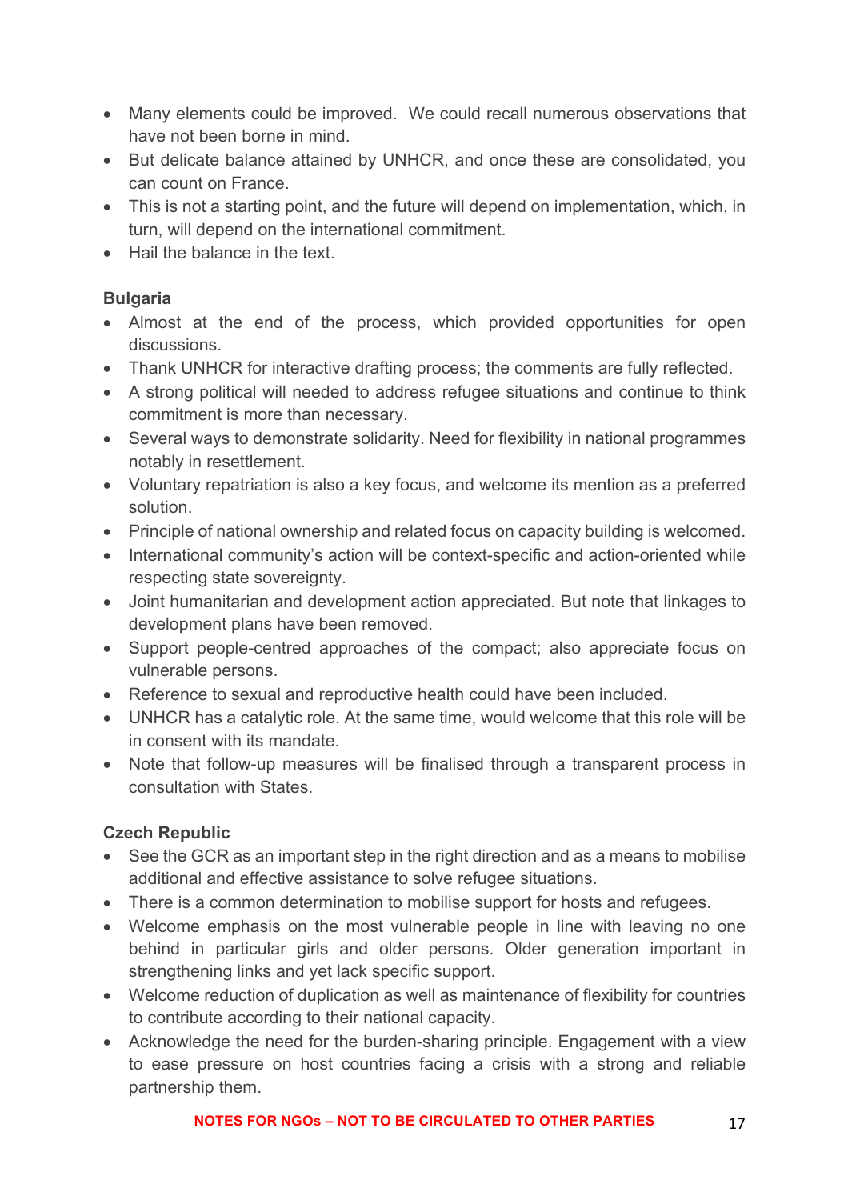- Many elements could be improved. We could recall numerous observations that have not been borne in mind.
- But delicate balance attained by UNHCR, and once these are consolidated, you can count on France.
- This is not a starting point, and the future will depend on implementation, which, in turn, will depend on the international commitment.
- Hail the balance in the text.

**Bulgaria**

- Almost at the end of the process, which provided opportunities for open discussions.
- Thank UNHCR for interactive drafting process; the comments are fully reflected.
- A strong political will needed to address refugee situations and continue to think commitment is more than necessary.
- Several ways to demonstrate solidarity. Need for flexibility in national programmes notably in resettlement.
- Voluntary repatriation is also a key focus, and welcome its mention as a preferred solution.
- Principle of national ownership and related focus on capacity building is welcomed.
- International community's action will be context-specific and action-oriented while respecting state sovereignty.
- Joint humanitarian and development action appreciated. But note that linkages to development plans have been removed.
- Support people-centred approaches of the compact; also appreciate focus on vulnerable persons.
- Reference to sexual and reproductive health could have been included.
- UNHCR has a catalytic role. At the same time, would welcome that this role will be in consent with its mandate.
- Note that follow-up measures will be finalised through a transparent process in consultation with States.

**Czech Republic**

- See the GCR as an important step in the right direction and as a means to mobilise additional and effective assistance to solve refugee situations.
- There is a common determination to mobilise support for hosts and refugees.
- Welcome emphasis on the most vulnerable people in line with leaving no one behind in particular girls and older persons. Older generation important in strengthening links and yet lack specific support.
- Welcome reduction of duplication as well as maintenance of flexibility for countries to contribute according to their national capacity.
- Acknowledge the need for the burden-sharing principle. Engagement with a view to ease pressure on host countries facing a crisis with a strong and reliable partnership them.

**NOTES FOR NGOs – NOT TO BE CIRCULATED TO OTHER PARTIES**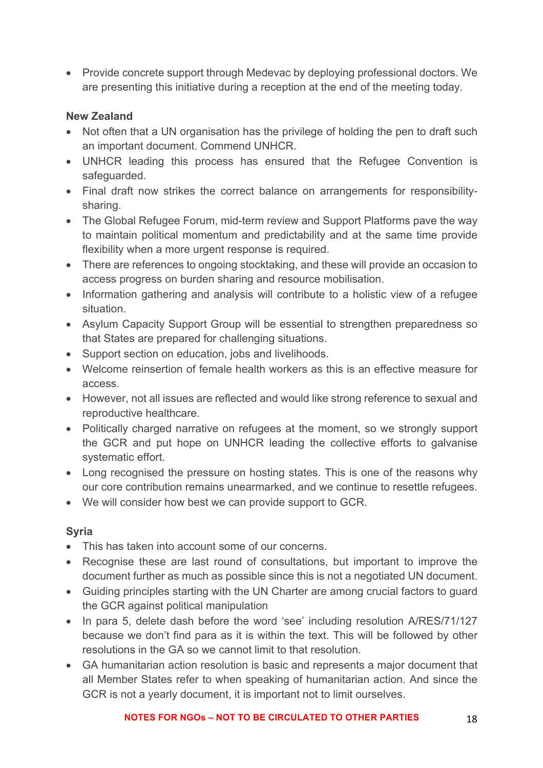- Provide concrete support through Medevac by deploying professional doctors. We are presenting this initiative during a reception at the end of the meeting today.

**New Zealand**

- Not often that a UN organisation has the privilege of holding the pen to draft such an important document. Commend UNHCR.
- UNHCR leading this process has ensured that the Refugee Convention is safeguarded.
- Final draft now strikes the correct balance on arrangements for responsibility-sharing.
- The Global Refugee Forum, mid-term review and Support Platforms pave the way to maintain political momentum and predictability and at the same time provide flexibility when a more urgent response is required.
- There are references to ongoing stocktaking, and these will provide an occasion to access progress on burden sharing and resource mobilisation.
- Information gathering and analysis will contribute to a holistic view of a refugee situation.
- Asylum Capacity Support Group will be essential to strengthen preparedness so that States are prepared for challenging situations.
- Support section on education, jobs and livelihoods.
- Welcome reinsertion of female health workers as this is an effective measure for access.
- However, not all issues are reflected and would like strong reference to sexual and reproductive healthcare.
- Politically charged narrative on refugees at the moment, so we strongly support the GCR and put hope on UNHCR leading the collective efforts to galvanise systematic effort.
- Long recognised the pressure on hosting states. This is one of the reasons why our core contribution remains unearmarked, and we continue to resettle refugees.
- We will consider how best we can provide support to GCR.

**Syria**

- This has taken into account some of our concerns.
- Recognise these are last round of consultations, but important to improve the document further as much as possible since this is not a negotiated UN document.
- Guiding principles starting with the UN Charter are among crucial factors to guard the GCR against political manipulation
- In para 5, delete dash before the word 'see' including resolution A/RES/71/127 because we don't find para as it is within the text. This will be followed by other resolutions in the GA so we cannot limit to that resolution.
- GA humanitarian action resolution is basic and represents a major document that all Member States refer to when speaking of humanitarian action. And since the GCR is not a yearly document, it is important not to limit ourselves.

NOTES FOR NGOs – NOT TO BE CIRCULATED TO OTHER PARTIES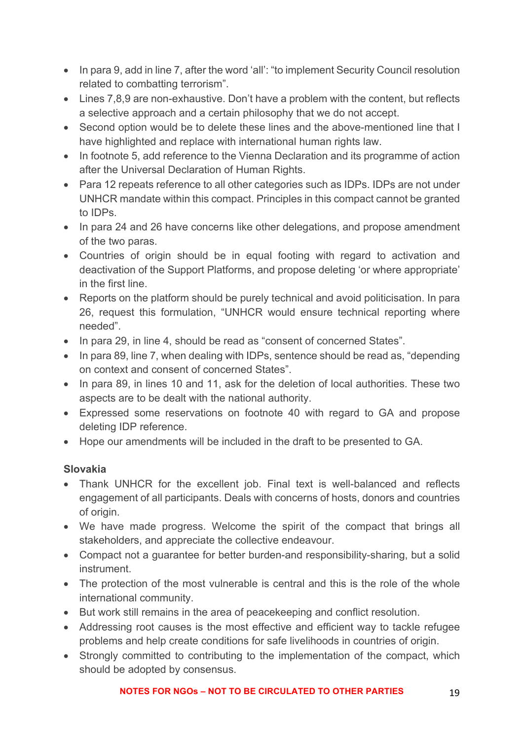- In para 9, add in line 7, after the word 'all': "to implement Security Council resolution related to combatting terrorism".
- Lines 7,8,9 are non-exhaustive. Don't have a problem with the content, but reflects a selective approach and a certain philosophy that we do not accept.
- Second option would be to delete these lines and the above-mentioned line that I have highlighted and replace with international human rights law.
- In footnote 5, add reference to the Vienna Declaration and its programme of action after the Universal Declaration of Human Rights.
- Para 12 repeats reference to all other categories such as IDPs. IDPs are not under UNHCR mandate within this compact. Principles in this compact cannot be granted to IDPs.
- In para 24 and 26 have concerns like other delegations, and propose amendment of the two paras.
- Countries of origin should be in equal footing with regard to activation and deactivation of the Support Platforms, and propose deleting 'or where appropriate' in the first line.
- Reports on the platform should be purely technical and avoid politicisation. In para 26, request this formulation, "UNHCR would ensure technical reporting where needed".
- In para 29, in line 4, should be read as "consent of concerned States".
- In para 89, line 7, when dealing with IDPs, sentence should be read as, "depending on context and consent of concerned States".
- In para 89, in lines 10 and 11, ask for the deletion of local authorities. These two aspects are to be dealt with the national authority.
- Expressed some reservations on footnote 40 with regard to GA and propose deleting IDP reference.
- Hope our amendments will be included in the draft to be presented to GA.

**Slovakia**

- Thank UNHCR for the excellent job. Final text is well-balanced and reflects engagement of all participants. Deals with concerns of hosts, donors and countries of origin.
- We have made progress. Welcome the spirit of the compact that brings all stakeholders, and appreciate the collective endeavour.
- Compact not a guarantee for better burden-and responsibility-sharing, but a solid instrument.
- The protection of the most vulnerable is central and this is the role of the whole international community.
- But work still remains in the area of peacekeeping and conflict resolution.
- Addressing root causes is the most effective and efficient way to tackle refugee problems and help create conditions for safe livelihoods in countries of origin.
- Strongly committed to contributing to the implementation of the compact, which should be adopted by consensus.

NOTES FOR NGOs – NOT TO BE CIRCULATED TO OTHER PARTIES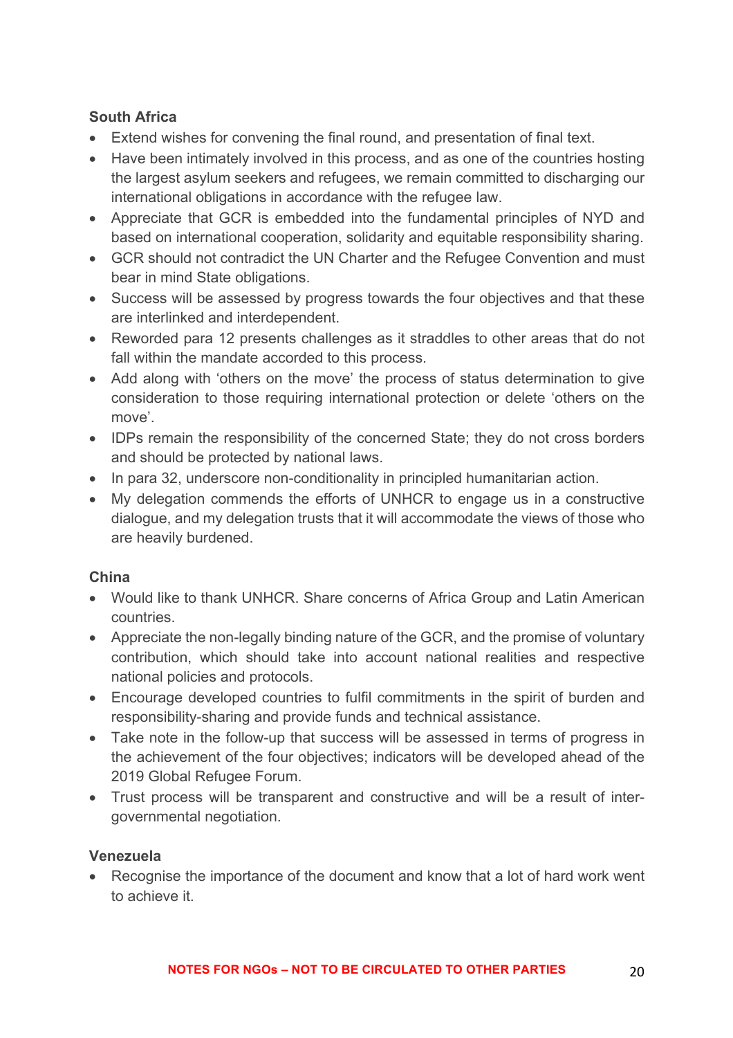**South Africa**

- Extend wishes for convening the final round, and presentation of final text.
- Have been intimately involved in this process, and as one of the countries hosting the largest asylum seekers and refugees, we remain committed to discharging our international obligations in accordance with the refugee law.
- Appreciate that GCR is embedded into the fundamental principles of NYD and based on international cooperation, solidarity and equitable responsibility sharing.
- GCR should not contradict the UN Charter and the Refugee Convention and must bear in mind State obligations.
- Success will be assessed by progress towards the four objectives and that these are interlinked and interdependent.
- Reworded para 12 presents challenges as it straddles to other areas that do not fall within the mandate accorded to this process.
- Add along with 'others on the move' the process of status determination to give consideration to those requiring international protection or delete 'others on the move'.
- IDPs remain the responsibility of the concerned State; they do not cross borders and should be protected by national laws.
- In para 32, underscore non-conditionality in principled humanitarian action.
- My delegation commends the efforts of UNHCR to engage us in a constructive dialogue, and my delegation trusts that it will accommodate the views of those who are heavily burdened.

**China**

- Would like to thank UNHCR. Share concerns of Africa Group and Latin American countries.
- Appreciate the non-legally binding nature of the GCR, and the promise of voluntary contribution, which should take into account national realities and respective national policies and protocols.
- Encourage developed countries to fulfil commitments in the spirit of burden and responsibility-sharing and provide funds and technical assistance.
- Take note in the follow-up that success will be assessed in terms of progress in the achievement of the four objectives; indicators will be developed ahead of the 2019 Global Refugee Forum.
- Trust process will be transparent and constructive and will be a result of inter-governmental negotiation.

**Venezuela**

- Recognise the importance of the document and know that a lot of hard work went to achieve it.

NOTES FOR NGOs – NOT TO BE CIRCULATED TO OTHER PARTIES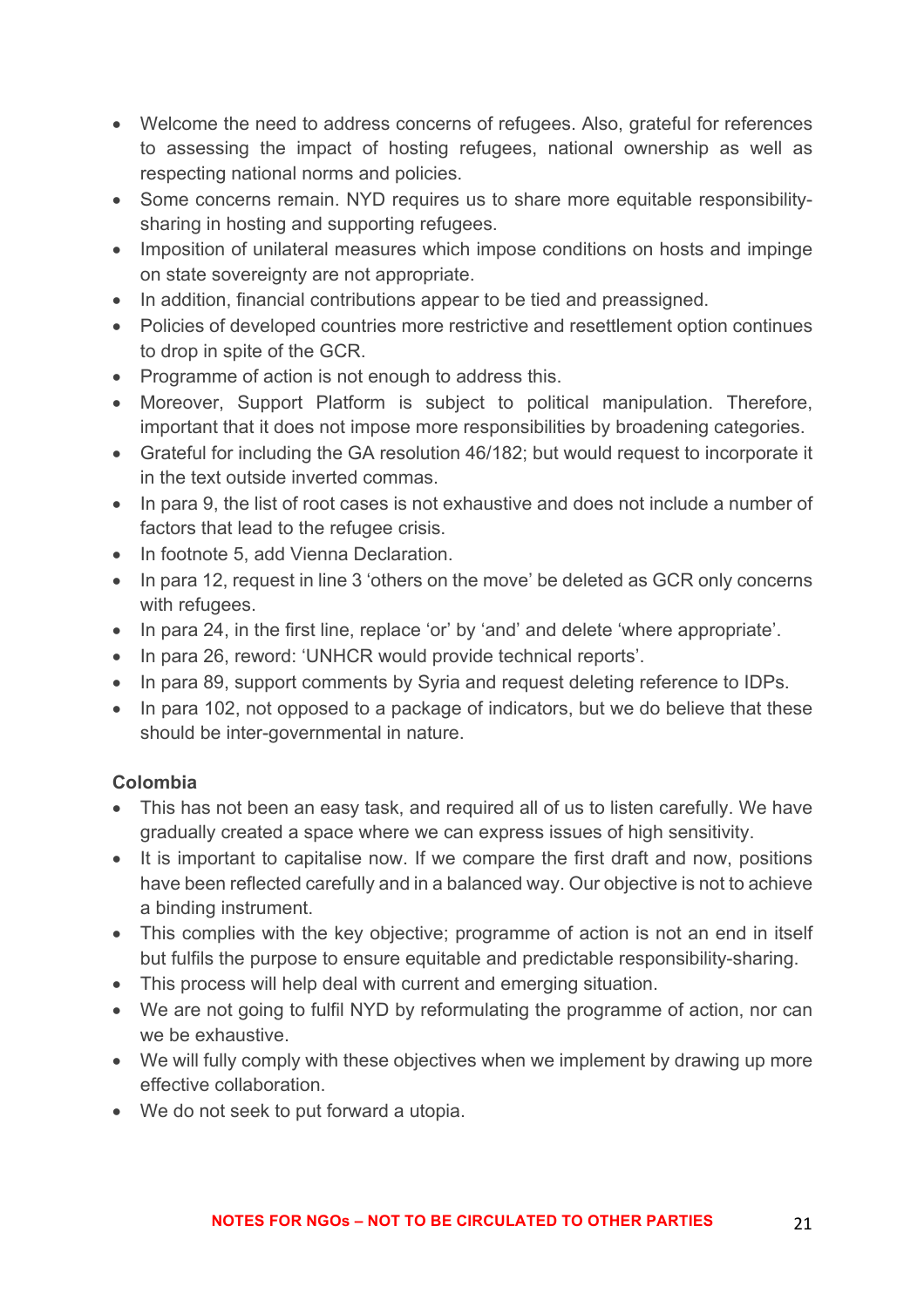- Welcome the need to address concerns of refugees. Also, grateful for references to assessing the impact of hosting refugees, national ownership as well as respecting national norms and policies.
- Some concerns remain. NYD requires us to share more equitable responsibility-sharing in hosting and supporting refugees.
- Imposition of unilateral measures which impose conditions on hosts and impinge on state sovereignty are not appropriate.
- In addition, financial contributions appear to be tied and preassigned.
- Policies of developed countries more restrictive and resettlement option continues to drop in spite of the GCR.
- Programme of action is not enough to address this.
- Moreover, Support Platform is subject to political manipulation. Therefore, important that it does not impose more responsibilities by broadening categories.
- Grateful for including the GA resolution 46/182; but would request to incorporate it in the text outside inverted commas.
- In para 9, the list of root cases is not exhaustive and does not include a number of factors that lead to the refugee crisis.
- In footnote 5, add Vienna Declaration.
- In para 12, request in line 3 'others on the move' be deleted as GCR only concerns with refugees.
- In para 24, in the first line, replace 'or' by 'and' and delete 'where appropriate'.
- In para 26, reword: 'UNHCR would provide technical reports'.
- In para 89, support comments by Syria and request deleting reference to IDPs.
- In para 102, not opposed to a package of indicators, but we do believe that these should be inter-governmental in nature.

**Colombia**

- This has not been an easy task, and required all of us to listen carefully. We have gradually created a space where we can express issues of high sensitivity.
- It is important to capitalise now. If we compare the first draft and now, positions have been reflected carefully and in a balanced way. Our objective is not to achieve a binding instrument.
- This complies with the key objective; programme of action is not an end in itself but fulfils the purpose to ensure equitable and predictable responsibility-sharing.
- This process will help deal with current and emerging situation.
- We are not going to fulfil NYD by reformulating the programme of action, nor can we be exhaustive.
- We will fully comply with these objectives when we implement by drawing up more effective collaboration.
- We do not seek to put forward a utopia.

**NOTES FOR NGOs – NOT TO BE CIRCULATED TO OTHER PARTIES**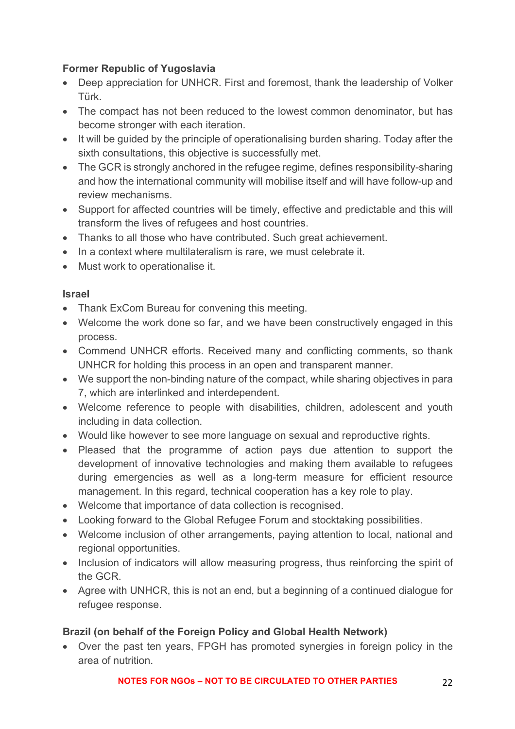**Former Republic of Yugoslavia**

- Deep appreciation for UNHCR. First and foremost, thank the leadership of Volker Türk.
- The compact has not been reduced to the lowest common denominator, but has become stronger with each iteration.
- It will be guided by the principle of operationalising burden sharing. Today after the sixth consultations, this objective is successfully met.
- The GCR is strongly anchored in the refugee regime, defines responsibility-sharing and how the international community will mobilise itself and will have follow-up and review mechanisms.
- Support for affected countries will be timely, effective and predictable and this will transform the lives of refugees and host countries.
- Thanks to all those who have contributed. Such great achievement.
- In a context where multilateralism is rare, we must celebrate it.
- Must work to operationalise it.

**Israel**

- Thank ExCom Bureau for convening this meeting.
- Welcome the work done so far, and we have been constructively engaged in this process.
- Commend UNHCR efforts. Received many and conflicting comments, so thank UNHCR for holding this process in an open and transparent manner.
- We support the non-binding nature of the compact, while sharing objectives in para 7, which are interlinked and interdependent.
- Welcome reference to people with disabilities, children, adolescent and youth including in data collection.
- Would like however to see more language on sexual and reproductive rights.
- Pleased that the programme of action pays due attention to support the development of innovative technologies and making them available to refugees during emergencies as well as a long-term measure for efficient resource management. In this regard, technical cooperation has a key role to play.
- Welcome that importance of data collection is recognised.
- Looking forward to the Global Refugee Forum and stocktaking possibilities.
- Welcome inclusion of other arrangements, paying attention to local, national and regional opportunities.
- Inclusion of indicators will allow measuring progress, thus reinforcing the spirit of the GCR.
- Agree with UNHCR, this is not an end, but a beginning of a continued dialogue for refugee response.

**Brazil (on behalf of the Foreign Policy and Global Health Network)**

- Over the past ten years, FPGH has promoted synergies in foreign policy in the area of nutrition.

NOTES FOR NGOs – NOT TO BE CIRCULATED TO OTHER PARTIES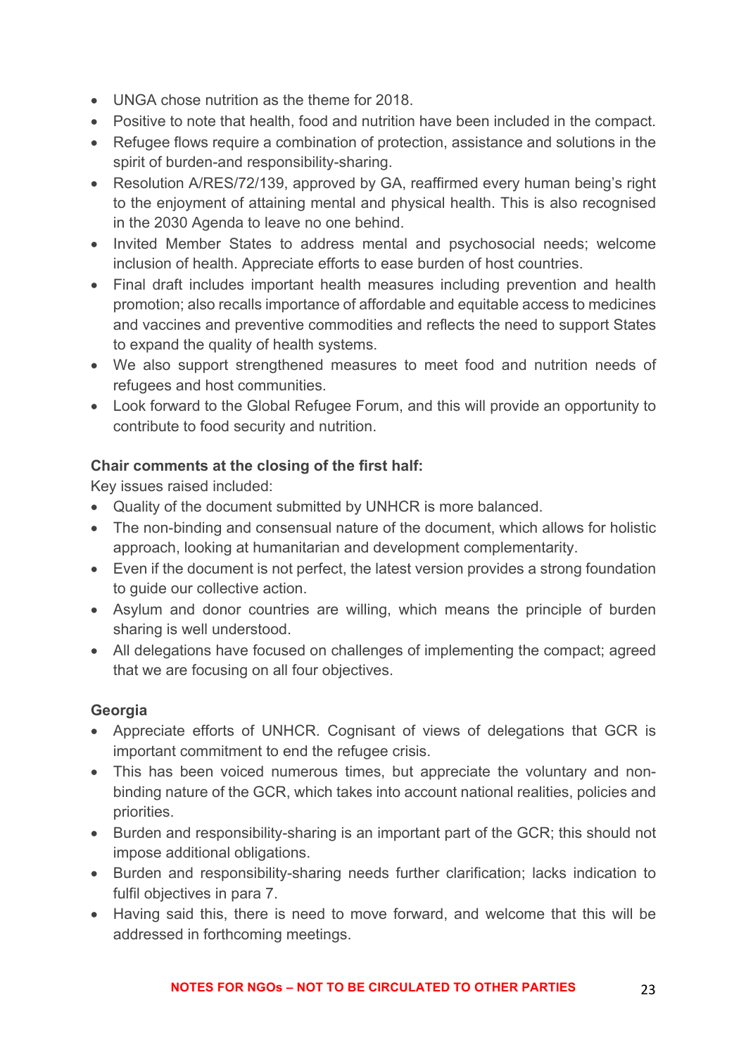- UNGA chose nutrition as the theme for 2018.
- Positive to note that health, food and nutrition have been included in the compact.
- Refugee flows require a combination of protection, assistance and solutions in the spirit of burden-and responsibility-sharing.
- Resolution A/RES/72/139, approved by GA, reaffirmed every human being's right to the enjoyment of attaining mental and physical health. This is also recognised in the 2030 Agenda to leave no one behind.
- Invited Member States to address mental and psychosocial needs; welcome inclusion of health. Appreciate efforts to ease burden of host countries.
- Final draft includes important health measures including prevention and health promotion; also recalls importance of affordable and equitable access to medicines and vaccines and preventive commodities and reflects the need to support States to expand the quality of health systems.
- We also support strengthened measures to meet food and nutrition needs of refugees and host communities.
- Look forward to the Global Refugee Forum, and this will provide an opportunity to contribute to food security and nutrition.

**Chair comments at the closing of the first half:**

Key issues raised included:

- Quality of the document submitted by UNHCR is more balanced.
- The non-binding and consensual nature of the document, which allows for holistic approach, looking at humanitarian and development complementarity.
- Even if the document is not perfect, the latest version provides a strong foundation to guide our collective action.
- Asylum and donor countries are willing, which means the principle of burden sharing is well understood.
- All delegations have focused on challenges of implementing the compact; agreed that we are focusing on all four objectives.

**Georgia**

- Appreciate efforts of UNHCR. Cognisant of views of delegations that GCR is important commitment to end the refugee crisis.
- This has been voiced numerous times, but appreciate the voluntary and non-binding nature of the GCR, which takes into account national realities, policies and priorities.
- Burden and responsibility-sharing is an important part of the GCR; this should not impose additional obligations.
- Burden and responsibility-sharing needs further clarification; lacks indication to fulfil objectives in para 7.
- Having said this, there is need to move forward, and welcome that this will be addressed in forthcoming meetings.

NOTES FOR NGOs – NOT TO BE CIRCULATED TO OTHER PARTIES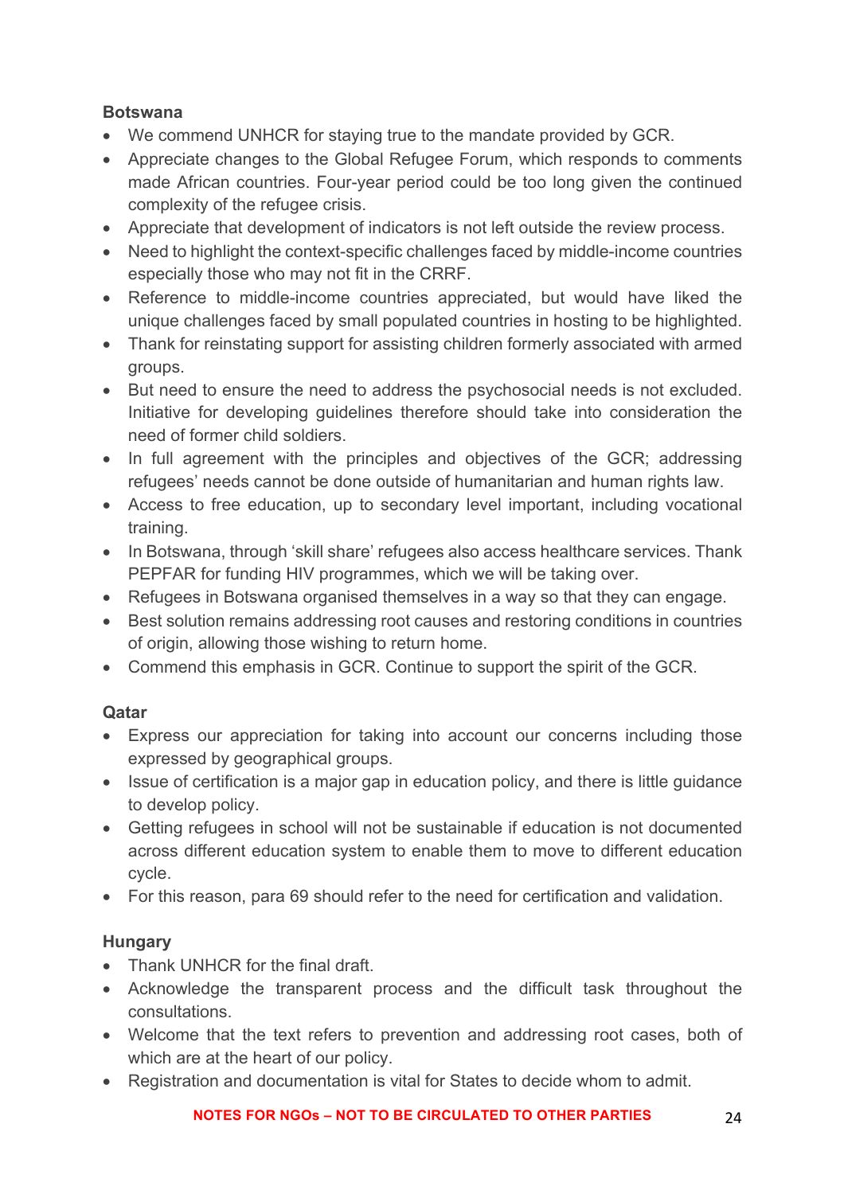**Botswana**

- We commend UNHCR for staying true to the mandate provided by GCR.
- Appreciate changes to the Global Refugee Forum, which responds to comments made African countries. Four-year period could be too long given the continued complexity of the refugee crisis.
- Appreciate that development of indicators is not left outside the review process.
- Need to highlight the context-specific challenges faced by middle-income countries especially those who may not fit in the CRRF.
- Reference to middle-income countries appreciated, but would have liked the unique challenges faced by small populated countries in hosting to be highlighted.
- Thank for reinstating support for assisting children formerly associated with armed groups.
- But need to ensure the need to address the psychosocial needs is not excluded. Initiative for developing guidelines therefore should take into consideration the need of former child soldiers.
- In full agreement with the principles and objectives of the GCR; addressing refugees' needs cannot be done outside of humanitarian and human rights law.
- Access to free education, up to secondary level important, including vocational training.
- In Botswana, through 'skill share' refugees also access healthcare services. Thank PEPFAR for funding HIV programmes, which we will be taking over.
- Refugees in Botswana organised themselves in a way so that they can engage.
- Best solution remains addressing root causes and restoring conditions in countries of origin, allowing those wishing to return home.
- Commend this emphasis in GCR. Continue to support the spirit of the GCR.

**Qatar**

- Express our appreciation for taking into account our concerns including those expressed by geographical groups.
- Issue of certification is a major gap in education policy, and there is little guidance to develop policy.
- Getting refugees in school will not be sustainable if education is not documented across different education system to enable them to move to different education cycle.
- For this reason, para 69 should refer to the need for certification and validation.

**Hungary**

- Thank UNHCR for the final draft.
- Acknowledge the transparent process and the difficult task throughout the consultations.
- Welcome that the text refers to prevention and addressing root cases, both of which are at the heart of our policy.
- Registration and documentation is vital for States to decide whom to admit.

**NOTES FOR NGOs – NOT TO BE CIRCULATED TO OTHER PARTIES**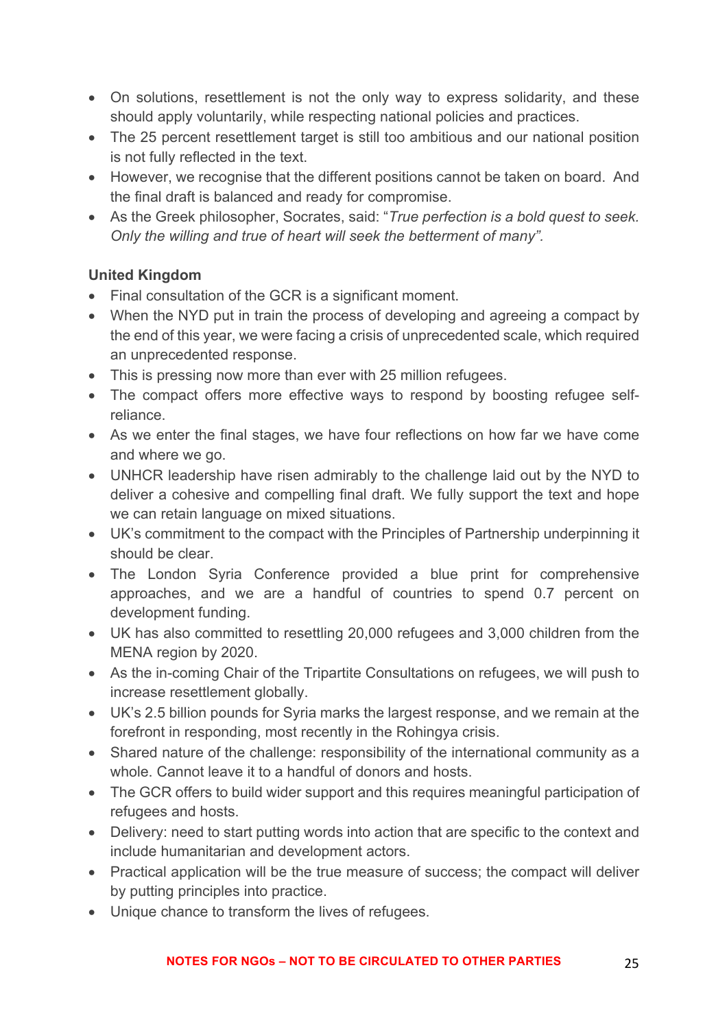- On solutions, resettlement is not the only way to express solidarity, and these should apply voluntarily, while respecting national policies and practices.
- The 25 percent resettlement target is still too ambitious and our national position is not fully reflected in the text.
- However, we recognise that the different positions cannot be taken on board. And the final draft is balanced and ready for compromise.
- As the Greek philosopher, Socrates, said: "*True perfection is a bold quest to seek. Only the willing and true of heart will seek the betterment of many".*

**United Kingdom**

- Final consultation of the GCR is a significant moment.
- When the NYD put in train the process of developing and agreeing a compact by the end of this year, we were facing a crisis of unprecedented scale, which required an unprecedented response.
- This is pressing now more than ever with 25 million refugees.
- The compact offers more effective ways to respond by boosting refugee self-reliance.
- As we enter the final stages, we have four reflections on how far we have come and where we go.
- UNHCR leadership have risen admirably to the challenge laid out by the NYD to deliver a cohesive and compelling final draft. We fully support the text and hope we can retain language on mixed situations.
- UK's commitment to the compact with the Principles of Partnership underpinning it should be clear.
- The London Syria Conference provided a blue print for comprehensive approaches, and we are a handful of countries to spend 0.7 percent on development funding.
- UK has also committed to resettling 20,000 refugees and 3,000 children from the MENA region by 2020.
- As the in-coming Chair of the Tripartite Consultations on refugees, we will push to increase resettlement globally.
- UK's 2.5 billion pounds for Syria marks the largest response, and we remain at the forefront in responding, most recently in the Rohingya crisis.
- Shared nature of the challenge: responsibility of the international community as a whole. Cannot leave it to a handful of donors and hosts.
- The GCR offers to build wider support and this requires meaningful participation of refugees and hosts.
- Delivery: need to start putting words into action that are specific to the context and include humanitarian and development actors.
- Practical application will be the true measure of success; the compact will deliver by putting principles into practice.
- Unique chance to transform the lives of refugees.

NOTES FOR NGOs – NOT TO BE CIRCULATED TO OTHER PARTIES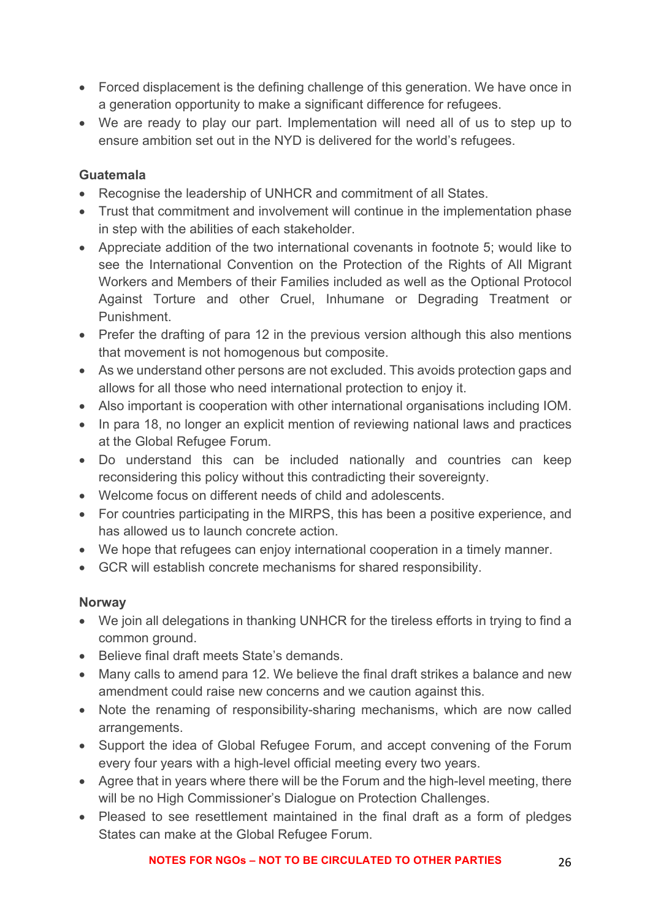- Forced displacement is the defining challenge of this generation. We have once in a generation opportunity to make a significant difference for refugees.
- We are ready to play our part. Implementation will need all of us to step up to ensure ambition set out in the NYD is delivered for the world's refugees.

**Guatemala**

- Recognise the leadership of UNHCR and commitment of all States.
- Trust that commitment and involvement will continue in the implementation phase in step with the abilities of each stakeholder.
- Appreciate addition of the two international covenants in footnote 5; would like to see the International Convention on the Protection of the Rights of All Migrant Workers and Members of their Families included as well as the Optional Protocol Against Torture and other Cruel, Inhumane or Degrading Treatment or Punishment.
- Prefer the drafting of para 12 in the previous version although this also mentions that movement is not homogenous but composite.
- As we understand other persons are not excluded. This avoids protection gaps and allows for all those who need international protection to enjoy it.
- Also important is cooperation with other international organisations including IOM.
- In para 18, no longer an explicit mention of reviewing national laws and practices at the Global Refugee Forum.
- Do understand this can be included nationally and countries can keep reconsidering this policy without this contradicting their sovereignty.
- Welcome focus on different needs of child and adolescents.
- For countries participating in the MIRPS, this has been a positive experience, and has allowed us to launch concrete action.
- We hope that refugees can enjoy international cooperation in a timely manner.
- GCR will establish concrete mechanisms for shared responsibility.

**Norway**

- We join all delegations in thanking UNHCR for the tireless efforts in trying to find a common ground.
- Believe final draft meets State's demands.
- Many calls to amend para 12. We believe the final draft strikes a balance and new amendment could raise new concerns and we caution against this.
- Note the renaming of responsibility-sharing mechanisms, which are now called arrangements.
- Support the idea of Global Refugee Forum, and accept convening of the Forum every four years with a high-level official meeting every two years.
- Agree that in years where there will be the Forum and the high-level meeting, there will be no High Commissioner's Dialogue on Protection Challenges.
- Pleased to see resettlement maintained in the final draft as a form of pledges States can make at the Global Refugee Forum.

**NOTES FOR NGOs – NOT TO BE CIRCULATED TO OTHER PARTIES**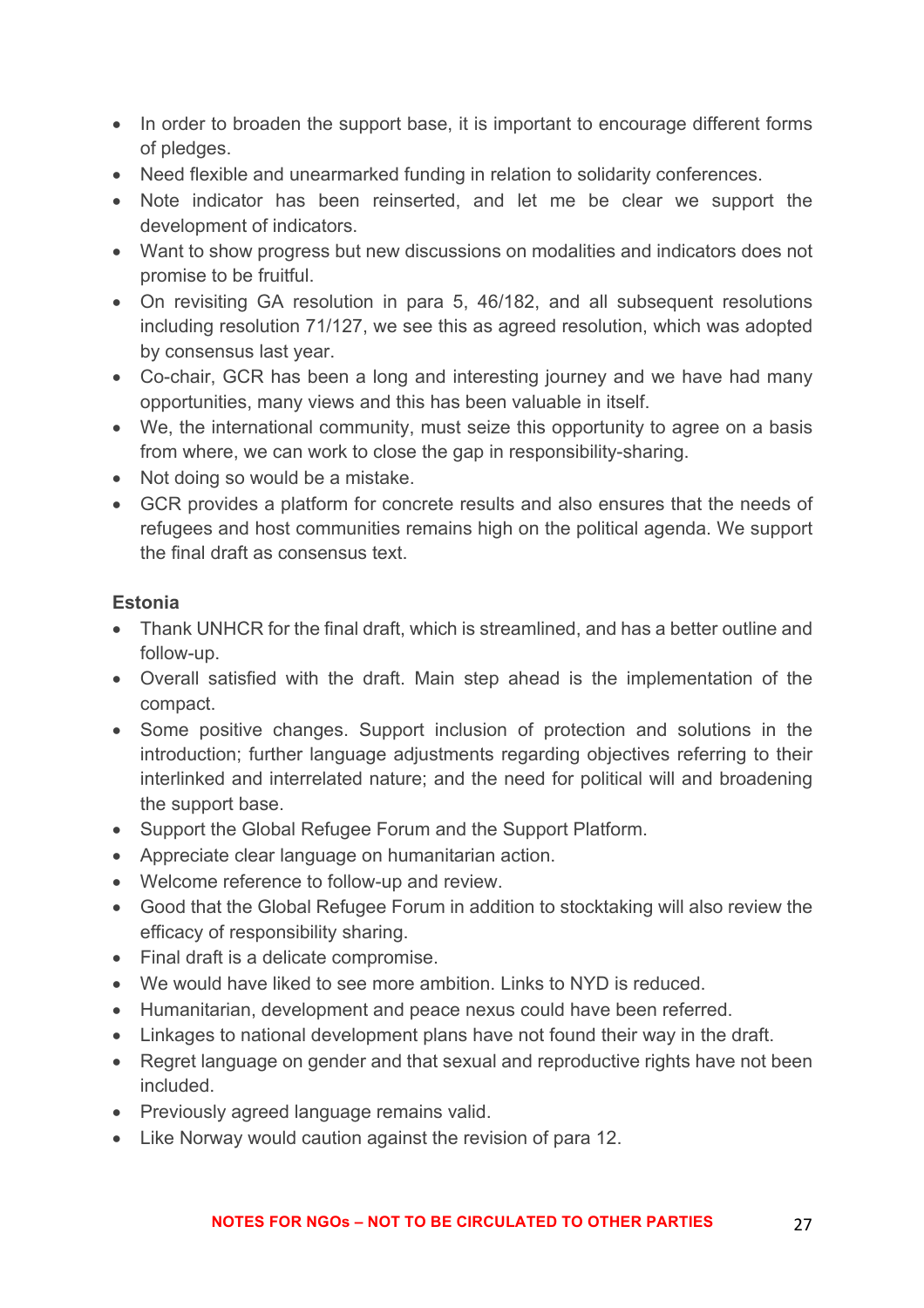- In order to broaden the support base, it is important to encourage different forms of pledges.
- Need flexible and unearmarked funding in relation to solidarity conferences.
- Note indicator has been reinserted, and let me be clear we support the development of indicators.
- Want to show progress but new discussions on modalities and indicators does not promise to be fruitful.
- On revisiting GA resolution in para 5, 46/182, and all subsequent resolutions including resolution 71/127, we see this as agreed resolution, which was adopted by consensus last year.
- Co-chair, GCR has been a long and interesting journey and we have had many opportunities, many views and this has been valuable in itself.
- We, the international community, must seize this opportunity to agree on a basis from where, we can work to close the gap in responsibility-sharing.
- Not doing so would be a mistake.
- GCR provides a platform for concrete results and also ensures that the needs of refugees and host communities remains high on the political agenda. We support the final draft as consensus text.

**Estonia**

- Thank UNHCR for the final draft, which is streamlined, and has a better outline and follow-up.
- Overall satisfied with the draft. Main step ahead is the implementation of the compact.
- Some positive changes. Support inclusion of protection and solutions in the introduction; further language adjustments regarding objectives referring to their interlinked and interrelated nature; and the need for political will and broadening the support base.
- Support the Global Refugee Forum and the Support Platform.
- Appreciate clear language on humanitarian action.
- Welcome reference to follow-up and review.
- Good that the Global Refugee Forum in addition to stocktaking will also review the efficacy of responsibility sharing.
- Final draft is a delicate compromise.
- We would have liked to see more ambition. Links to NYD is reduced.
- Humanitarian, development and peace nexus could have been referred.
- Linkages to national development plans have not found their way in the draft.
- Regret language on gender and that sexual and reproductive rights have not been included.
- Previously agreed language remains valid.
- Like Norway would caution against the revision of para 12.

NOTES FOR NGOs – NOT TO BE CIRCULATED TO OTHER PARTIES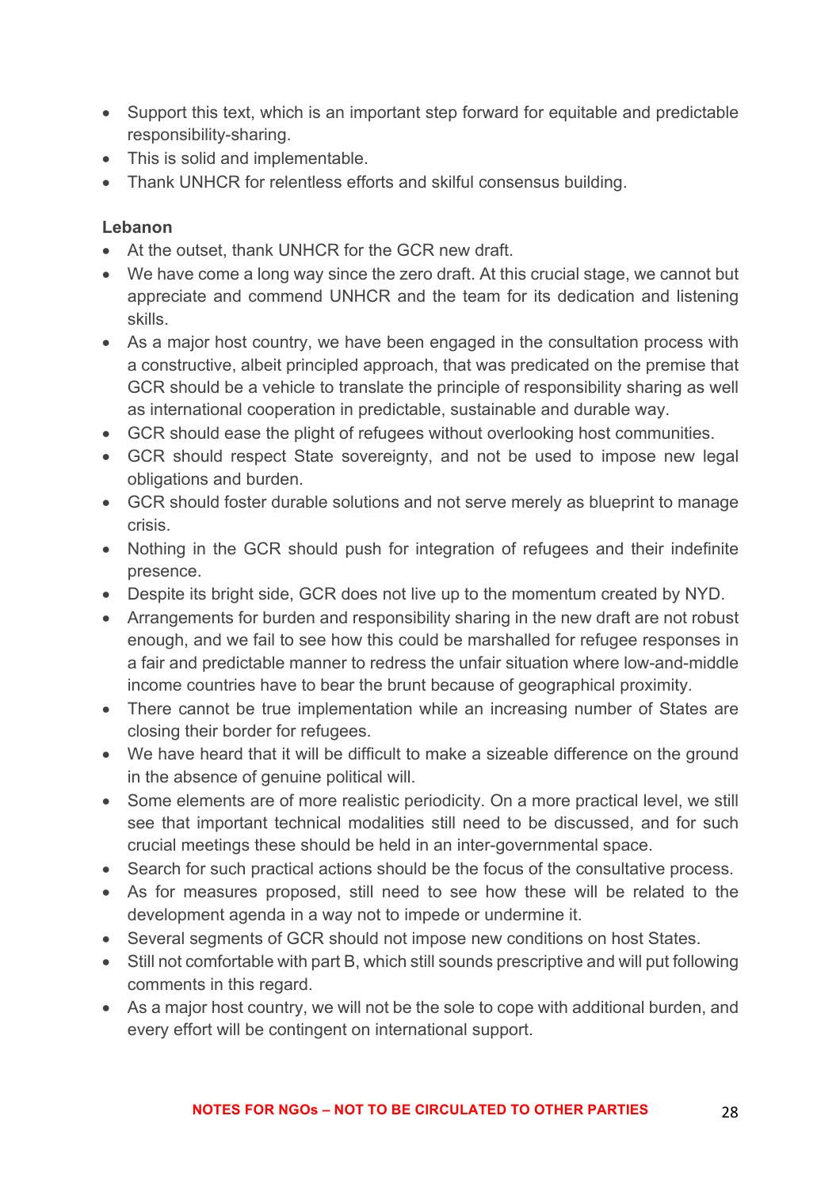- Support this text, which is an important step forward for equitable and predictable responsibility-sharing.
- This is solid and implementable.
- Thank UNHCR for relentless efforts and skilful consensus building.

**Lebanon**

- At the outset, thank UNHCR for the GCR new draft.
- We have come a long way since the zero draft. At this crucial stage, we cannot but appreciate and commend UNHCR and the team for its dedication and listening skills.
- As a major host country, we have been engaged in the consultation process with a constructive, albeit principled approach, that was predicated on the premise that GCR should be a vehicle to translate the principle of responsibility sharing as well as international cooperation in predictable, sustainable and durable way.
- GCR should ease the plight of refugees without overlooking host communities.
- GCR should respect State sovereignty, and not be used to impose new legal obligations and burden.
- GCR should foster durable solutions and not serve merely as blueprint to manage crisis.
- Nothing in the GCR should push for integration of refugees and their indefinite presence.
- Despite its bright side, GCR does not live up to the momentum created by NYD.
- Arrangements for burden and responsibility sharing in the new draft are not robust enough, and we fail to see how this could be marshalled for refugee responses in a fair and predictable manner to redress the unfair situation where low-and-middle income countries have to bear the brunt because of geographical proximity.
- There cannot be true implementation while an increasing number of States are closing their border for refugees.
- We have heard that it will be difficult to make a sizeable difference on the ground in the absence of genuine political will.
- Some elements are of more realistic periodicity. On a more practical level, we still see that important technical modalities still need to be discussed, and for such crucial meetings these should be held in an inter-governmental space.
- Search for such practical actions should be the focus of the consultative process.
- As for measures proposed, still need to see how these will be related to the development agenda in a way not to impede or undermine it.
- Several segments of GCR should not impose new conditions on host States.
- Still not comfortable with part B, which still sounds prescriptive and will put following comments in this regard.
- As a major host country, we will not be the sole to cope with additional burden, and every effort will be contingent on international support.

**NOTES FOR NGOs – NOT TO BE CIRCULATED TO OTHER PARTIES**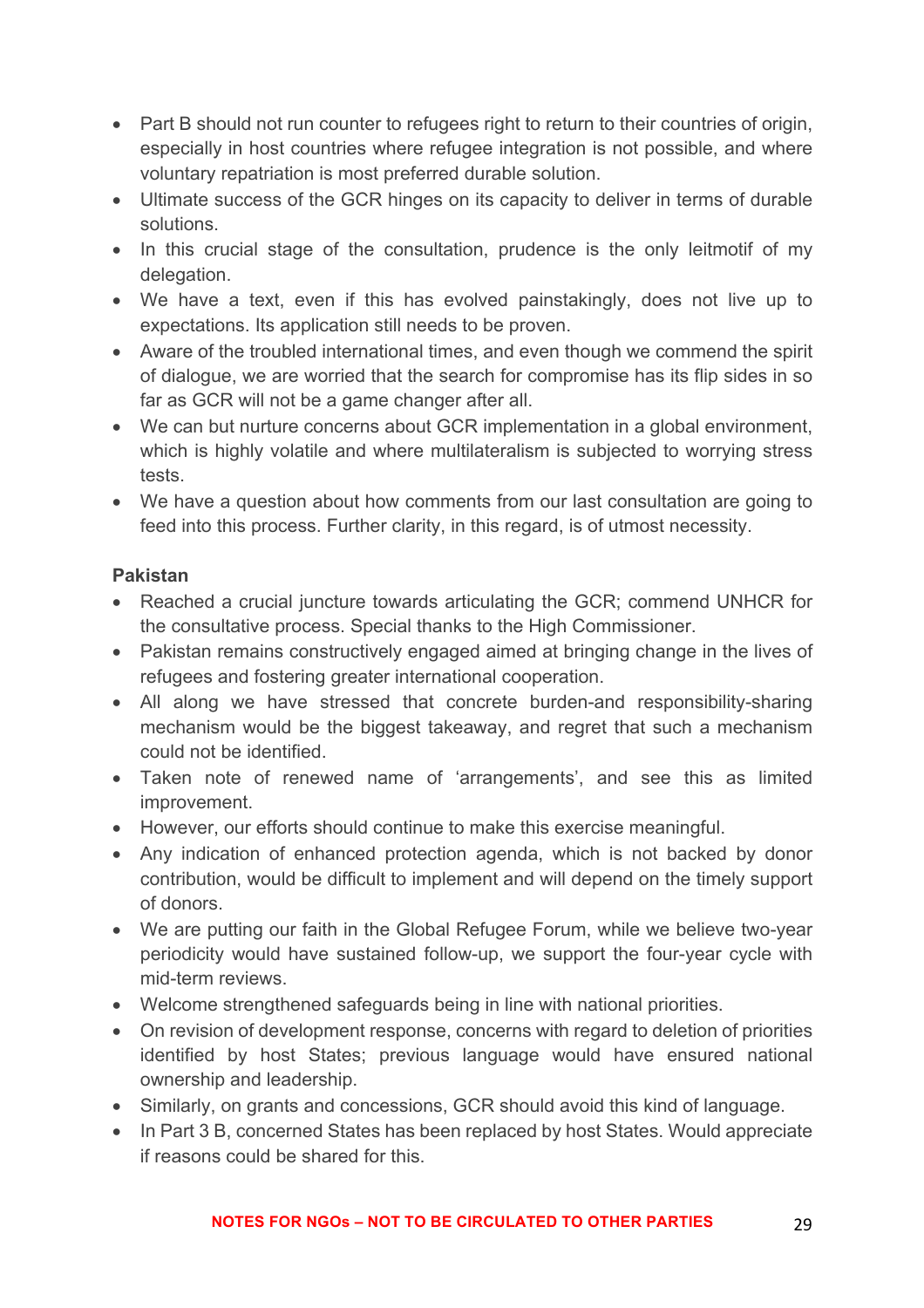- Part B should not run counter to refugees right to return to their countries of origin, especially in host countries where refugee integration is not possible, and where voluntary repatriation is most preferred durable solution.
- Ultimate success of the GCR hinges on its capacity to deliver in terms of durable solutions.
- In this crucial stage of the consultation, prudence is the only leitmotif of my delegation.
- We have a text, even if this has evolved painstakingly, does not live up to expectations. Its application still needs to be proven.
- Aware of the troubled international times, and even though we commend the spirit of dialogue, we are worried that the search for compromise has its flip sides in so far as GCR will not be a game changer after all.
- We can but nurture concerns about GCR implementation in a global environment, which is highly volatile and where multilateralism is subjected to worrying stress tests.
- We have a question about how comments from our last consultation are going to feed into this process. Further clarity, in this regard, is of utmost necessity.

**Pakistan**

- Reached a crucial juncture towards articulating the GCR; commend UNHCR for the consultative process. Special thanks to the High Commissioner.
- Pakistan remains constructively engaged aimed at bringing change in the lives of refugees and fostering greater international cooperation.
- All along we have stressed that concrete burden-and responsibility-sharing mechanism would be the biggest takeaway, and regret that such a mechanism could not be identified.
- Taken note of renewed name of 'arrangements', and see this as limited improvement.
- However, our efforts should continue to make this exercise meaningful.
- Any indication of enhanced protection agenda, which is not backed by donor contribution, would be difficult to implement and will depend on the timely support of donors.
- We are putting our faith in the Global Refugee Forum, while we believe two-year periodicity would have sustained follow-up, we support the four-year cycle with mid-term reviews.
- Welcome strengthened safeguards being in line with national priorities.
- On revision of development response, concerns with regard to deletion of priorities identified by host States; previous language would have ensured national ownership and leadership.
- Similarly, on grants and concessions, GCR should avoid this kind of language.
- In Part 3 B, concerned States has been replaced by host States. Would appreciate if reasons could be shared for this.

NOTES FOR NGOs – NOT TO BE CIRCULATED TO OTHER PARTIES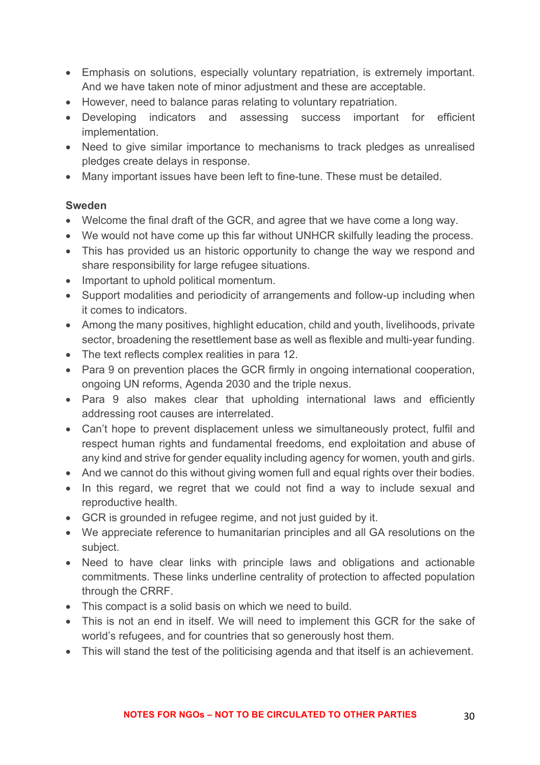- Emphasis on solutions, especially voluntary repatriation, is extremely important. And we have taken note of minor adjustment and these are acceptable.
- However, need to balance paras relating to voluntary repatriation.
- Developing indicators and assessing success important for efficient implementation.
- Need to give similar importance to mechanisms to track pledges as unrealised pledges create delays in response.
- Many important issues have been left to fine-tune. These must be detailed.

**Sweden**

- Welcome the final draft of the GCR, and agree that we have come a long way.
- We would not have come up this far without UNHCR skilfully leading the process.
- This has provided us an historic opportunity to change the way we respond and share responsibility for large refugee situations.
- Important to uphold political momentum.
- Support modalities and periodicity of arrangements and follow-up including when it comes to indicators.
- Among the many positives, highlight education, child and youth, livelihoods, private sector, broadening the resettlement base as well as flexible and multi-year funding.
- The text reflects complex realities in para 12.
- Para 9 on prevention places the GCR firmly in ongoing international cooperation, ongoing UN reforms, Agenda 2030 and the triple nexus.
- Para 9 also makes clear that upholding international laws and efficiently addressing root causes are interrelated.
- Can't hope to prevent displacement unless we simultaneously protect, fulfil and respect human rights and fundamental freedoms, end exploitation and abuse of any kind and strive for gender equality including agency for women, youth and girls.
- And we cannot do this without giving women full and equal rights over their bodies.
- In this regard, we regret that we could not find a way to include sexual and reproductive health.
- GCR is grounded in refugee regime, and not just guided by it.
- We appreciate reference to humanitarian principles and all GA resolutions on the subject.
- Need to have clear links with principle laws and obligations and actionable commitments. These links underline centrality of protection to affected population through the CRRF.
- This compact is a solid basis on which we need to build.
- This is not an end in itself. We will need to implement this GCR for the sake of world's refugees, and for countries that so generously host them.
- This will stand the test of the politicising agenda and that itself is an achievement.

NOTES FOR NGOs – NOT TO BE CIRCULATED TO OTHER PARTIES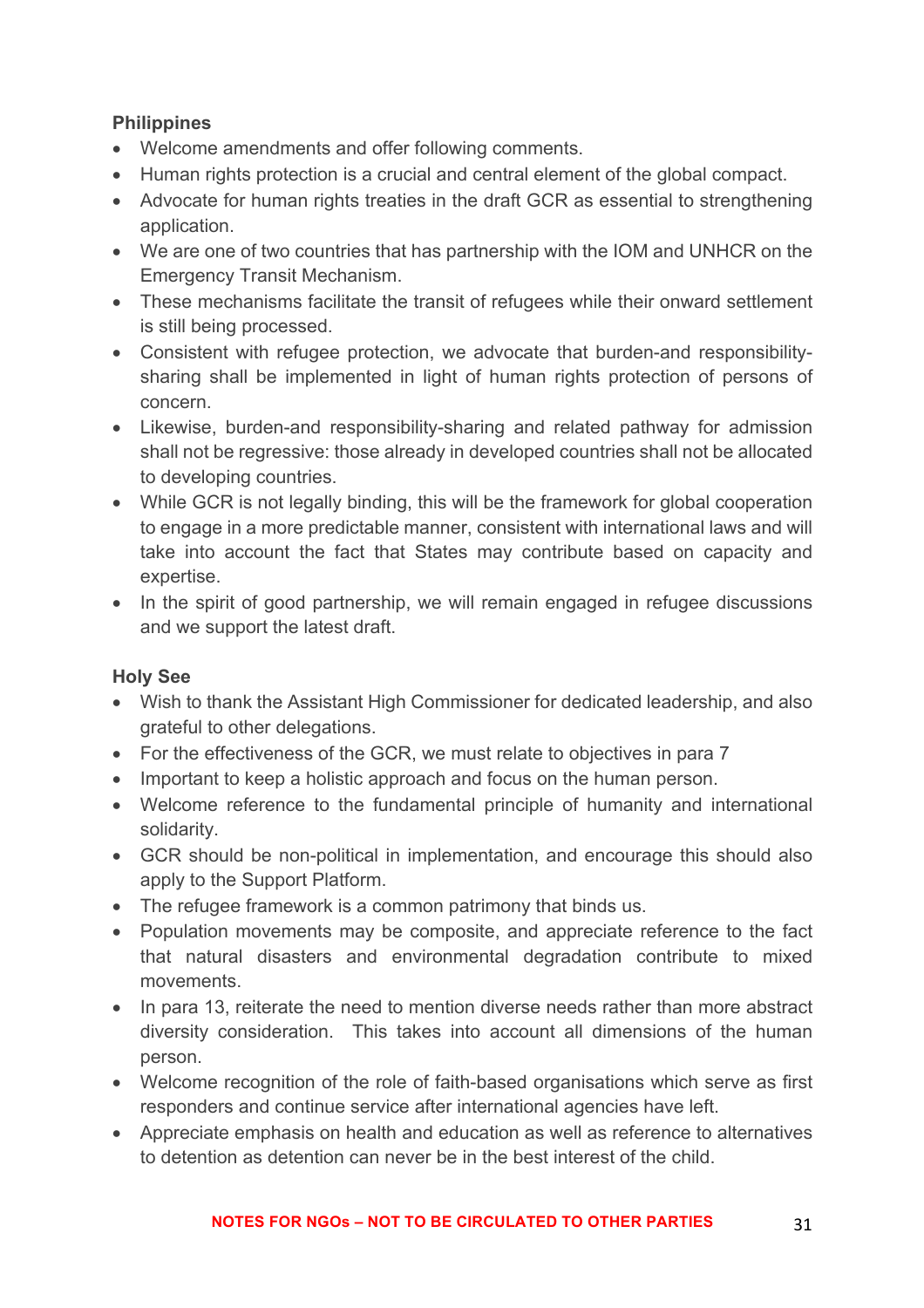**Philippines**

- Welcome amendments and offer following comments.
- Human rights protection is a crucial and central element of the global compact.
- Advocate for human rights treaties in the draft GCR as essential to strengthening application.
- We are one of two countries that has partnership with the IOM and UNHCR on the Emergency Transit Mechanism.
- These mechanisms facilitate the transit of refugees while their onward settlement is still being processed.
- Consistent with refugee protection, we advocate that burden-and responsibility-sharing shall be implemented in light of human rights protection of persons of concern.
- Likewise, burden-and responsibility-sharing and related pathway for admission shall not be regressive: those already in developed countries shall not be allocated to developing countries.
- While GCR is not legally binding, this will be the framework for global cooperation to engage in a more predictable manner, consistent with international laws and will take into account the fact that States may contribute based on capacity and expertise.
- In the spirit of good partnership, we will remain engaged in refugee discussions and we support the latest draft.

**Holy See**

- Wish to thank the Assistant High Commissioner for dedicated leadership, and also grateful to other delegations.
- For the effectiveness of the GCR, we must relate to objectives in para 7
- Important to keep a holistic approach and focus on the human person.
- Welcome reference to the fundamental principle of humanity and international solidarity.
- GCR should be non-political in implementation, and encourage this should also apply to the Support Platform.
- The refugee framework is a common patrimony that binds us.
- Population movements may be composite, and appreciate reference to the fact that natural disasters and environmental degradation contribute to mixed movements.
- In para 13, reiterate the need to mention diverse needs rather than more abstract diversity consideration. This takes into account all dimensions of the human person.
- Welcome recognition of the role of faith-based organisations which serve as first responders and continue service after international agencies have left.
- Appreciate emphasis on health and education as well as reference to alternatives to detention as detention can never be in the best interest of the child.

NOTES FOR NGOs – NOT TO BE CIRCULATED TO OTHER PARTIES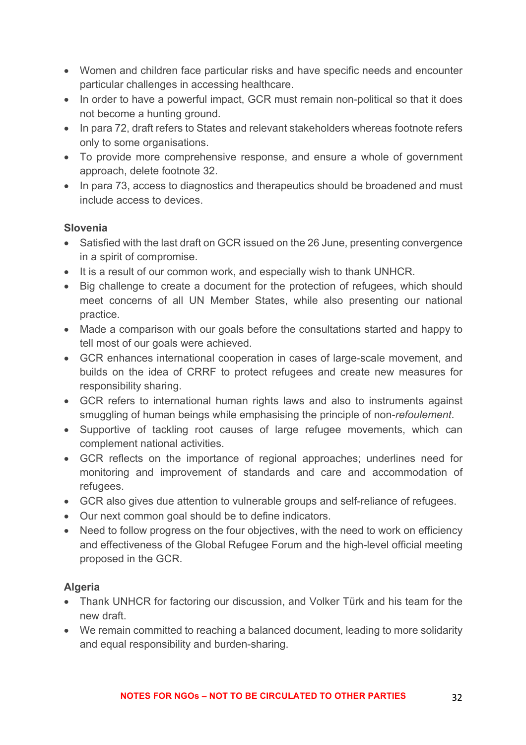- Women and children face particular risks and have specific needs and encounter particular challenges in accessing healthcare.
- In order to have a powerful impact, GCR must remain non-political so that it does not become a hunting ground.
- In para 72, draft refers to States and relevant stakeholders whereas footnote refers only to some organisations.
- To provide more comprehensive response, and ensure a whole of government approach, delete footnote 32.
- In para 73, access to diagnostics and therapeutics should be broadened and must include access to devices.

**Slovenia**

- Satisfied with the last draft on GCR issued on the 26 June, presenting convergence in a spirit of compromise.
- It is a result of our common work, and especially wish to thank UNHCR.
- Big challenge to create a document for the protection of refugees, which should meet concerns of all UN Member States, while also presenting our national practice.
- Made a comparison with our goals before the consultations started and happy to tell most of our goals were achieved.
- GCR enhances international cooperation in cases of large-scale movement, and builds on the idea of CRRF to protect refugees and create new measures for responsibility sharing.
- GCR refers to international human rights laws and also to instruments against smuggling of human beings while emphasising the principle of non-*refoulement*.
- Supportive of tackling root causes of large refugee movements, which can complement national activities.
- GCR reflects on the importance of regional approaches; underlines need for monitoring and improvement of standards and care and accommodation of refugees.
- GCR also gives due attention to vulnerable groups and self-reliance of refugees.
- Our next common goal should be to define indicators.
- Need to follow progress on the four objectives, with the need to work on efficiency and effectiveness of the Global Refugee Forum and the high-level official meeting proposed in the GCR.

**Algeria**

- Thank UNHCR for factoring our discussion, and Volker Türk and his team for the new draft.
- We remain committed to reaching a balanced document, leading to more solidarity and equal responsibility and burden-sharing.

NOTES FOR NGOs – NOT TO BE CIRCULATED TO OTHER PARTIES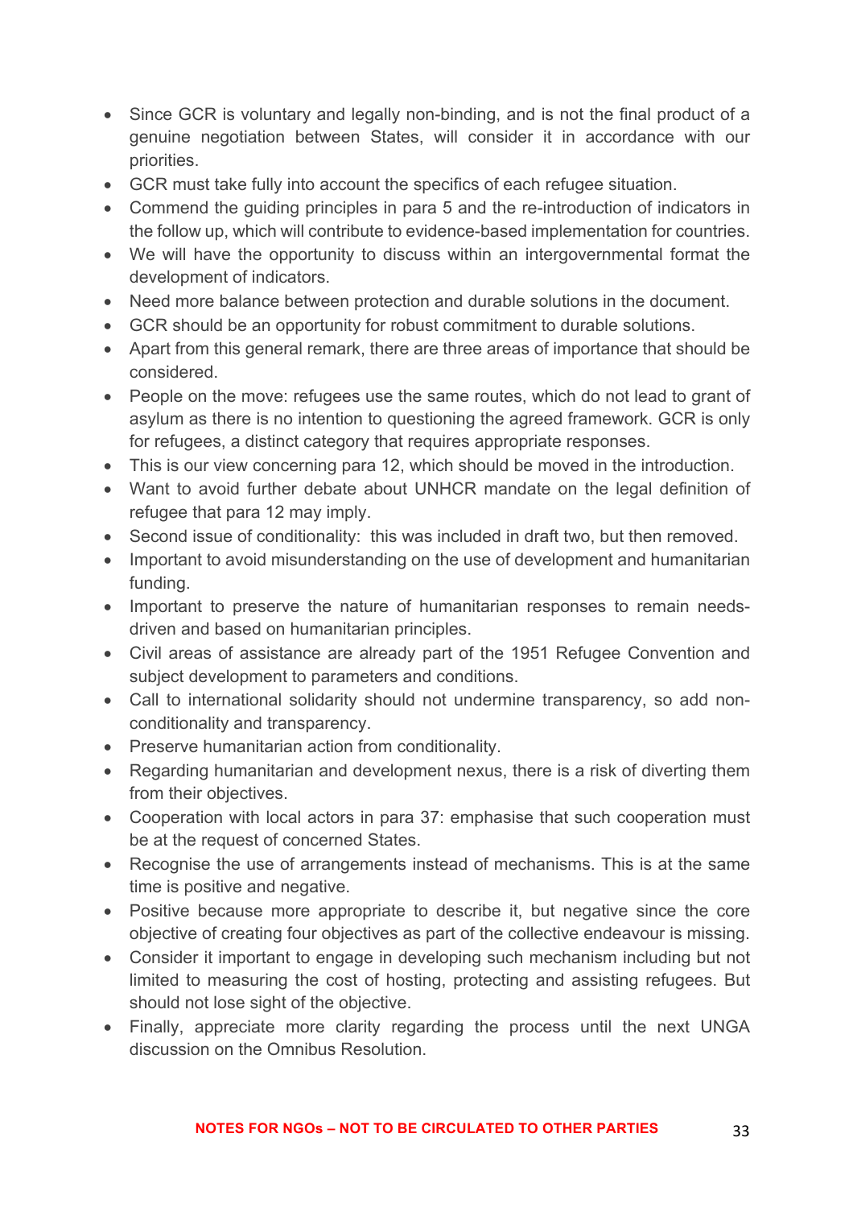- Since GCR is voluntary and legally non-binding, and is not the final product of a genuine negotiation between States, will consider it in accordance with our priorities.
- GCR must take fully into account the specifics of each refugee situation.
- Commend the guiding principles in para 5 and the re-introduction of indicators in the follow up, which will contribute to evidence-based implementation for countries.
- We will have the opportunity to discuss within an intergovernmental format the development of indicators.
- Need more balance between protection and durable solutions in the document.
- GCR should be an opportunity for robust commitment to durable solutions.
- Apart from this general remark, there are three areas of importance that should be considered.
- People on the move: refugees use the same routes, which do not lead to grant of asylum as there is no intention to questioning the agreed framework. GCR is only for refugees, a distinct category that requires appropriate responses.
- This is our view concerning para 12, which should be moved in the introduction.
- Want to avoid further debate about UNHCR mandate on the legal definition of refugee that para 12 may imply.
- Second issue of conditionality: this was included in draft two, but then removed.
- Important to avoid misunderstanding on the use of development and humanitarian funding.
- Important to preserve the nature of humanitarian responses to remain needs-driven and based on humanitarian principles.
- Civil areas of assistance are already part of the 1951 Refugee Convention and subject development to parameters and conditions.
- Call to international solidarity should not undermine transparency, so add non-conditionality and transparency.
- Preserve humanitarian action from conditionality.
- Regarding humanitarian and development nexus, there is a risk of diverting them from their objectives.
- Cooperation with local actors in para 37: emphasise that such cooperation must be at the request of concerned States.
- Recognise the use of arrangements instead of mechanisms. This is at the same time is positive and negative.
- Positive because more appropriate to describe it, but negative since the core objective of creating four objectives as part of the collective endeavour is missing.
- Consider it important to engage in developing such mechanism including but not limited to measuring the cost of hosting, protecting and assisting refugees. But should not lose sight of the objective.
- Finally, appreciate more clarity regarding the process until the next UNGA discussion on the Omnibus Resolution.

**NOTES FOR NGOs – NOT TO BE CIRCULATED TO OTHER PARTIES**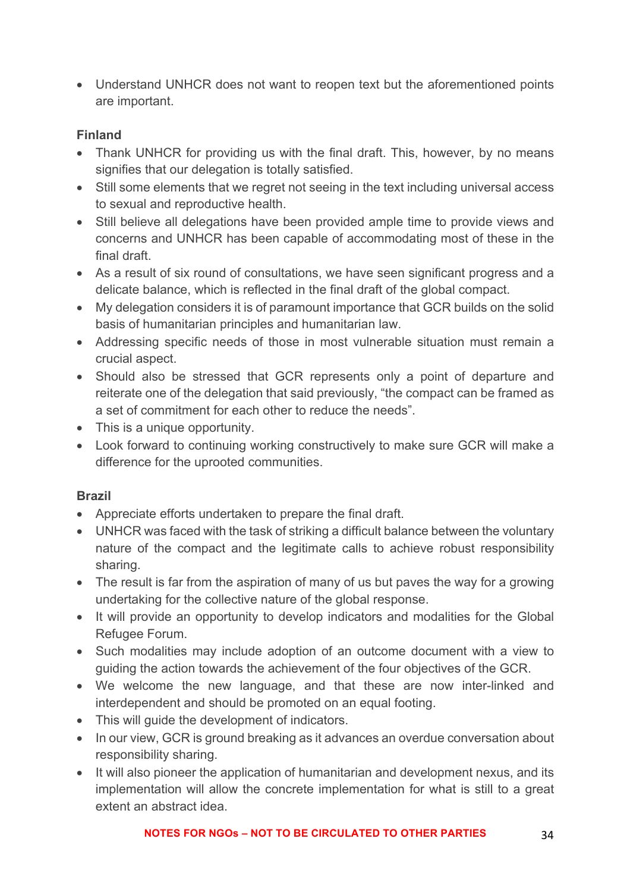- Understand UNHCR does not want to reopen text but the aforementioned points are important.

**Finland**

- Thank UNHCR for providing us with the final draft. This, however, by no means signifies that our delegation is totally satisfied.
- Still some elements that we regret not seeing in the text including universal access to sexual and reproductive health.
- Still believe all delegations have been provided ample time to provide views and concerns and UNHCR has been capable of accommodating most of these in the final draft.
- As a result of six round of consultations, we have seen significant progress and a delicate balance, which is reflected in the final draft of the global compact.
- My delegation considers it is of paramount importance that GCR builds on the solid basis of humanitarian principles and humanitarian law.
- Addressing specific needs of those in most vulnerable situation must remain a crucial aspect.
- Should also be stressed that GCR represents only a point of departure and reiterate one of the delegation that said previously, "the compact can be framed as a set of commitment for each other to reduce the needs".
- This is a unique opportunity.
- Look forward to continuing working constructively to make sure GCR will make a difference for the uprooted communities.

**Brazil**

- Appreciate efforts undertaken to prepare the final draft.
- UNHCR was faced with the task of striking a difficult balance between the voluntary nature of the compact and the legitimate calls to achieve robust responsibility sharing.
- The result is far from the aspiration of many of us but paves the way for a growing undertaking for the collective nature of the global response.
- It will provide an opportunity to develop indicators and modalities for the Global Refugee Forum.
- Such modalities may include adoption of an outcome document with a view to guiding the action towards the achievement of the four objectives of the GCR.
- We welcome the new language, and that these are now inter-linked and interdependent and should be promoted on an equal footing.
- This will guide the development of indicators.
- In our view, GCR is ground breaking as it advances an overdue conversation about responsibility sharing.
- It will also pioneer the application of humanitarian and development nexus, and its implementation will allow the concrete implementation for what is still to a great extent an abstract idea.

NOTES FOR NGOs – NOT TO BE CIRCULATED TO OTHER PARTIES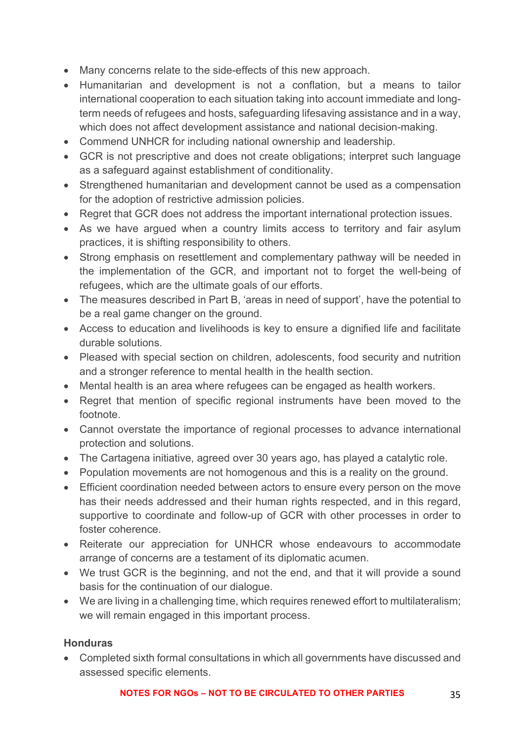- Many concerns relate to the side-effects of this new approach.
- Humanitarian and development is not a conflation, but a means to tailor international cooperation to each situation taking into account immediate and long-term needs of refugees and hosts, safeguarding lifesaving assistance and in a way, which does not affect development assistance and national decision-making.
- Commend UNHCR for including national ownership and leadership.
- GCR is not prescriptive and does not create obligations; interpret such language as a safeguard against establishment of conditionality.
- Strengthened humanitarian and development cannot be used as a compensation for the adoption of restrictive admission policies.
- Regret that GCR does not address the important international protection issues.
- As we have argued when a country limits access to territory and fair asylum practices, it is shifting responsibility to others.
- Strong emphasis on resettlement and complementary pathway will be needed in the implementation of the GCR, and important not to forget the well-being of refugees, which are the ultimate goals of our efforts.
- The measures described in Part B, 'areas in need of support', have the potential to be a real game changer on the ground.
- Access to education and livelihoods is key to ensure a dignified life and facilitate durable solutions.
- Pleased with special section on children, adolescents, food security and nutrition and a stronger reference to mental health in the health section.
- Mental health is an area where refugees can be engaged as health workers.
- Regret that mention of specific regional instruments have been moved to the footnote.
- Cannot overstate the importance of regional processes to advance international protection and solutions.
- The Cartagena initiative, agreed over 30 years ago, has played a catalytic role.
- Population movements are not homogenous and this is a reality on the ground.
- Efficient coordination needed between actors to ensure every person on the move has their needs addressed and their human rights respected, and in this regard, supportive to coordinate and follow-up of GCR with other processes in order to foster coherence.
- Reiterate our appreciation for UNHCR whose endeavours to accommodate arrange of concerns are a testament of its diplomatic acumen.
- We trust GCR is the beginning, and not the end, and that it will provide a sound basis for the continuation of our dialogue.
- We are living in a challenging time, which requires renewed effort to multilateralism; we will remain engaged in this important process.

**Honduras**

- Completed sixth formal consultations in which all governments have discussed and assessed specific elements.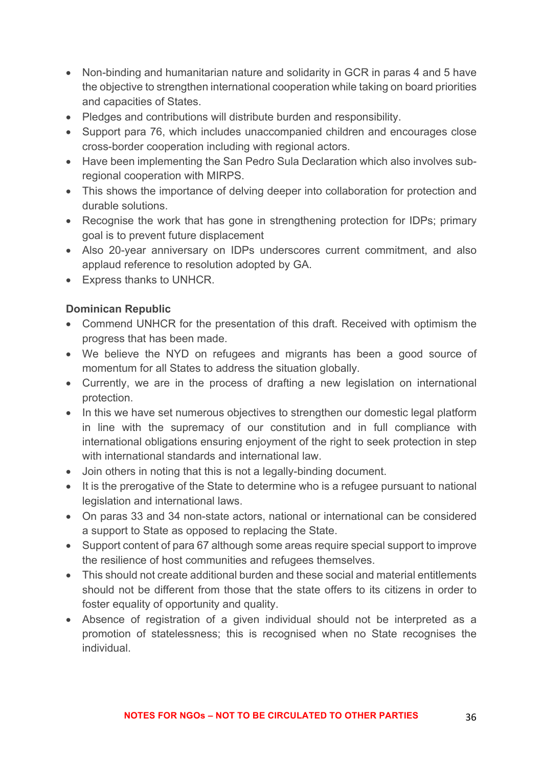- Non-binding and humanitarian nature and solidarity in GCR in paras 4 and 5 have the objective to strengthen international cooperation while taking on board priorities and capacities of States.
- Pledges and contributions will distribute burden and responsibility.
- Support para 76, which includes unaccompanied children and encourages close cross-border cooperation including with regional actors.
- Have been implementing the San Pedro Sula Declaration which also involves sub-regional cooperation with MIRPS.
- This shows the importance of delving deeper into collaboration for protection and durable solutions.
- Recognise the work that has gone in strengthening protection for IDPs; primary goal is to prevent future displacement
- Also 20-year anniversary on IDPs underscores current commitment, and also applaud reference to resolution adopted by GA.
- Express thanks to UNHCR.

**Dominican Republic**

- Commend UNHCR for the presentation of this draft. Received with optimism the progress that has been made.
- We believe the NYD on refugees and migrants has been a good source of momentum for all States to address the situation globally.
- Currently, we are in the process of drafting a new legislation on international protection.
- In this we have set numerous objectives to strengthen our domestic legal platform in line with the supremacy of our constitution and in full compliance with international obligations ensuring enjoyment of the right to seek protection in step with international standards and international law.
- Join others in noting that this is not a legally-binding document.
- It is the prerogative of the State to determine who is a refugee pursuant to national legislation and international laws.
- On paras 33 and 34 non-state actors, national or international can be considered a support to State as opposed to replacing the State.
- Support content of para 67 although some areas require special support to improve the resilience of host communities and refugees themselves.
- This should not create additional burden and these social and material entitlements should not be different from those that the state offers to its citizens in order to foster equality of opportunity and quality.
- Absence of registration of a given individual should not be interpreted as a promotion of statelessness; this is recognised when no State recognises the individual.

NOTES FOR NGOs – NOT TO BE CIRCULATED TO OTHER PARTIES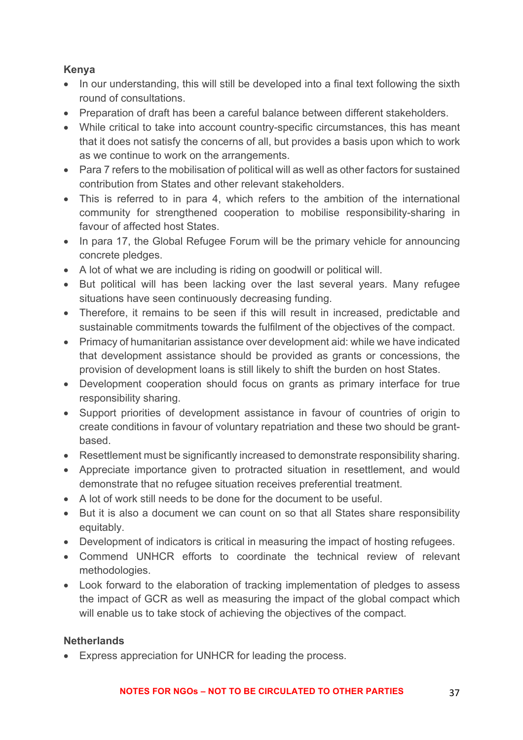**Kenya**

- In our understanding, this will still be developed into a final text following the sixth round of consultations.
- Preparation of draft has been a careful balance between different stakeholders.
- While critical to take into account country-specific circumstances, this has meant that it does not satisfy the concerns of all, but provides a basis upon which to work as we continue to work on the arrangements.
- Para 7 refers to the mobilisation of political will as well as other factors for sustained contribution from States and other relevant stakeholders.
- This is referred to in para 4, which refers to the ambition of the international community for strengthened cooperation to mobilise responsibility-sharing in favour of affected host States.
- In para 17, the Global Refugee Forum will be the primary vehicle for announcing concrete pledges.
- A lot of what we are including is riding on goodwill or political will.
- But political will has been lacking over the last several years. Many refugee situations have seen continuously decreasing funding.
- Therefore, it remains to be seen if this will result in increased, predictable and sustainable commitments towards the fulfilment of the objectives of the compact.
- Primacy of humanitarian assistance over development aid: while we have indicated that development assistance should be provided as grants or concessions, the provision of development loans is still likely to shift the burden on host States.
- Development cooperation should focus on grants as primary interface for true responsibility sharing.
- Support priorities of development assistance in favour of countries of origin to create conditions in favour of voluntary repatriation and these two should be grant-based.
- Resettlement must be significantly increased to demonstrate responsibility sharing.
- Appreciate importance given to protracted situation in resettlement, and would demonstrate that no refugee situation receives preferential treatment.
- A lot of work still needs to be done for the document to be useful.
- But it is also a document we can count on so that all States share responsibility equitably.
- Development of indicators is critical in measuring the impact of hosting refugees.
- Commend UNHCR efforts to coordinate the technical review of relevant methodologies.
- Look forward to the elaboration of tracking implementation of pledges to assess the impact of GCR as well as measuring the impact of the global compact which will enable us to take stock of achieving the objectives of the compact.

**Netherlands**

- Express appreciation for UNHCR for leading the process.

NOTES FOR NGOs – NOT TO BE CIRCULATED TO OTHER PARTIES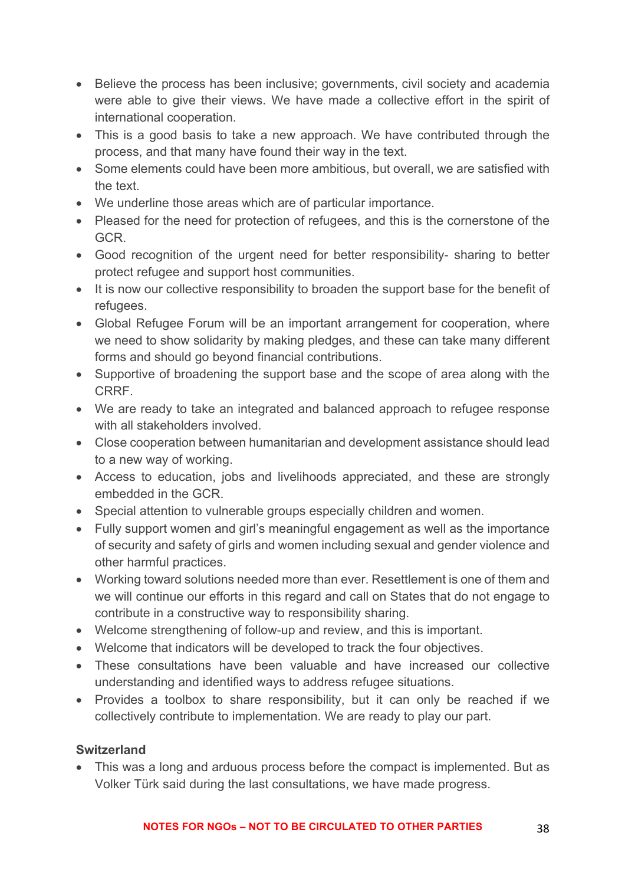- Believe the process has been inclusive; governments, civil society and academia were able to give their views. We have made a collective effort in the spirit of international cooperation.
- This is a good basis to take a new approach. We have contributed through the process, and that many have found their way in the text.
- Some elements could have been more ambitious, but overall, we are satisfied with the text.
- We underline those areas which are of particular importance.
- Pleased for the need for protection of refugees, and this is the cornerstone of the GCR.
- Good recognition of the urgent need for better responsibility- sharing to better protect refugee and support host communities.
- It is now our collective responsibility to broaden the support base for the benefit of refugees.
- Global Refugee Forum will be an important arrangement for cooperation, where we need to show solidarity by making pledges, and these can take many different forms and should go beyond financial contributions.
- Supportive of broadening the support base and the scope of area along with the CRRF.
- We are ready to take an integrated and balanced approach to refugee response with all stakeholders involved.
- Close cooperation between humanitarian and development assistance should lead to a new way of working.
- Access to education, jobs and livelihoods appreciated, and these are strongly embedded in the GCR.
- Special attention to vulnerable groups especially children and women.
- Fully support women and girl's meaningful engagement as well as the importance of security and safety of girls and women including sexual and gender violence and other harmful practices.
- Working toward solutions needed more than ever. Resettlement is one of them and we will continue our efforts in this regard and call on States that do not engage to contribute in a constructive way to responsibility sharing.
- Welcome strengthening of follow-up and review, and this is important.
- Welcome that indicators will be developed to track the four objectives.
- These consultations have been valuable and have increased our collective understanding and identified ways to address refugee situations.
- Provides a toolbox to share responsibility, but it can only be reached if we collectively contribute to implementation. We are ready to play our part.

**Switzerland**

- This was a long and arduous process before the compact is implemented. But as Volker Türk said during the last consultations, we have made progress.

NOTES FOR NGOs – NOT TO BE CIRCULATED TO OTHER PARTIES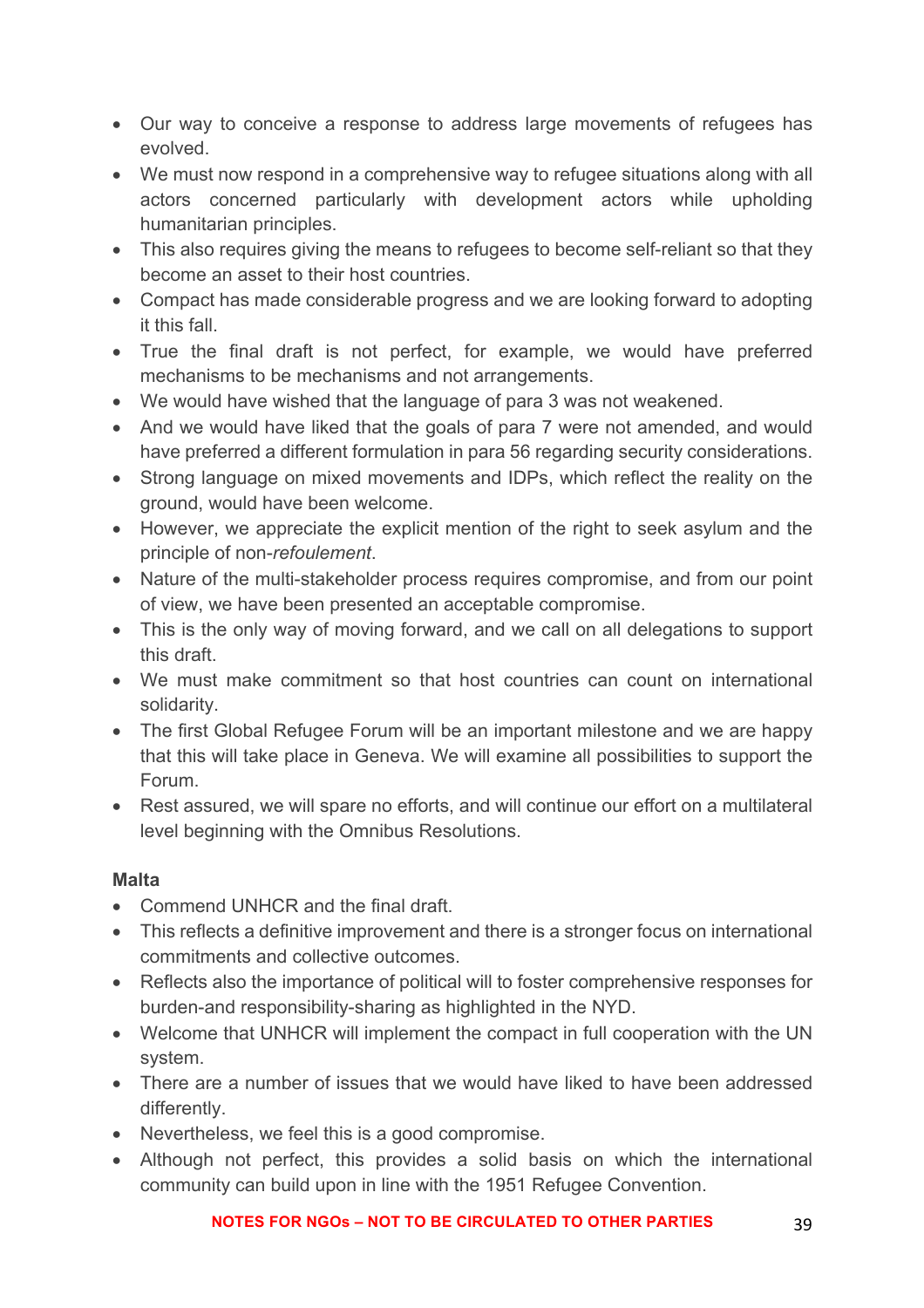- Our way to conceive a response to address large movements of refugees has evolved.
- We must now respond in a comprehensive way to refugee situations along with all actors concerned particularly with development actors while upholding humanitarian principles.
- This also requires giving the means to refugees to become self-reliant so that they become an asset to their host countries.
- Compact has made considerable progress and we are looking forward to adopting it this fall.
- True the final draft is not perfect, for example, we would have preferred mechanisms to be mechanisms and not arrangements.
- We would have wished that the language of para 3 was not weakened.
- And we would have liked that the goals of para 7 were not amended, and would have preferred a different formulation in para 56 regarding security considerations.
- Strong language on mixed movements and IDPs, which reflect the reality on the ground, would have been welcome.
- However, we appreciate the explicit mention of the right to seek asylum and the principle of non-*refoulement*.
- Nature of the multi-stakeholder process requires compromise, and from our point of view, we have been presented an acceptable compromise.
- This is the only way of moving forward, and we call on all delegations to support this draft.
- We must make commitment so that host countries can count on international solidarity.
- The first Global Refugee Forum will be an important milestone and we are happy that this will take place in Geneva. We will examine all possibilities to support the Forum.
- Rest assured, we will spare no efforts, and will continue our effort on a multilateral level beginning with the Omnibus Resolutions.

**Malta**

- Commend UNHCR and the final draft.
- This reflects a definitive improvement and there is a stronger focus on international commitments and collective outcomes.
- Reflects also the importance of political will to foster comprehensive responses for burden-and responsibility-sharing as highlighted in the NYD.
- Welcome that UNHCR will implement the compact in full cooperation with the UN system.
- There are a number of issues that we would have liked to have been addressed differently.
- Nevertheless, we feel this is a good compromise.
- Although not perfect, this provides a solid basis on which the international community can build upon in line with the 1951 Refugee Convention.

NOTES FOR NGOs – NOT TO BE CIRCULATED TO OTHER PARTIES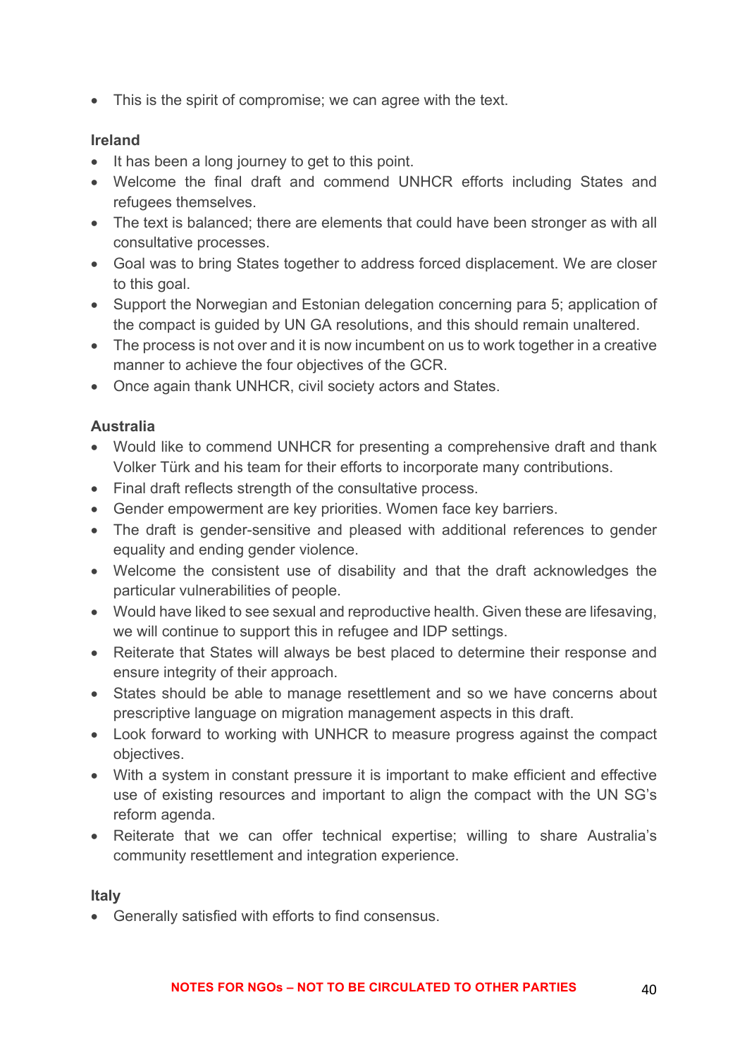- This is the spirit of compromise; we can agree with the text.

**Ireland**

- It has been a long journey to get to this point.
- Welcome the final draft and commend UNHCR efforts including States and refugees themselves.
- The text is balanced; there are elements that could have been stronger as with all consultative processes.
- Goal was to bring States together to address forced displacement. We are closer to this goal.
- Support the Norwegian and Estonian delegation concerning para 5; application of the compact is guided by UN GA resolutions, and this should remain unaltered.
- The process is not over and it is now incumbent on us to work together in a creative manner to achieve the four objectives of the GCR.
- Once again thank UNHCR, civil society actors and States.

**Australia**

- Would like to commend UNHCR for presenting a comprehensive draft and thank Volker Türk and his team for their efforts to incorporate many contributions.
- Final draft reflects strength of the consultative process.
- Gender empowerment are key priorities. Women face key barriers.
- The draft is gender-sensitive and pleased with additional references to gender equality and ending gender violence.
- Welcome the consistent use of disability and that the draft acknowledges the particular vulnerabilities of people.
- Would have liked to see sexual and reproductive health. Given these are lifesaving, we will continue to support this in refugee and IDP settings.
- Reiterate that States will always be best placed to determine their response and ensure integrity of their approach.
- States should be able to manage resettlement and so we have concerns about prescriptive language on migration management aspects in this draft.
- Look forward to working with UNHCR to measure progress against the compact objectives.
- With a system in constant pressure it is important to make efficient and effective use of existing resources and important to align the compact with the UN SG's reform agenda.
- Reiterate that we can offer technical expertise; willing to share Australia's community resettlement and integration experience.

**Italy**

- Generally satisfied with efforts to find consensus.

NOTES FOR NGOs – NOT TO BE CIRCULATED TO OTHER PARTIES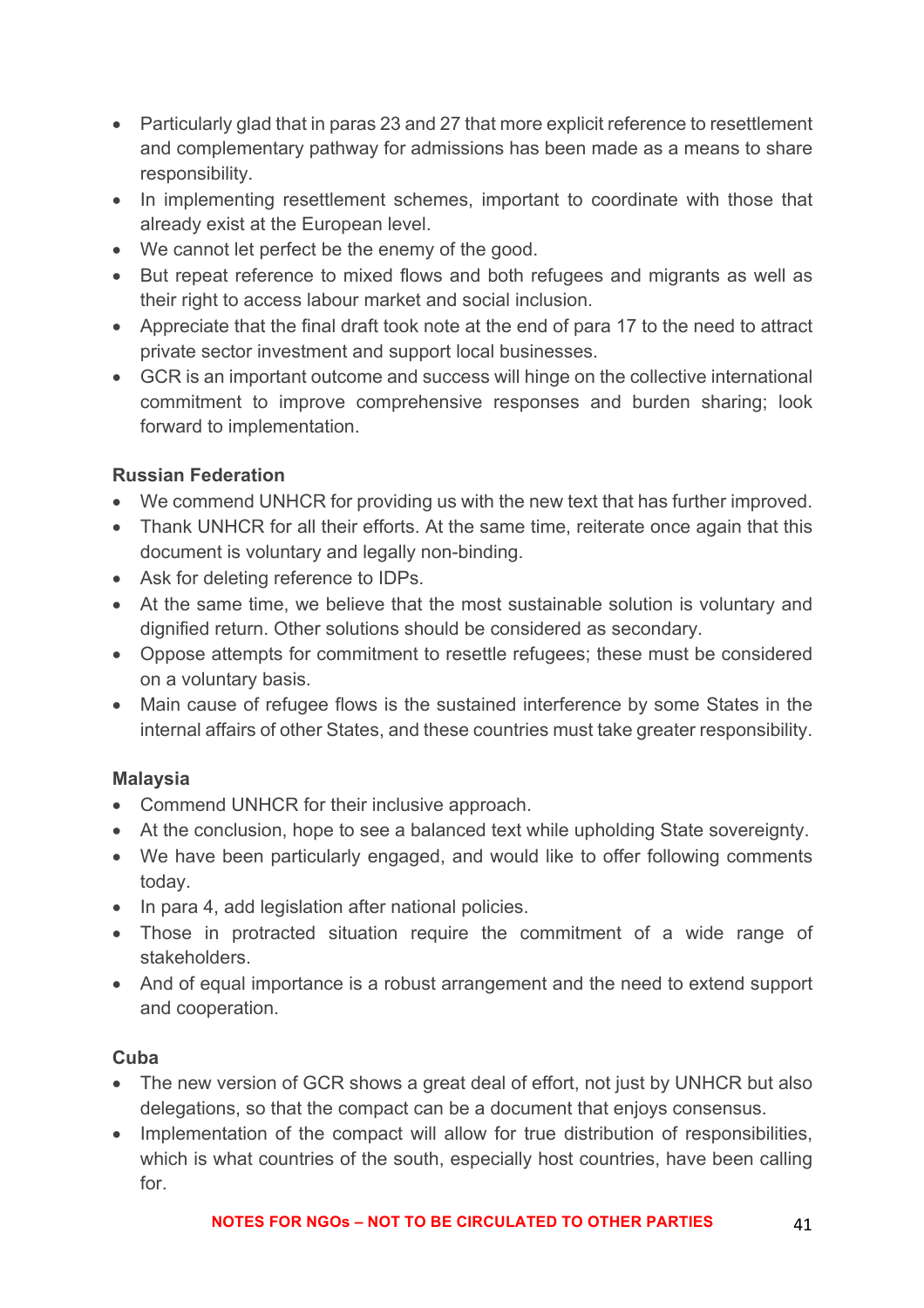- Particularly glad that in paras 23 and 27 that more explicit reference to resettlement and complementary pathway for admissions has been made as a means to share responsibility.
- In implementing resettlement schemes, important to coordinate with those that already exist at the European level.
- We cannot let perfect be the enemy of the good.
- But repeat reference to mixed flows and both refugees and migrants as well as their right to access labour market and social inclusion.
- Appreciate that the final draft took note at the end of para 17 to the need to attract private sector investment and support local businesses.
- GCR is an important outcome and success will hinge on the collective international commitment to improve comprehensive responses and burden sharing; look forward to implementation.

**Russian Federation**

- We commend UNHCR for providing us with the new text that has further improved.
- Thank UNHCR for all their efforts. At the same time, reiterate once again that this document is voluntary and legally non-binding.
- Ask for deleting reference to IDPs.
- At the same time, we believe that the most sustainable solution is voluntary and dignified return. Other solutions should be considered as secondary.
- Oppose attempts for commitment to resettle refugees; these must be considered on a voluntary basis.
- Main cause of refugee flows is the sustained interference by some States in the internal affairs of other States, and these countries must take greater responsibility.

**Malaysia**

- Commend UNHCR for their inclusive approach.
- At the conclusion, hope to see a balanced text while upholding State sovereignty.
- We have been particularly engaged, and would like to offer following comments today.
- In para 4, add legislation after national policies.
- Those in protracted situation require the commitment of a wide range of stakeholders.
- And of equal importance is a robust arrangement and the need to extend support and cooperation.

**Cuba**

- The new version of GCR shows a great deal of effort, not just by UNHCR but also delegations, so that the compact can be a document that enjoys consensus.
- Implementation of the compact will allow for true distribution of responsibilities, which is what countries of the south, especially host countries, have been calling for.

NOTES FOR NGOs – NOT TO BE CIRCULATED TO OTHER PARTIES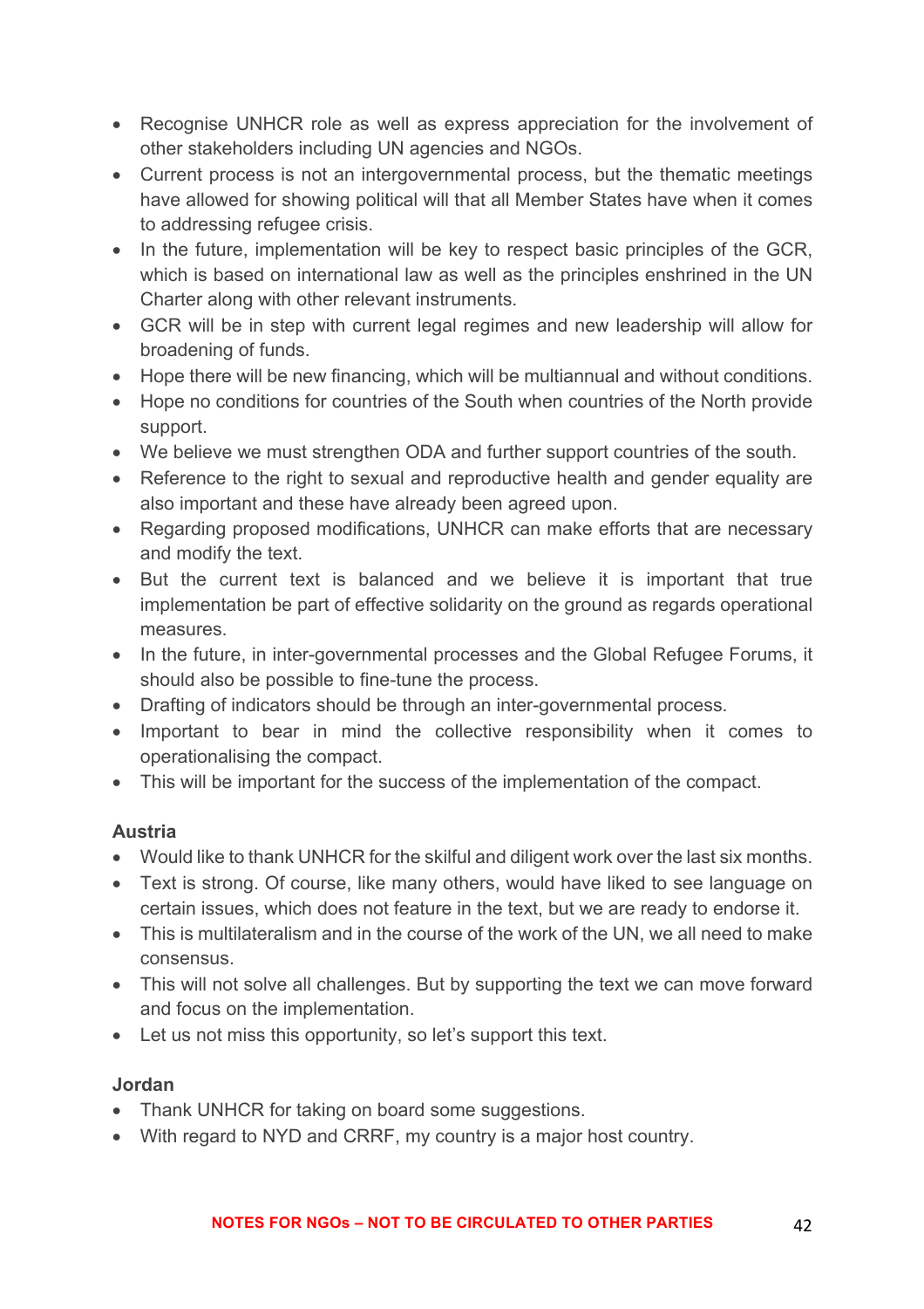- Recognise UNHCR role as well as express appreciation for the involvement of other stakeholders including UN agencies and NGOs.
- Current process is not an intergovernmental process, but the thematic meetings have allowed for showing political will that all Member States have when it comes to addressing refugee crisis.
- In the future, implementation will be key to respect basic principles of the GCR, which is based on international law as well as the principles enshrined in the UN Charter along with other relevant instruments.
- GCR will be in step with current legal regimes and new leadership will allow for broadening of funds.
- Hope there will be new financing, which will be multiannual and without conditions.
- Hope no conditions for countries of the South when countries of the North provide support.
- We believe we must strengthen ODA and further support countries of the south.
- Reference to the right to sexual and reproductive health and gender equality are also important and these have already been agreed upon.
- Regarding proposed modifications, UNHCR can make efforts that are necessary and modify the text.
- But the current text is balanced and we believe it is important that true implementation be part of effective solidarity on the ground as regards operational measures.
- In the future, in inter-governmental processes and the Global Refugee Forums, it should also be possible to fine-tune the process.
- Drafting of indicators should be through an inter-governmental process.
- Important to bear in mind the collective responsibility when it comes to operationalising the compact.
- This will be important for the success of the implementation of the compact.

**Austria**

- Would like to thank UNHCR for the skilful and diligent work over the last six months.
- Text is strong. Of course, like many others, would have liked to see language on certain issues, which does not feature in the text, but we are ready to endorse it.
- This is multilateralism and in the course of the work of the UN, we all need to make consensus.
- This will not solve all challenges. But by supporting the text we can move forward and focus on the implementation.
- Let us not miss this opportunity, so let's support this text.

**Jordan**

- Thank UNHCR for taking on board some suggestions.
- With regard to NYD and CRRF, my country is a major host country.

NOTES FOR NGOs – NOT TO BE CIRCULATED TO OTHER PARTIES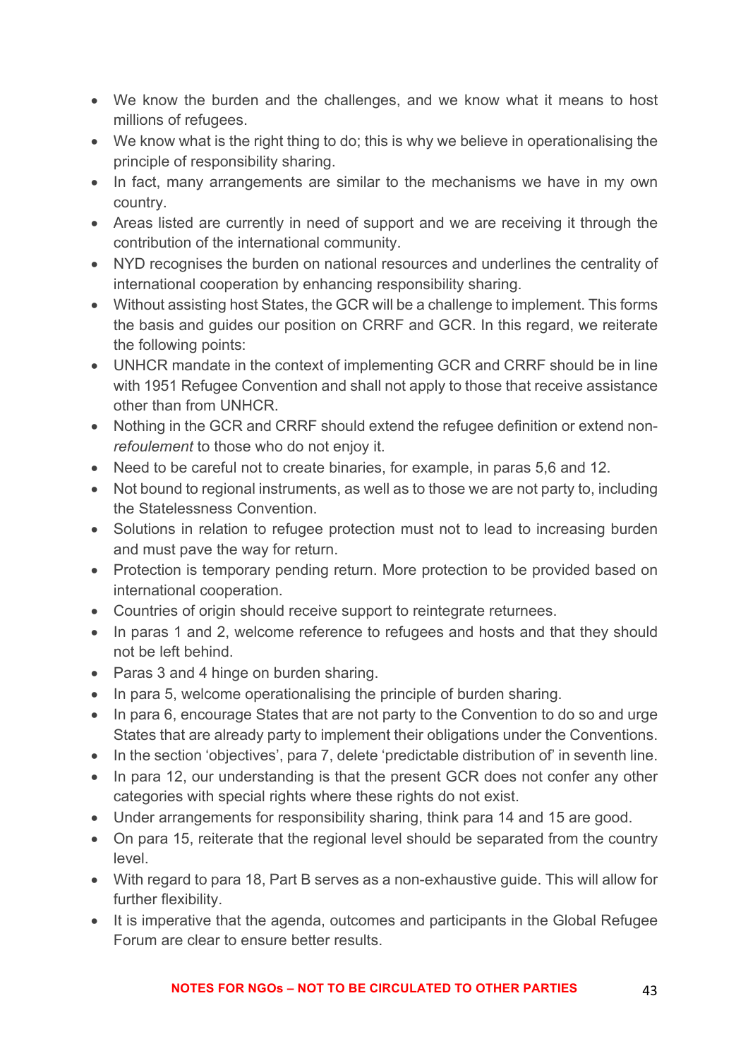- We know the burden and the challenges, and we know what it means to host millions of refugees.
- We know what is the right thing to do; this is why we believe in operationalising the principle of responsibility sharing.
- In fact, many arrangements are similar to the mechanisms we have in my own country.
- Areas listed are currently in need of support and we are receiving it through the contribution of the international community.
- NYD recognises the burden on national resources and underlines the centrality of international cooperation by enhancing responsibility sharing.
- Without assisting host States, the GCR will be a challenge to implement. This forms the basis and guides our position on CRRF and GCR. In this regard, we reiterate the following points:
- UNHCR mandate in the context of implementing GCR and CRRF should be in line with 1951 Refugee Convention and shall not apply to those that receive assistance other than from UNHCR.
- Nothing in the GCR and CRRF should extend the refugee definition or extend non-*refoulement* to those who do not enjoy it.
- Need to be careful not to create binaries, for example, in paras 5,6 and 12.
- Not bound to regional instruments, as well as to those we are not party to, including the Statelessness Convention.
- Solutions in relation to refugee protection must not to lead to increasing burden and must pave the way for return.
- Protection is temporary pending return. More protection to be provided based on international cooperation.
- Countries of origin should receive support to reintegrate returnees.
- In paras 1 and 2, welcome reference to refugees and hosts and that they should not be left behind.
- Paras 3 and 4 hinge on burden sharing.
- In para 5, welcome operationalising the principle of burden sharing.
- In para 6, encourage States that are not party to the Convention to do so and urge States that are already party to implement their obligations under the Conventions.
- In the section 'objectives', para 7, delete 'predictable distribution of' in seventh line.
- In para 12, our understanding is that the present GCR does not confer any other categories with special rights where these rights do not exist.
- Under arrangements for responsibility sharing, think para 14 and 15 are good.
- On para 15, reiterate that the regional level should be separated from the country level.
- With regard to para 18, Part B serves as a non-exhaustive guide. This will allow for further flexibility.
- It is imperative that the agenda, outcomes and participants in the Global Refugee Forum are clear to ensure better results.

**NOTES FOR NGOs – NOT TO BE CIRCULATED TO OTHER PARTIES**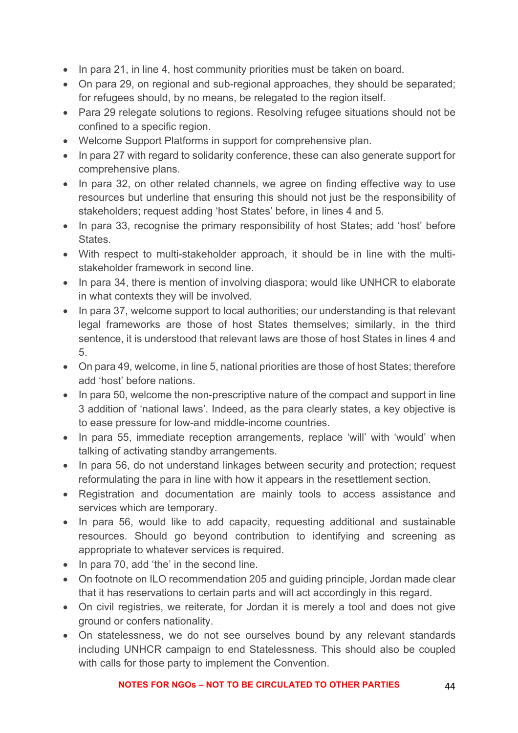- In para 21, in line 4, host community priorities must be taken on board.
- On para 29, on regional and sub-regional approaches, they should be separated; for refugees should, by no means, be relegated to the region itself.
- Para 29 relegate solutions to regions. Resolving refugee situations should not be confined to a specific region.
- Welcome Support Platforms in support for comprehensive plan.
- In para 27 with regard to solidarity conference, these can also generate support for comprehensive plans.
- In para 32, on other related channels, we agree on finding effective way to use resources but underline that ensuring this should not just be the responsibility of stakeholders; request adding 'host States' before, in lines 4 and 5.
- In para 33, recognise the primary responsibility of host States; add 'host' before States.
- With respect to multi-stakeholder approach, it should be in line with the multi-stakeholder framework in second line.
- In para 34, there is mention of involving diaspora; would like UNHCR to elaborate in what contexts they will be involved.
- In para 37, welcome support to local authorities; our understanding is that relevant legal frameworks are those of host States themselves; similarly, in the third sentence, it is understood that relevant laws are those of host States in lines 4 and 5.
- On para 49, welcome, in line 5, national priorities are those of host States; therefore add 'host' before nations.
- In para 50, welcome the non-prescriptive nature of the compact and support in line 3 addition of 'national laws'. Indeed, as the para clearly states, a key objective is to ease pressure for low-and middle-income countries.
- In para 55, immediate reception arrangements, replace 'will' with 'would' when talking of activating standby arrangements.
- In para 56, do not understand linkages between security and protection; request reformulating the para in line with how it appears in the resettlement section.
- Registration and documentation are mainly tools to access assistance and services which are temporary.
- In para 56, would like to add capacity, requesting additional and sustainable resources. Should go beyond contribution to identifying and screening as appropriate to whatever services is required.
- In para 70, add 'the' in the second line.
- On footnote on ILO recommendation 205 and guiding principle, Jordan made clear that it has reservations to certain parts and will act accordingly in this regard.
- On civil registries, we reiterate, for Jordan it is merely a tool and does not give ground or confers nationality.
- On statelessness, we do not see ourselves bound by any relevant standards including UNHCR campaign to end Statelessness. This should also be coupled with calls for those party to implement the Convention.

**NOTES FOR NGOs – NOT TO BE CIRCULATED TO OTHER PARTIES**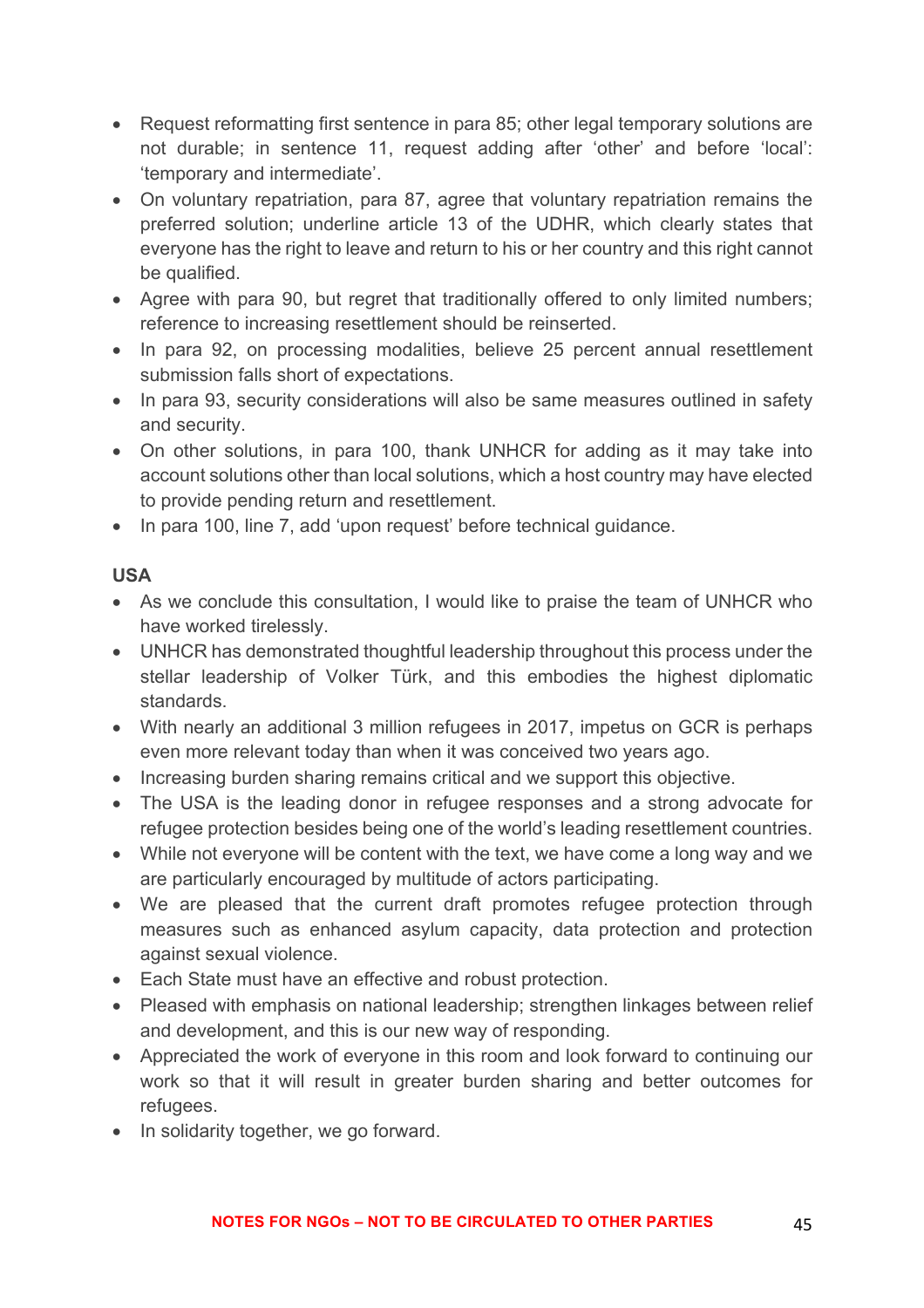- Request reformatting first sentence in para 85; other legal temporary solutions are not durable; in sentence 11, request adding after 'other' and before 'local': 'temporary and intermediate'.
- On voluntary repatriation, para 87, agree that voluntary repatriation remains the preferred solution; underline article 13 of the UDHR, which clearly states that everyone has the right to leave and return to his or her country and this right cannot be qualified.
- Agree with para 90, but regret that traditionally offered to only limited numbers; reference to increasing resettlement should be reinserted.
- In para 92, on processing modalities, believe 25 percent annual resettlement submission falls short of expectations.
- In para 93, security considerations will also be same measures outlined in safety and security.
- On other solutions, in para 100, thank UNHCR for adding as it may take into account solutions other than local solutions, which a host country may have elected to provide pending return and resettlement.
- In para 100, line 7, add 'upon request' before technical guidance.

**USA**

- As we conclude this consultation, I would like to praise the team of UNHCR who have worked tirelessly.
- UNHCR has demonstrated thoughtful leadership throughout this process under the stellar leadership of Volker Türk, and this embodies the highest diplomatic standards.
- With nearly an additional 3 million refugees in 2017, impetus on GCR is perhaps even more relevant today than when it was conceived two years ago.
- Increasing burden sharing remains critical and we support this objective.
- The USA is the leading donor in refugee responses and a strong advocate for refugee protection besides being one of the world's leading resettlement countries.
- While not everyone will be content with the text, we have come a long way and we are particularly encouraged by multitude of actors participating.
- We are pleased that the current draft promotes refugee protection through measures such as enhanced asylum capacity, data protection and protection against sexual violence.
- Each State must have an effective and robust protection.
- Pleased with emphasis on national leadership; strengthen linkages between relief and development, and this is our new way of responding.
- Appreciated the work of everyone in this room and look forward to continuing our work so that it will result in greater burden sharing and better outcomes for refugees.
- In solidarity together, we go forward.

**NOTES FOR NGOs – NOT TO BE CIRCULATED TO OTHER PARTIES**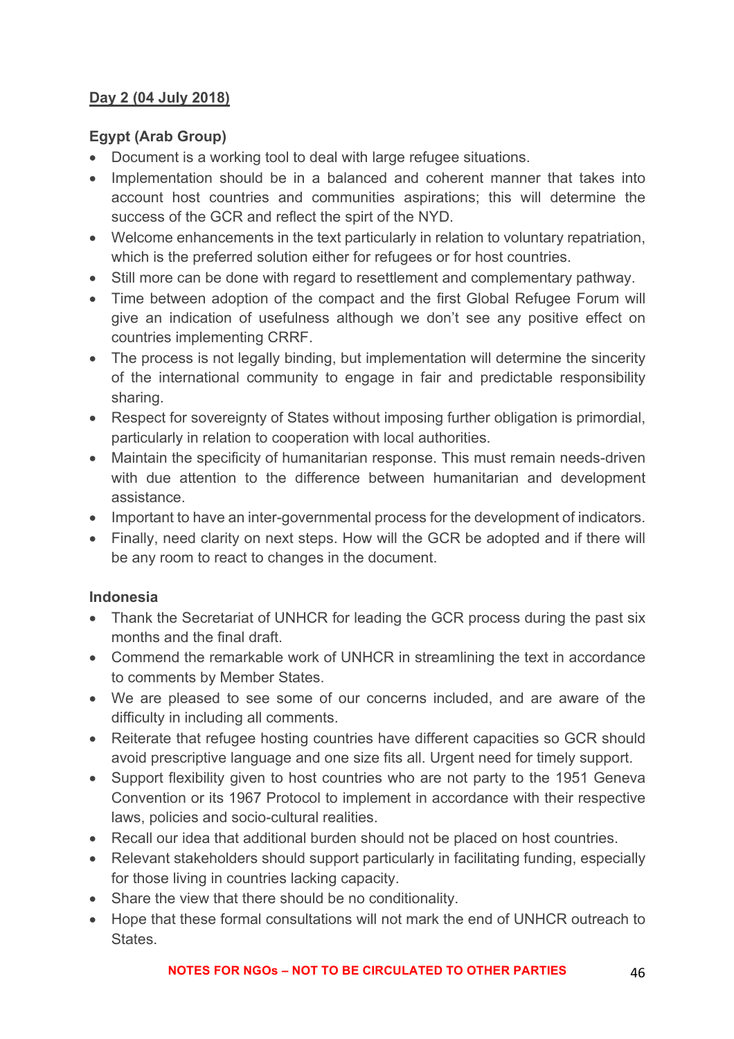**Day 2 (04 July 2018)**

**Egypt (Arab Group)**

- Document is a working tool to deal with large refugee situations.
- Implementation should be in a balanced and coherent manner that takes into account host countries and communities aspirations; this will determine the success of the GCR and reflect the spirt of the NYD.
- Welcome enhancements in the text particularly in relation to voluntary repatriation, which is the preferred solution either for refugees or for host countries.
- Still more can be done with regard to resettlement and complementary pathway.
- Time between adoption of the compact and the first Global Refugee Forum will give an indication of usefulness although we don't see any positive effect on countries implementing CRRF.
- The process is not legally binding, but implementation will determine the sincerity of the international community to engage in fair and predictable responsibility sharing.
- Respect for sovereignty of States without imposing further obligation is primordial, particularly in relation to cooperation with local authorities.
- Maintain the specificity of humanitarian response. This must remain needs-driven with due attention to the difference between humanitarian and development assistance.
- Important to have an inter-governmental process for the development of indicators.
- Finally, need clarity on next steps. How will the GCR be adopted and if there will be any room to react to changes in the document.

**Indonesia**

- Thank the Secretariat of UNHCR for leading the GCR process during the past six months and the final draft.
- Commend the remarkable work of UNHCR in streamlining the text in accordance to comments by Member States.
- We are pleased to see some of our concerns included, and are aware of the difficulty in including all comments.
- Reiterate that refugee hosting countries have different capacities so GCR should avoid prescriptive language and one size fits all. Urgent need for timely support.
- Support flexibility given to host countries who are not party to the 1951 Geneva Convention or its 1967 Protocol to implement in accordance with their respective laws, policies and socio-cultural realities.
- Recall our idea that additional burden should not be placed on host countries.
- Relevant stakeholders should support particularly in facilitating funding, especially for those living in countries lacking capacity.
- Share the view that there should be no conditionality.
- Hope that these formal consultations will not mark the end of UNHCR outreach to States.

NOTES FOR NGOs – NOT TO BE CIRCULATED TO OTHER PARTIES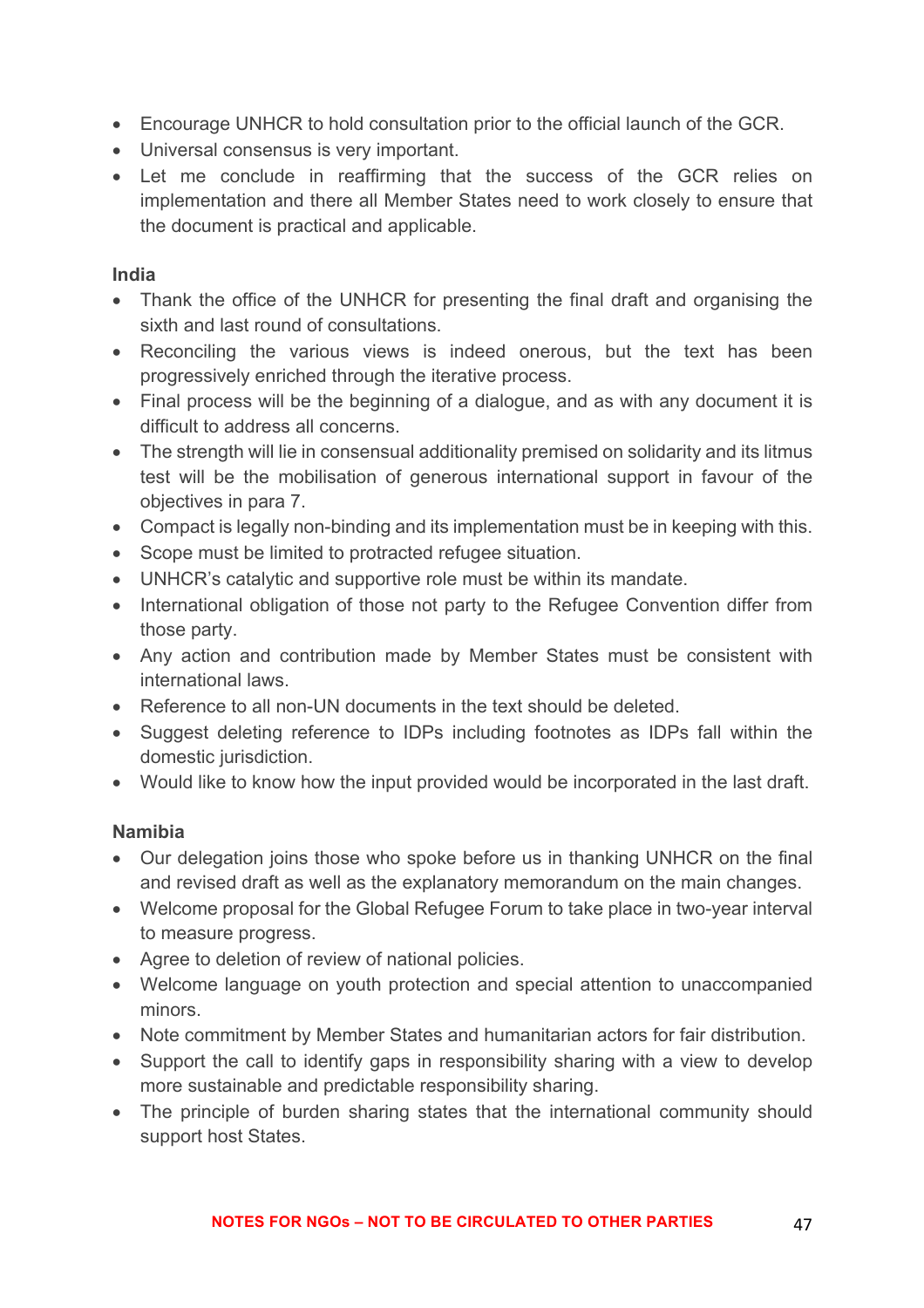- Encourage UNHCR to hold consultation prior to the official launch of the GCR.
- Universal consensus is very important.
- Let me conclude in reaffirming that the success of the GCR relies on implementation and there all Member States need to work closely to ensure that the document is practical and applicable.

**India**

- Thank the office of the UNHCR for presenting the final draft and organising the sixth and last round of consultations.
- Reconciling the various views is indeed onerous, but the text has been progressively enriched through the iterative process.
- Final process will be the beginning of a dialogue, and as with any document it is difficult to address all concerns.
- The strength will lie in consensual additionality premised on solidarity and its litmus test will be the mobilisation of generous international support in favour of the objectives in para 7.
- Compact is legally non-binding and its implementation must be in keeping with this.
- Scope must be limited to protracted refugee situation.
- UNHCR's catalytic and supportive role must be within its mandate.
- International obligation of those not party to the Refugee Convention differ from those party.
- Any action and contribution made by Member States must be consistent with international laws.
- Reference to all non-UN documents in the text should be deleted.
- Suggest deleting reference to IDPs including footnotes as IDPs fall within the domestic jurisdiction.
- Would like to know how the input provided would be incorporated in the last draft.

**Namibia**

- Our delegation joins those who spoke before us in thanking UNHCR on the final and revised draft as well as the explanatory memorandum on the main changes.
- Welcome proposal for the Global Refugee Forum to take place in two-year interval to measure progress.
- Agree to deletion of review of national policies.
- Welcome language on youth protection and special attention to unaccompanied minors.
- Note commitment by Member States and humanitarian actors for fair distribution.
- Support the call to identify gaps in responsibility sharing with a view to develop more sustainable and predictable responsibility sharing.
- The principle of burden sharing states that the international community should support host States.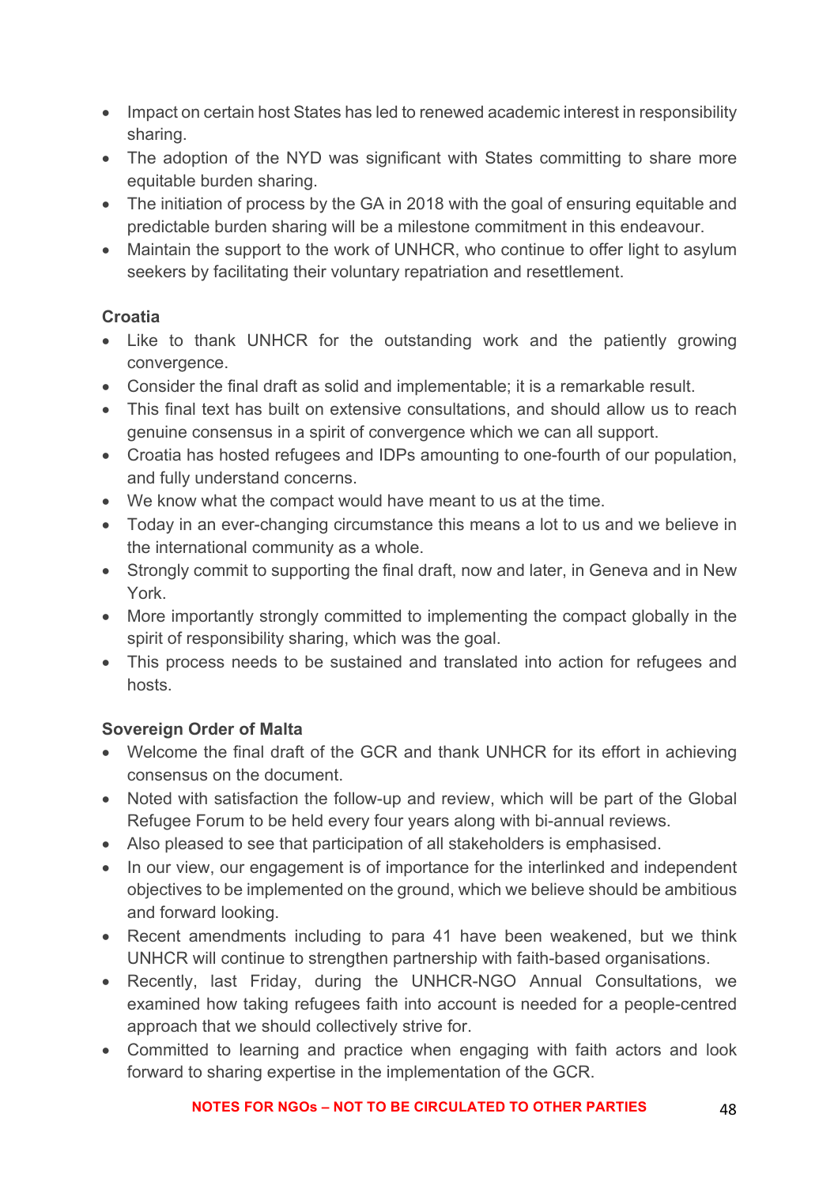- Impact on certain host States has led to renewed academic interest in responsibility sharing.
- The adoption of the NYD was significant with States committing to share more equitable burden sharing.
- The initiation of process by the GA in 2018 with the goal of ensuring equitable and predictable burden sharing will be a milestone commitment in this endeavour.
- Maintain the support to the work of UNHCR, who continue to offer light to asylum seekers by facilitating their voluntary repatriation and resettlement.

**Croatia**

- Like to thank UNHCR for the outstanding work and the patiently growing convergence.
- Consider the final draft as solid and implementable; it is a remarkable result.
- This final text has built on extensive consultations, and should allow us to reach genuine consensus in a spirit of convergence which we can all support.
- Croatia has hosted refugees and IDPs amounting to one-fourth of our population, and fully understand concerns.
- We know what the compact would have meant to us at the time.
- Today in an ever-changing circumstance this means a lot to us and we believe in the international community as a whole.
- Strongly commit to supporting the final draft, now and later, in Geneva and in New York.
- More importantly strongly committed to implementing the compact globally in the spirit of responsibility sharing, which was the goal.
- This process needs to be sustained and translated into action for refugees and hosts.

**Sovereign Order of Malta**

- Welcome the final draft of the GCR and thank UNHCR for its effort in achieving consensus on the document.
- Noted with satisfaction the follow-up and review, which will be part of the Global Refugee Forum to be held every four years along with bi-annual reviews.
- Also pleased to see that participation of all stakeholders is emphasised.
- In our view, our engagement is of importance for the interlinked and independent objectives to be implemented on the ground, which we believe should be ambitious and forward looking.
- Recent amendments including to para 41 have been weakened, but we think UNHCR will continue to strengthen partnership with faith-based organisations.
- Recently, last Friday, during the UNHCR-NGO Annual Consultations, we examined how taking refugees faith into account is needed for a people-centred approach that we should collectively strive for.
- Committed to learning and practice when engaging with faith actors and look forward to sharing expertise in the implementation of the GCR.

NOTES FOR NGOs – NOT TO BE CIRCULATED TO OTHER PARTIES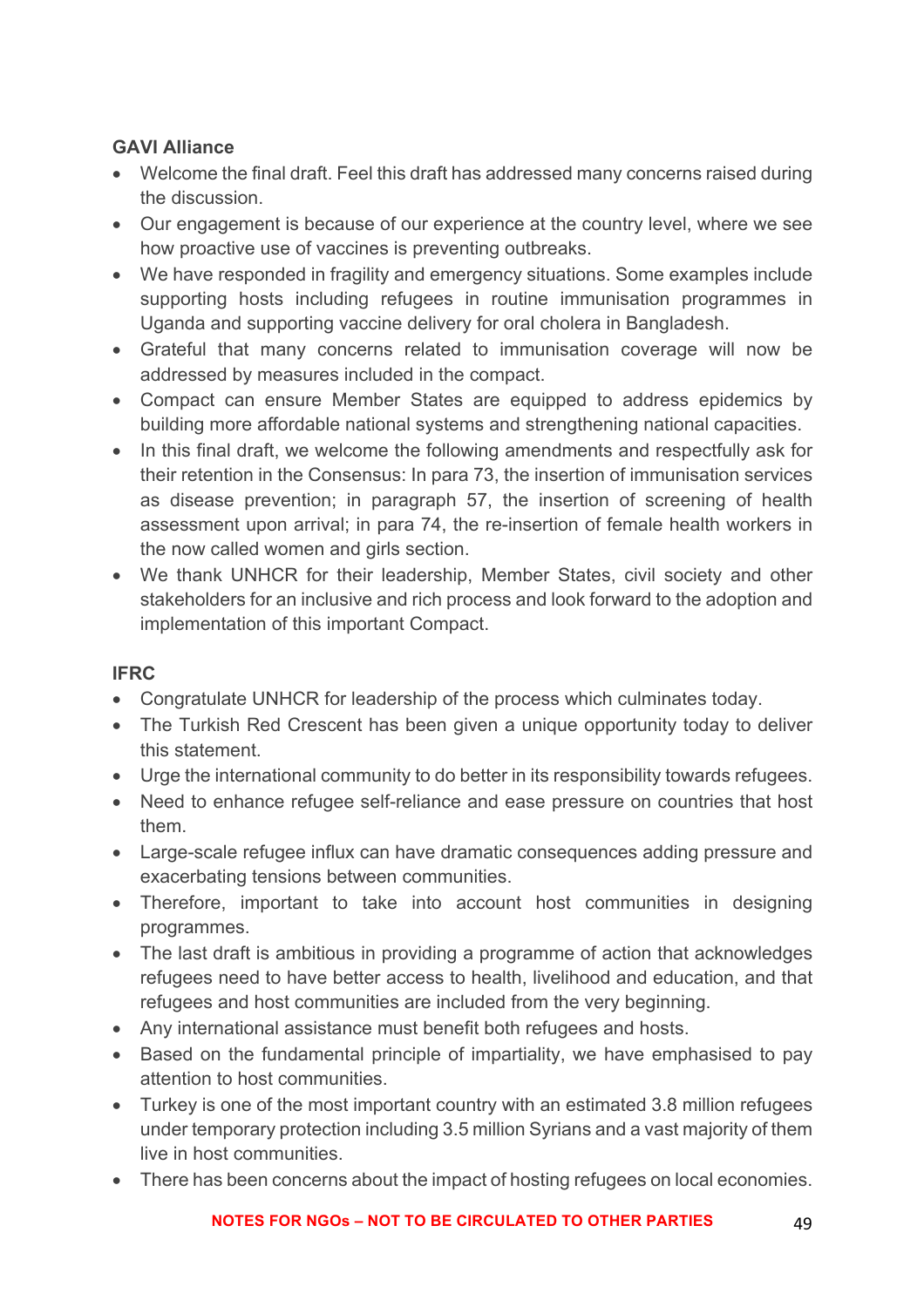**GAVI Alliance**

- Welcome the final draft. Feel this draft has addressed many concerns raised during the discussion.
- Our engagement is because of our experience at the country level, where we see how proactive use of vaccines is preventing outbreaks.
- We have responded in fragility and emergency situations. Some examples include supporting hosts including refugees in routine immunisation programmes in Uganda and supporting vaccine delivery for oral cholera in Bangladesh.
- Grateful that many concerns related to immunisation coverage will now be addressed by measures included in the compact.
- Compact can ensure Member States are equipped to address epidemics by building more affordable national systems and strengthening national capacities.
- In this final draft, we welcome the following amendments and respectfully ask for their retention in the Consensus: In para 73, the insertion of immunisation services as disease prevention; in paragraph 57, the insertion of screening of health assessment upon arrival; in para 74, the re-insertion of female health workers in the now called women and girls section.
- We thank UNHCR for their leadership, Member States, civil society and other stakeholders for an inclusive and rich process and look forward to the adoption and implementation of this important Compact.

**IFRC**

- Congratulate UNHCR for leadership of the process which culminates today.
- The Turkish Red Crescent has been given a unique opportunity today to deliver this statement.
- Urge the international community to do better in its responsibility towards refugees.
- Need to enhance refugee self-reliance and ease pressure on countries that host them.
- Large-scale refugee influx can have dramatic consequences adding pressure and exacerbating tensions between communities.
- Therefore, important to take into account host communities in designing programmes.
- The last draft is ambitious in providing a programme of action that acknowledges refugees need to have better access to health, livelihood and education, and that refugees and host communities are included from the very beginning.
- Any international assistance must benefit both refugees and hosts.
- Based on the fundamental principle of impartiality, we have emphasised to pay attention to host communities.
- Turkey is one of the most important country with an estimated 3.8 million refugees under temporary protection including 3.5 million Syrians and a vast majority of them live in host communities.
- There has been concerns about the impact of hosting refugees on local economies.

NOTES FOR NGOs – NOT TO BE CIRCULATED TO OTHER PARTIES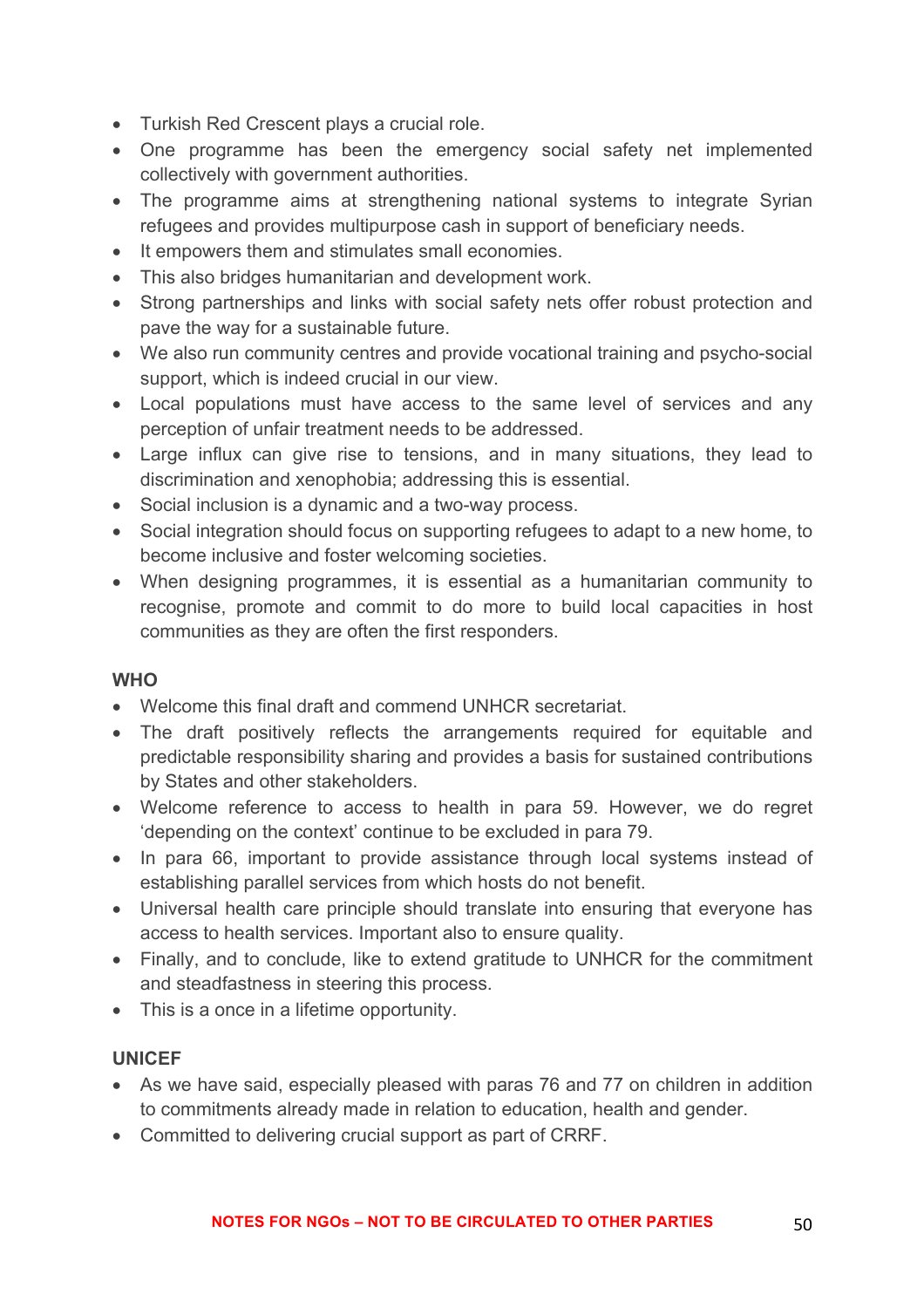- Turkish Red Crescent plays a crucial role.
- One programme has been the emergency social safety net implemented collectively with government authorities.
- The programme aims at strengthening national systems to integrate Syrian refugees and provides multipurpose cash in support of beneficiary needs.
- It empowers them and stimulates small economies.
- This also bridges humanitarian and development work.
- Strong partnerships and links with social safety nets offer robust protection and pave the way for a sustainable future.
- We also run community centres and provide vocational training and psycho-social support, which is indeed crucial in our view.
- Local populations must have access to the same level of services and any perception of unfair treatment needs to be addressed.
- Large influx can give rise to tensions, and in many situations, they lead to discrimination and xenophobia; addressing this is essential.
- Social inclusion is a dynamic and a two-way process.
- Social integration should focus on supporting refugees to adapt to a new home, to become inclusive and foster welcoming societies.
- When designing programmes, it is essential as a humanitarian community to recognise, promote and commit to do more to build local capacities in host communities as they are often the first responders.

**WHO**

- Welcome this final draft and commend UNHCR secretariat.
- The draft positively reflects the arrangements required for equitable and predictable responsibility sharing and provides a basis for sustained contributions by States and other stakeholders.
- Welcome reference to access to health in para 59. However, we do regret 'depending on the context' continue to be excluded in para 79.
- In para 66, important to provide assistance through local systems instead of establishing parallel services from which hosts do not benefit.
- Universal health care principle should translate into ensuring that everyone has access to health services. Important also to ensure quality.
- Finally, and to conclude, like to extend gratitude to UNHCR for the commitment and steadfastness in steering this process.
- This is a once in a lifetime opportunity.

**UNICEF**

- As we have said, especially pleased with paras 76 and 77 on children in addition to commitments already made in relation to education, health and gender.
- Committed to delivering crucial support as part of CRRF.

NOTES FOR NGOs – NOT TO BE CIRCULATED TO OTHER PARTIES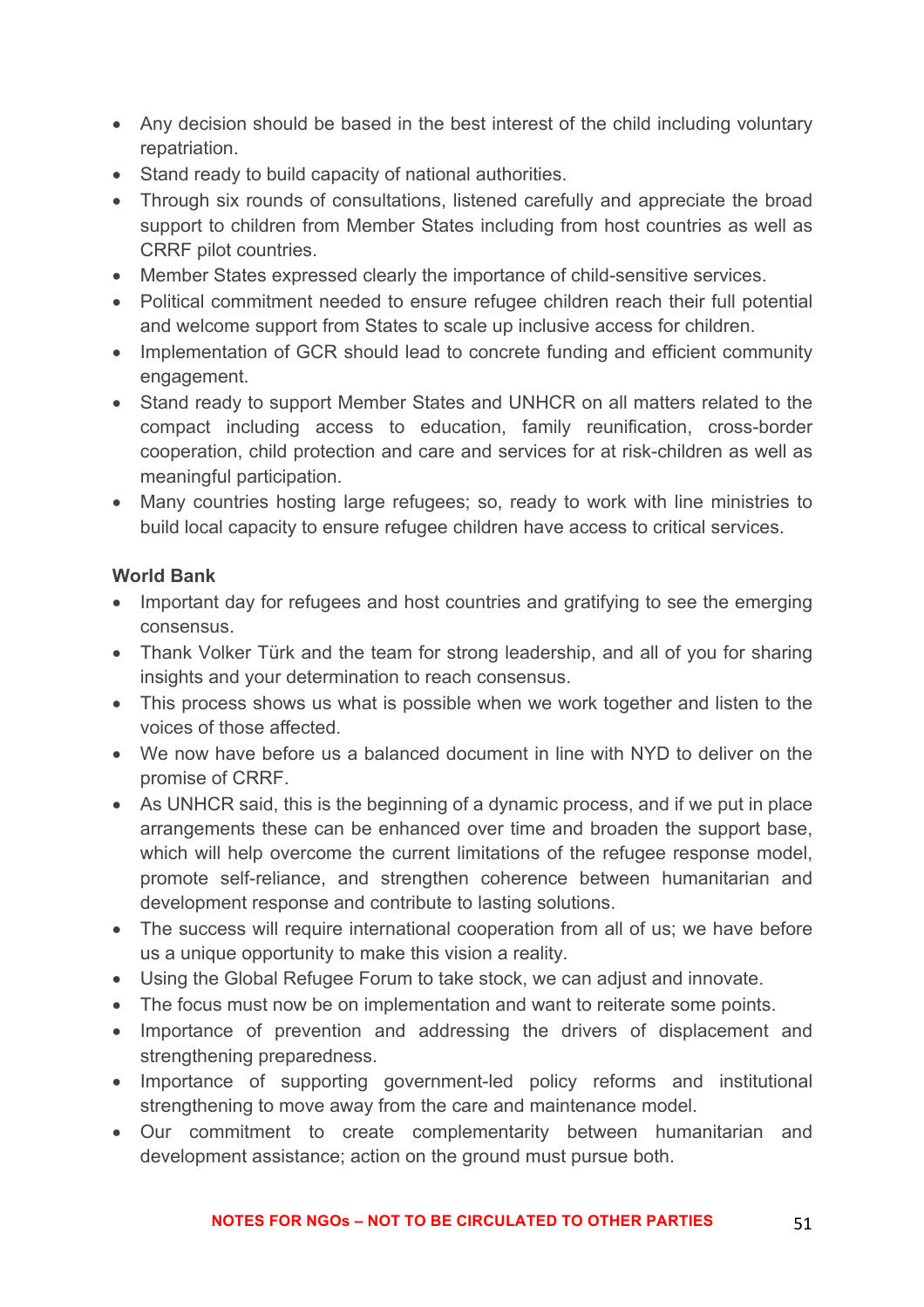- Any decision should be based in the best interest of the child including voluntary repatriation.
- Stand ready to build capacity of national authorities.
- Through six rounds of consultations, listened carefully and appreciate the broad support to children from Member States including from host countries as well as CRRF pilot countries.
- Member States expressed clearly the importance of child-sensitive services.
- Political commitment needed to ensure refugee children reach their full potential and welcome support from States to scale up inclusive access for children.
- Implementation of GCR should lead to concrete funding and efficient community engagement.
- Stand ready to support Member States and UNHCR on all matters related to the compact including access to education, family reunification, cross-border cooperation, child protection and care and services for at risk-children as well as meaningful participation.
- Many countries hosting large refugees; so, ready to work with line ministries to build local capacity to ensure refugee children have access to critical services.

**World Bank**

- Important day for refugees and host countries and gratifying to see the emerging consensus.
- Thank Volker Türk and the team for strong leadership, and all of you for sharing insights and your determination to reach consensus.
- This process shows us what is possible when we work together and listen to the voices of those affected.
- We now have before us a balanced document in line with NYD to deliver on the promise of CRRF.
- As UNHCR said, this is the beginning of a dynamic process, and if we put in place arrangements these can be enhanced over time and broaden the support base, which will help overcome the current limitations of the refugee response model, promote self-reliance, and strengthen coherence between humanitarian and development response and contribute to lasting solutions.
- The success will require international cooperation from all of us; we have before us a unique opportunity to make this vision a reality.
- Using the Global Refugee Forum to take stock, we can adjust and innovate.
- The focus must now be on implementation and want to reiterate some points.
- Importance of prevention and addressing the drivers of displacement and strengthening preparedness.
- Importance of supporting government-led policy reforms and institutional strengthening to move away from the care and maintenance model.
- Our commitment to create complementarity between humanitarian and development assistance; action on the ground must pursue both.

NOTES FOR NGOs – NOT TO BE CIRCULATED TO OTHER PARTIES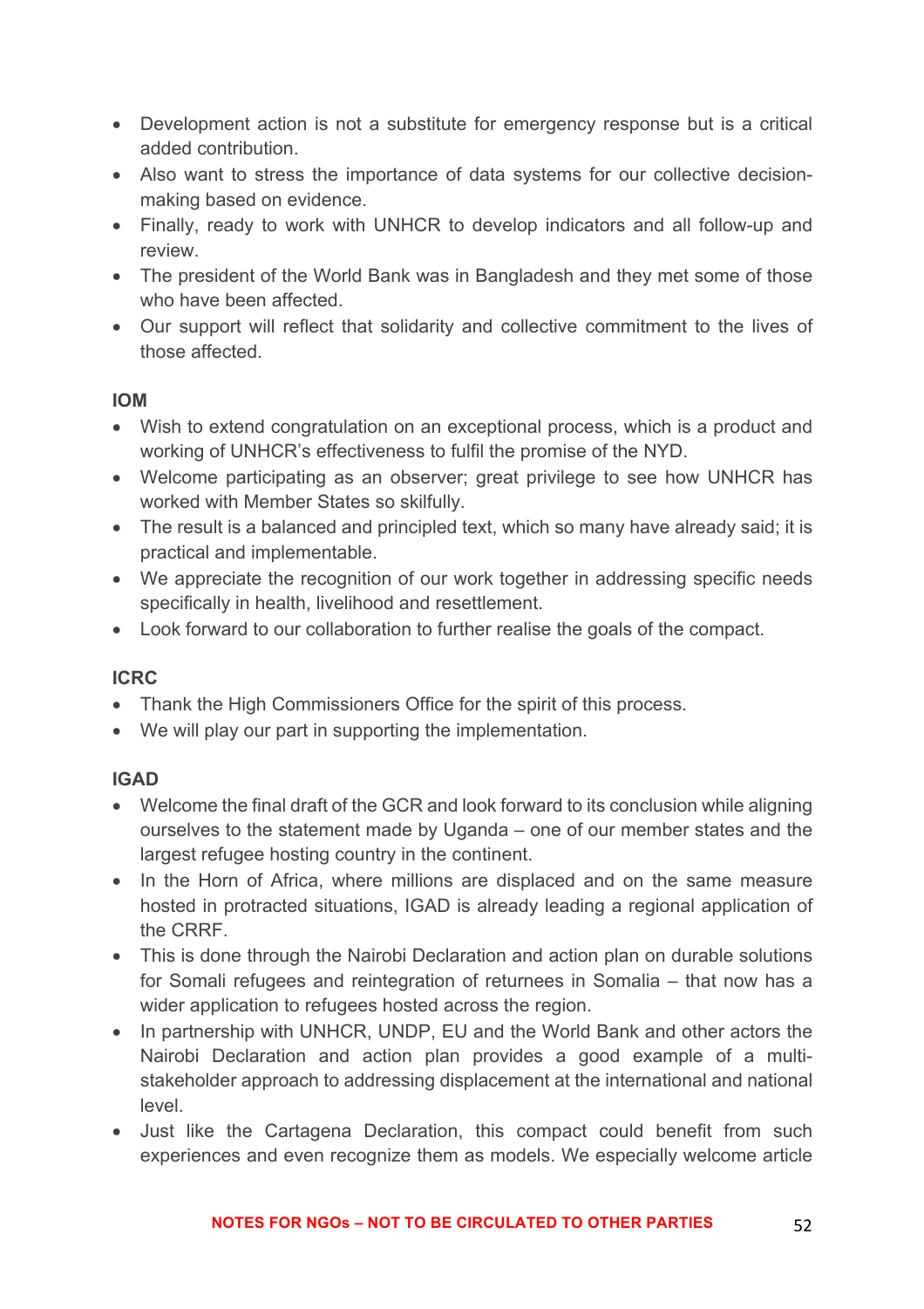- Development action is not a substitute for emergency response but is a critical added contribution.
- Also want to stress the importance of data systems for our collective decision-making based on evidence.
- Finally, ready to work with UNHCR to develop indicators and all follow-up and review.
- The president of the World Bank was in Bangladesh and they met some of those who have been affected.
- Our support will reflect that solidarity and collective commitment to the lives of those affected.

**IOM**

- Wish to extend congratulation on an exceptional process, which is a product and working of UNHCR's effectiveness to fulfil the promise of the NYD.
- Welcome participating as an observer; great privilege to see how UNHCR has worked with Member States so skilfully.
- The result is a balanced and principled text, which so many have already said; it is practical and implementable.
- We appreciate the recognition of our work together in addressing specific needs specifically in health, livelihood and resettlement.
- Look forward to our collaboration to further realise the goals of the compact.

**ICRC**

- Thank the High Commissioners Office for the spirit of this process.
- We will play our part in supporting the implementation.

**IGAD**

- Welcome the final draft of the GCR and look forward to its conclusion while aligning ourselves to the statement made by Uganda – one of our member states and the largest refugee hosting country in the continent.
- In the Horn of Africa, where millions are displaced and on the same measure hosted in protracted situations, IGAD is already leading a regional application of the CRRF.
- This is done through the Nairobi Declaration and action plan on durable solutions for Somali refugees and reintegration of returnees in Somalia – that now has a wider application to refugees hosted across the region.
- In partnership with UNHCR, UNDP, EU and the World Bank and other actors the Nairobi Declaration and action plan provides a good example of a multi-stakeholder approach to addressing displacement at the international and national level.
- Just like the Cartagena Declaration, this compact could benefit from such experiences and even recognize them as models. We especially welcome article

NOTES FOR NGOs – NOT TO BE CIRCULATED TO OTHER PARTIES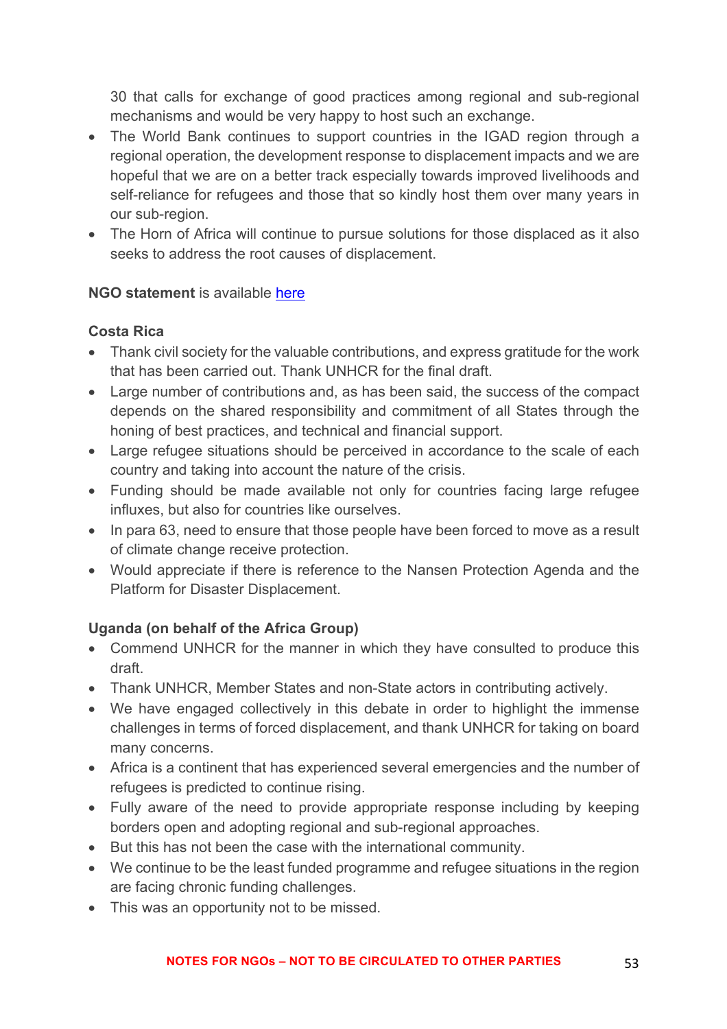30 that calls for exchange of good practices among regional and sub-regional mechanisms and would be very happy to host such an exchange.

- The World Bank continues to support countries in the IGAD region through a regional operation, the development response to displacement impacts and we are hopeful that we are on a better track especially towards improved livelihoods and self-reliance for refugees and those that so kindly host them over many years in our sub-region.
- The Horn of Africa will continue to pursue solutions for those displaced as it also seeks to address the root causes of displacement.

**NGO statement** is available [here]

**Costa Rica**

- Thank civil society for the valuable contributions, and express gratitude for the work that has been carried out. Thank UNHCR for the final draft.
- Large number of contributions and, as has been said, the success of the compact depends on the shared responsibility and commitment of all States through the honing of best practices, and technical and financial support.
- Large refugee situations should be perceived in accordance to the scale of each country and taking into account the nature of the crisis.
- Funding should be made available not only for countries facing large refugee influxes, but also for countries like ourselves.
- In para 63, need to ensure that those people have been forced to move as a result of climate change receive protection.
- Would appreciate if there is reference to the Nansen Protection Agenda and the Platform for Disaster Displacement.

**Uganda (on behalf of the Africa Group)**

- Commend UNHCR for the manner in which they have consulted to produce this draft.
- Thank UNHCR, Member States and non-State actors in contributing actively.
- We have engaged collectively in this debate in order to highlight the immense challenges in terms of forced displacement, and thank UNHCR for taking on board many concerns.
- Africa is a continent that has experienced several emergencies and the number of refugees is predicted to continue rising.
- Fully aware of the need to provide appropriate response including by keeping borders open and adopting regional and sub-regional approaches.
- But this has not been the case with the international community.
- We continue to be the least funded programme and refugee situations in the region are facing chronic funding challenges.
- This was an opportunity not to be missed.

NOTES FOR NGOs – NOT TO BE CIRCULATED TO OTHER PARTIES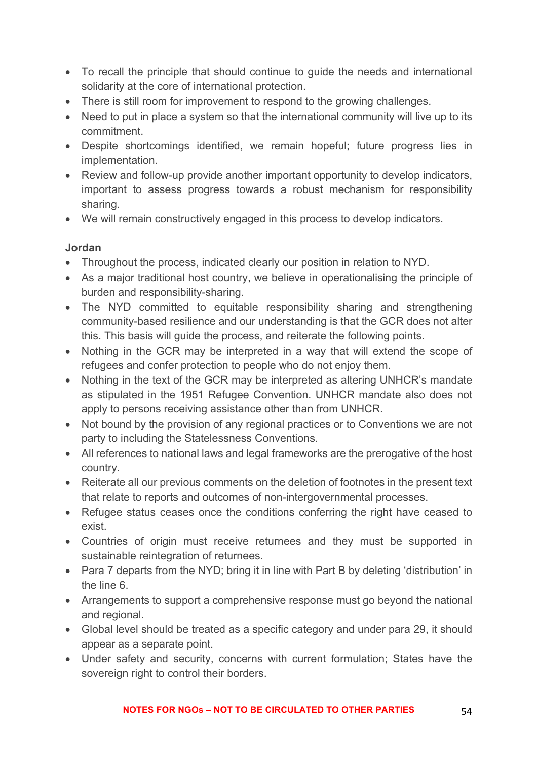- To recall the principle that should continue to guide the needs and international solidarity at the core of international protection.
- There is still room for improvement to respond to the growing challenges.
- Need to put in place a system so that the international community will live up to its commitment.
- Despite shortcomings identified, we remain hopeful; future progress lies in implementation.
- Review and follow-up provide another important opportunity to develop indicators, important to assess progress towards a robust mechanism for responsibility sharing.
- We will remain constructively engaged in this process to develop indicators.

**Jordan**

- Throughout the process, indicated clearly our position in relation to NYD.
- As a major traditional host country, we believe in operationalising the principle of burden and responsibility-sharing.
- The NYD committed to equitable responsibility sharing and strengthening community-based resilience and our understanding is that the GCR does not alter this. This basis will guide the process, and reiterate the following points.
- Nothing in the GCR may be interpreted in a way that will extend the scope of refugees and confer protection to people who do not enjoy them.
- Nothing in the text of the GCR may be interpreted as altering UNHCR's mandate as stipulated in the 1951 Refugee Convention. UNHCR mandate also does not apply to persons receiving assistance other than from UNHCR.
- Not bound by the provision of any regional practices or to Conventions we are not party to including the Statelessness Conventions.
- All references to national laws and legal frameworks are the prerogative of the host country.
- Reiterate all our previous comments on the deletion of footnotes in the present text that relate to reports and outcomes of non-intergovernmental processes.
- Refugee status ceases once the conditions conferring the right have ceased to exist.
- Countries of origin must receive returnees and they must be supported in sustainable reintegration of returnees.
- Para 7 departs from the NYD; bring it in line with Part B by deleting 'distribution' in the line 6.
- Arrangements to support a comprehensive response must go beyond the national and regional.
- Global level should be treated as a specific category and under para 29, it should appear as a separate point.
- Under safety and security, concerns with current formulation; States have the sovereign right to control their borders.

**NOTES FOR NGOs – NOT TO BE CIRCULATED TO OTHER PARTIES**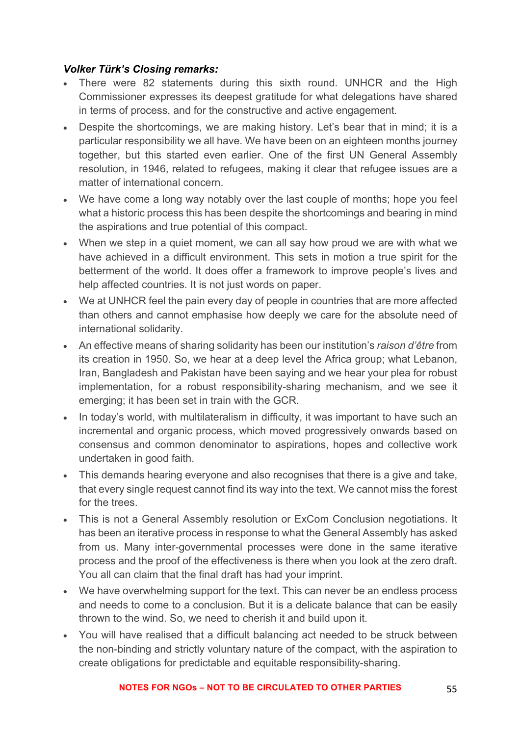***Volker Türk's Closing remarks:***

- There were 82 statements during this sixth round. UNHCR and the High Commissioner expresses its deepest gratitude for what delegations have shared in terms of process, and for the constructive and active engagement.
- Despite the shortcomings, we are making history. Let's bear that in mind; it is a particular responsibility we all have. We have been on an eighteen months journey together, but this started even earlier. One of the first UN General Assembly resolution, in 1946, related to refugees, making it clear that refugee issues are a matter of international concern.
- We have come a long way notably over the last couple of months; hope you feel what a historic process this has been despite the shortcomings and bearing in mind the aspirations and true potential of this compact.
- When we step in a quiet moment, we can all say how proud we are with what we have achieved in a difficult environment. This sets in motion a true spirit for the betterment of the world. It does offer a framework to improve people's lives and help affected countries. It is not just words on paper.
- We at UNHCR feel the pain every day of people in countries that are more affected than others and cannot emphasise how deeply we care for the absolute need of international solidarity.
- An effective means of sharing solidarity has been our institution's *raison d'être* from its creation in 1950. So, we hear at a deep level the Africa group; what Lebanon, Iran, Bangladesh and Pakistan have been saying and we hear your plea for robust implementation, for a robust responsibility-sharing mechanism, and we see it emerging; it has been set in train with the GCR.
- In today's world, with multilateralism in difficulty, it was important to have such an incremental and organic process, which moved progressively onwards based on consensus and common denominator to aspirations, hopes and collective work undertaken in good faith.
- This demands hearing everyone and also recognises that there is a give and take, that every single request cannot find its way into the text. We cannot miss the forest for the trees.
- This is not a General Assembly resolution or ExCom Conclusion negotiations. It has been an iterative process in response to what the General Assembly has asked from us. Many inter-governmental processes were done in the same iterative process and the proof of the effectiveness is there when you look at the zero draft. You all can claim that the final draft has had your imprint.
- We have overwhelming support for the text. This can never be an endless process and needs to come to a conclusion. But it is a delicate balance that can be easily thrown to the wind. So, we need to cherish it and build upon it.
- You will have realised that a difficult balancing act needed to be struck between the non-binding and strictly voluntary nature of the compact, with the aspiration to create obligations for predictable and equitable responsibility-sharing.

**NOTES FOR NGOs – NOT TO BE CIRCULATED TO OTHER PARTIES**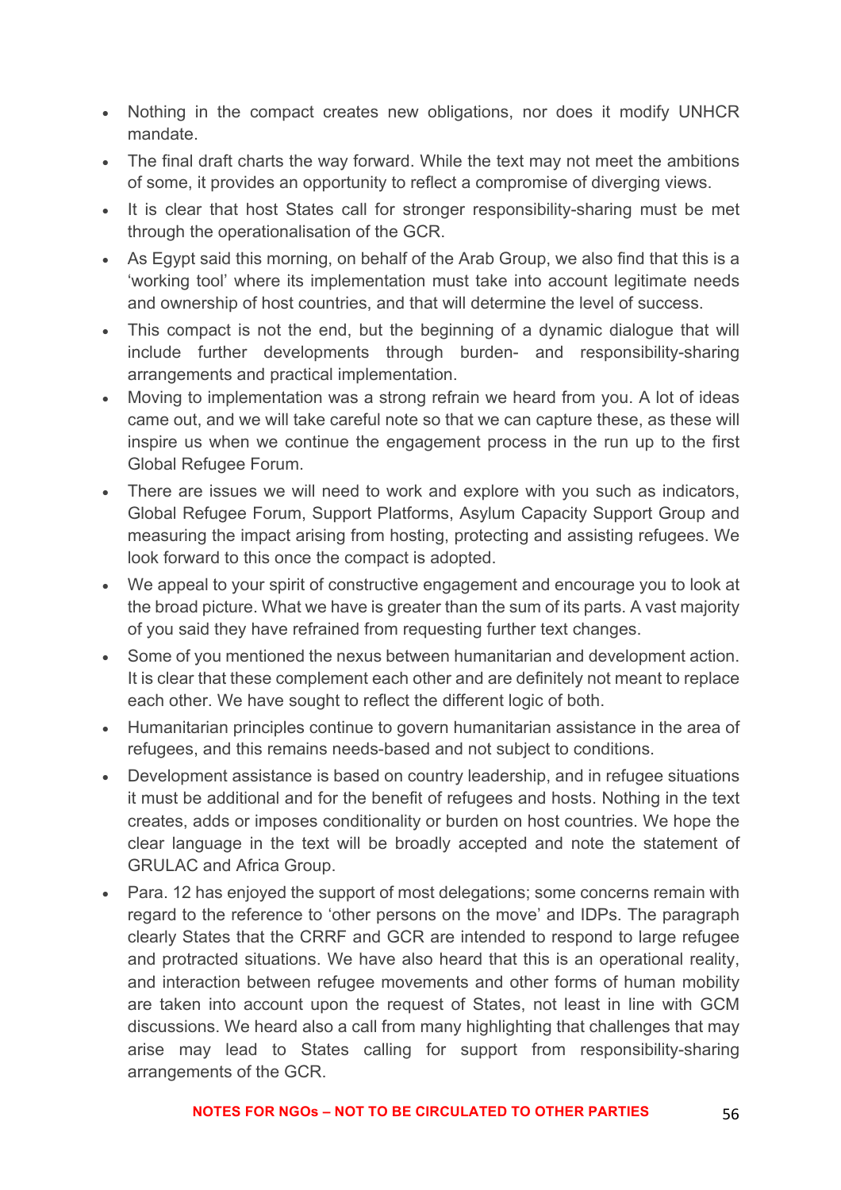- Nothing in the compact creates new obligations, nor does it modify UNHCR mandate.
- The final draft charts the way forward. While the text may not meet the ambitions of some, it provides an opportunity to reflect a compromise of diverging views.
- It is clear that host States call for stronger responsibility-sharing must be met through the operationalisation of the GCR.
- As Egypt said this morning, on behalf of the Arab Group, we also find that this is a 'working tool' where its implementation must take into account legitimate needs and ownership of host countries, and that will determine the level of success.
- This compact is not the end, but the beginning of a dynamic dialogue that will include further developments through burden- and responsibility-sharing arrangements and practical implementation.
- Moving to implementation was a strong refrain we heard from you. A lot of ideas came out, and we will take careful note so that we can capture these, as these will inspire us when we continue the engagement process in the run up to the first Global Refugee Forum.
- There are issues we will need to work and explore with you such as indicators, Global Refugee Forum, Support Platforms, Asylum Capacity Support Group and measuring the impact arising from hosting, protecting and assisting refugees. We look forward to this once the compact is adopted.
- We appeal to your spirit of constructive engagement and encourage you to look at the broad picture. What we have is greater than the sum of its parts. A vast majority of you said they have refrained from requesting further text changes.
- Some of you mentioned the nexus between humanitarian and development action. It is clear that these complement each other and are definitely not meant to replace each other. We have sought to reflect the different logic of both.
- Humanitarian principles continue to govern humanitarian assistance in the area of refugees, and this remains needs-based and not subject to conditions.
- Development assistance is based on country leadership, and in refugee situations it must be additional and for the benefit of refugees and hosts. Nothing in the text creates, adds or imposes conditionality or burden on host countries. We hope the clear language in the text will be broadly accepted and note the statement of GRULAC and Africa Group.
- Para. 12 has enjoyed the support of most delegations; some concerns remain with regard to the reference to 'other persons on the move' and IDPs. The paragraph clearly States that the CRRF and GCR are intended to respond to large refugee and protracted situations. We have also heard that this is an operational reality, and interaction between refugee movements and other forms of human mobility are taken into account upon the request of States, not least in line with GCM discussions. We heard also a call from many highlighting that challenges that may arise may lead to States calling for support from responsibility-sharing arrangements of the GCR.

**NOTES FOR NGOs – NOT TO BE CIRCULATED TO OTHER PARTIES**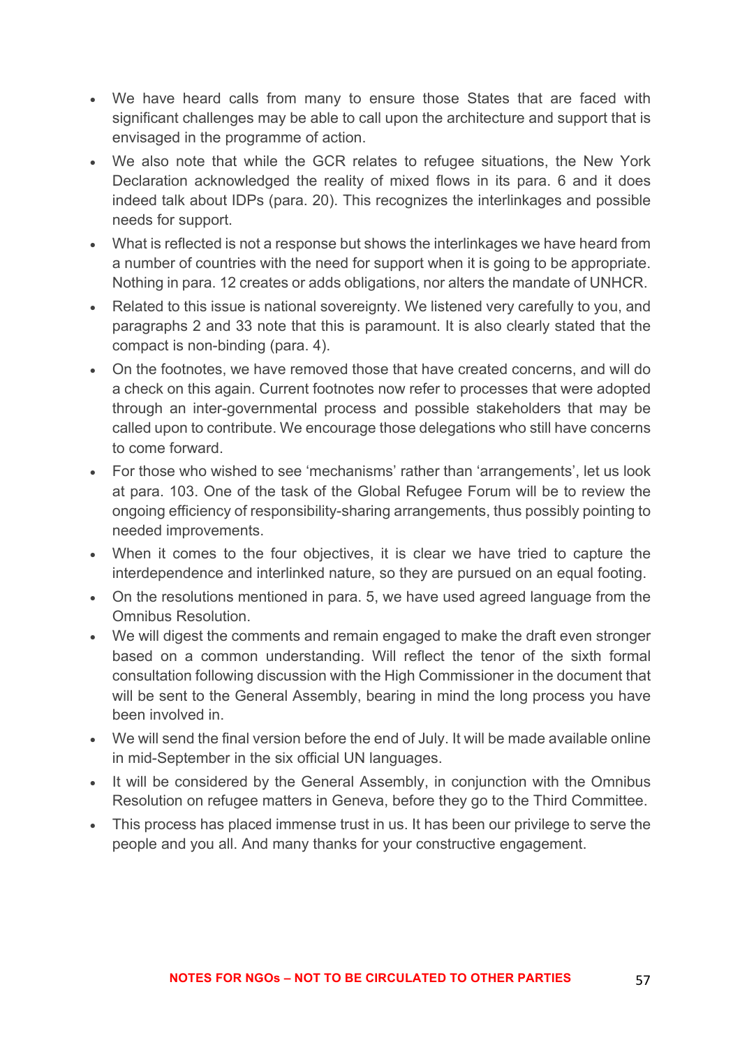- We have heard calls from many to ensure those States that are faced with significant challenges may be able to call upon the architecture and support that is envisaged in the programme of action.
- We also note that while the GCR relates to refugee situations, the New York Declaration acknowledged the reality of mixed flows in its para. 6 and it does indeed talk about IDPs (para. 20). This recognizes the interlinkages and possible needs for support.
- What is reflected is not a response but shows the interlinkages we have heard from a number of countries with the need for support when it is going to be appropriate. Nothing in para. 12 creates or adds obligations, nor alters the mandate of UNHCR.
- Related to this issue is national sovereignty. We listened very carefully to you, and paragraphs 2 and 33 note that this is paramount. It is also clearly stated that the compact is non-binding (para. 4).
- On the footnotes, we have removed those that have created concerns, and will do a check on this again. Current footnotes now refer to processes that were adopted through an inter-governmental process and possible stakeholders that may be called upon to contribute. We encourage those delegations who still have concerns to come forward.
- For those who wished to see 'mechanisms' rather than 'arrangements', let us look at para. 103. One of the task of the Global Refugee Forum will be to review the ongoing efficiency of responsibility-sharing arrangements, thus possibly pointing to needed improvements.
- When it comes to the four objectives, it is clear we have tried to capture the interdependence and interlinked nature, so they are pursued on an equal footing.
- On the resolutions mentioned in para. 5, we have used agreed language from the Omnibus Resolution.
- We will digest the comments and remain engaged to make the draft even stronger based on a common understanding. Will reflect the tenor of the sixth formal consultation following discussion with the High Commissioner in the document that will be sent to the General Assembly, bearing in mind the long process you have been involved in.
- We will send the final version before the end of July. It will be made available online in mid-September in the six official UN languages.
- It will be considered by the General Assembly, in conjunction with the Omnibus Resolution on refugee matters in Geneva, before they go to the Third Committee.
- This process has placed immense trust in us. It has been our privilege to serve the people and you all. And many thanks for your constructive engagement.

**NOTES FOR NGOs – NOT TO BE CIRCULATED TO OTHER PARTIES**